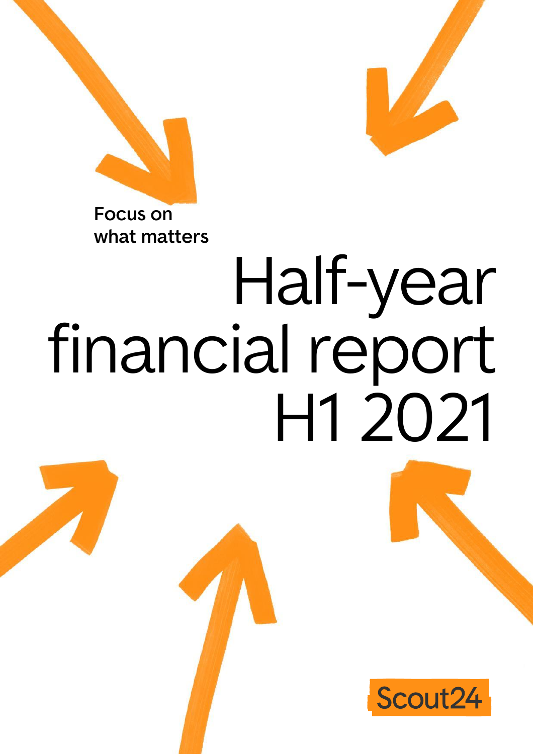Focus on what matters

# Half-year financial report H1 2021

Scout24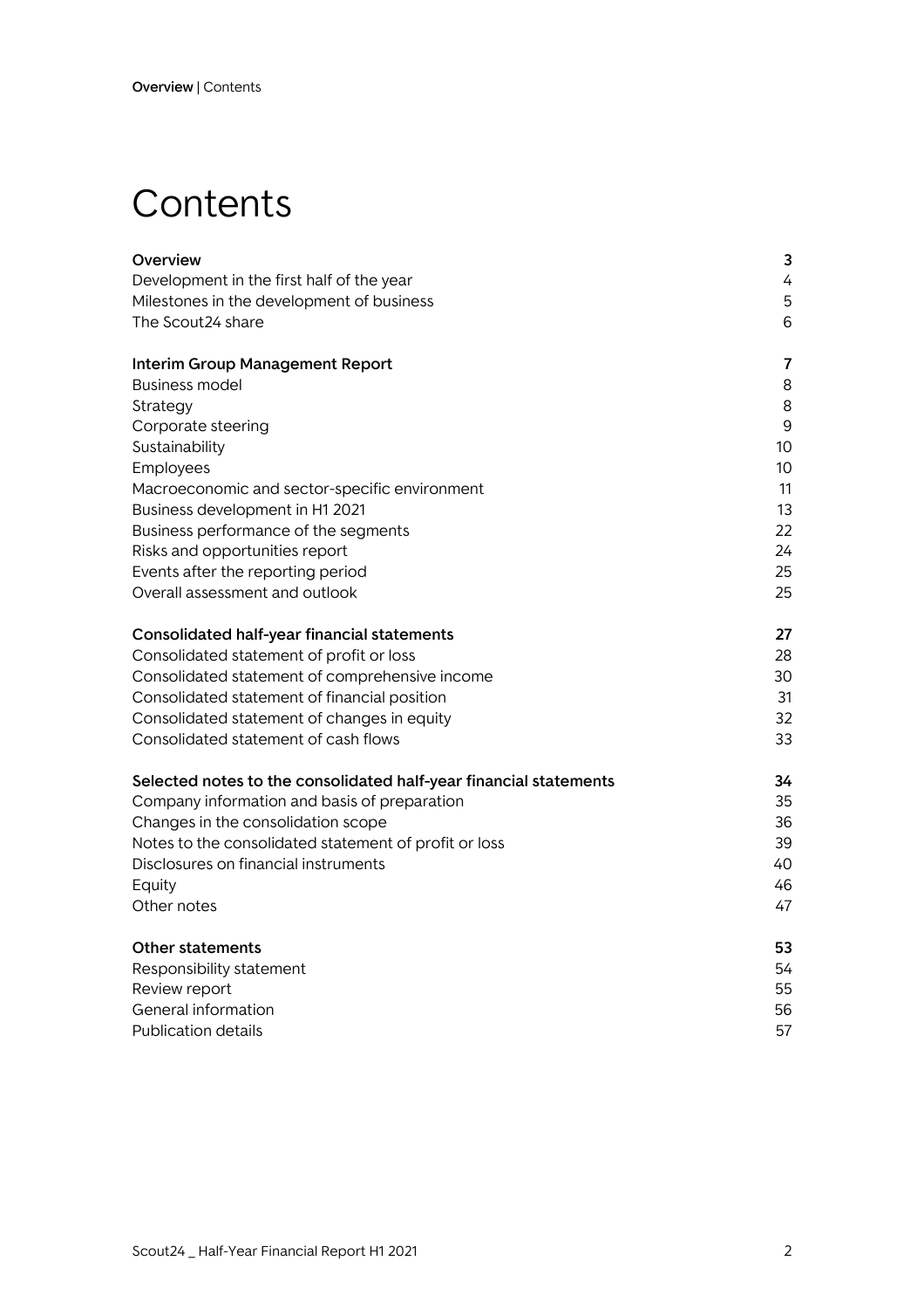# Contents

| | |
|---|---|
| **Overview** | **3** |
| Development in the first half of the year | 4 |
| Milestones in the development of business | 5 |
| The Scout24 share | 6 |
| **Interim Group Management Report** | **7** |
| Business model | 8 |
| Strategy | 8 |
| Corporate steering | 9 |
| Sustainability | 10 |
| Employees | 10 |
| Macroeconomic and sector-specific environment | 11 |
| Business development in H1 2021 | 13 |
| Business performance of the segments | 22 |
| Risks and opportunities report | 24 |
| Events after the reporting period | 25 |
| Overall assessment and outlook | 25 |
| **Consolidated half-year financial statements** | **27** |
| Consolidated statement of profit or loss | 28 |
| Consolidated statement of comprehensive income | 30 |
| Consolidated statement of financial position | 31 |
| Consolidated statement of changes in equity | 32 |
| Consolidated statement of cash flows | 33 |
| **Selected notes to the consolidated half-year financial statements** | **34** |
| Company information and basis of preparation | 35 |
| Changes in the consolidation scope | 36 |
| Notes to the consolidated statement of profit or loss | 39 |
| Disclosures on financial instruments | 40 |
| Equity | 46 |
| Other notes | 47 |
| **Other statements** | **53** |
| Responsibility statement | 54 |
| Review report | 55 |
| General information | 56 |
| Publication details | 57 |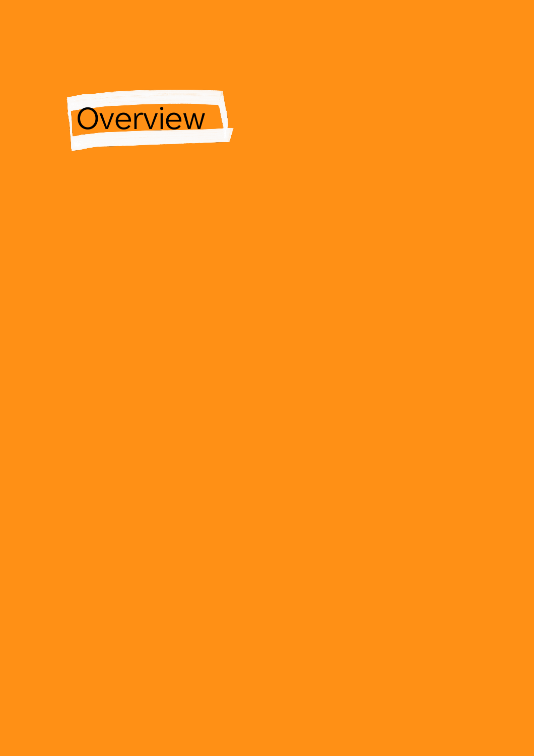# Overview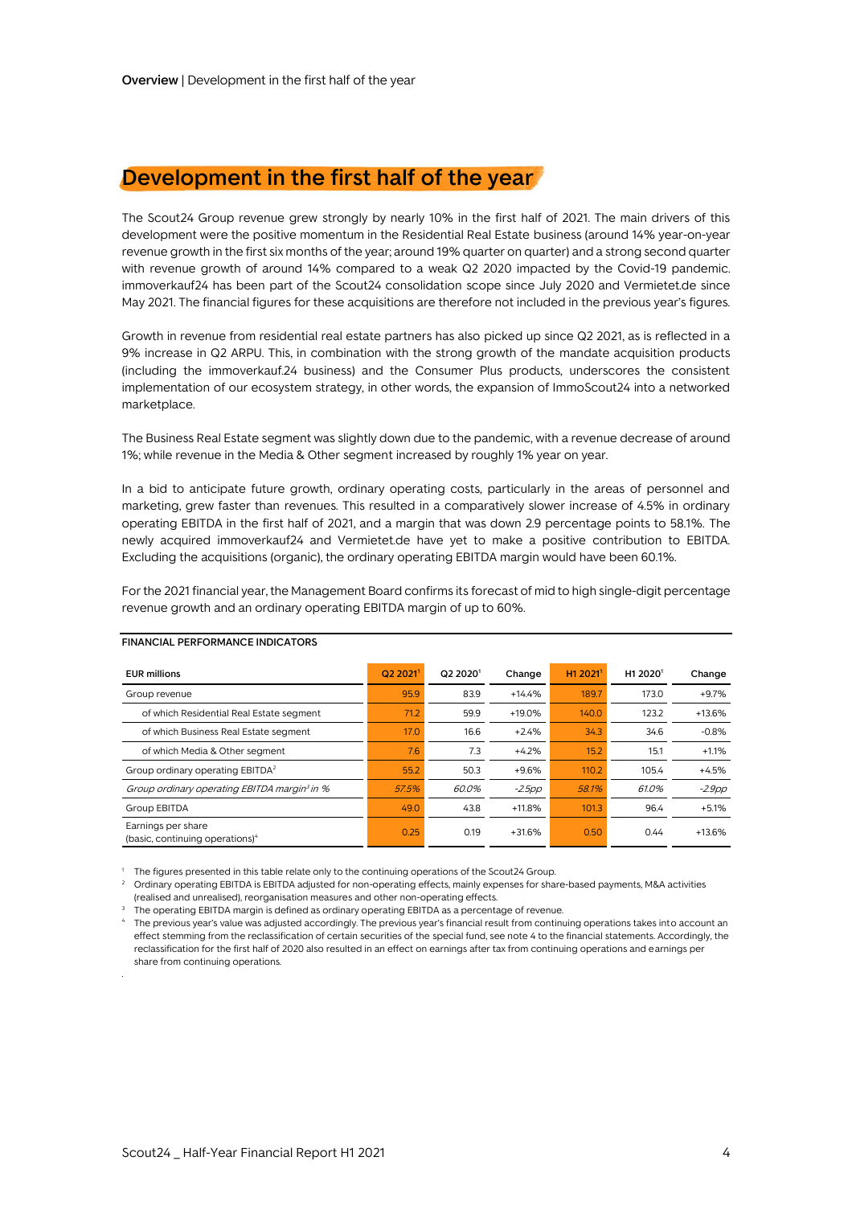# Development in the first half of the year

The Scout24 Group revenue grew strongly by nearly 10% in the first half of 2021. The main drivers of this development were the positive momentum in the Residential Real Estate business (around 14% year-on-year revenue growth in the first six months of the year; around 19% quarter on quarter) and a strong second quarter with revenue growth of around 14% compared to a weak Q2 2020 impacted by the Covid-19 pandemic. immoverkauf24 has been part of the Scout24 consolidation scope since July 2020 and Vermietet.de since May 2021. The financial figures for these acquisitions are therefore not included in the previous year's figures.

Growth in revenue from residential real estate partners has also picked up since Q2 2021, as is reflected in a 9% increase in Q2 ARPU. This, in combination with the strong growth of the mandate acquisition products (including the immoverkauf.24 business) and the Consumer Plus products, underscores the consistent implementation of our ecosystem strategy, in other words, the expansion of ImmoScout24 into a networked marketplace.

The Business Real Estate segment was slightly down due to the pandemic, with a revenue decrease of around 1%; while revenue in the Media & Other segment increased by roughly 1% year on year.

In a bid to anticipate future growth, ordinary operating costs, particularly in the areas of personnel and marketing, grew faster than revenues. This resulted in a comparatively slower increase of 4.5% in ordinary operating EBITDA in the first half of 2021, and a margin that was down 2.9 percentage points to 58.1%. The newly acquired immoverkauf24 and Vermietet.de have yet to make a positive contribution to EBITDA. Excluding the acquisitions (organic), the ordinary operating EBITDA margin would have been 60.1%.

For the 2021 financial year, the Management Board confirms its forecast of mid to high single-digit percentage revenue growth and an ordinary operating EBITDA margin of up to 60%.

**FINANCIAL PERFORMANCE INDICATORS**

| EUR millions | Q2 2021[1] | Q2 2020[1] | Change | H1 2021[1] | H1 2020[1] | Change |
|---|---|---|---|---|---|---|
| Group revenue | 95.9 | 83.9 | +14.4% | 189.7 | 173.0 | +9.7% |
| of which Residential Real Estate segment | 71.2 | 59.9 | +19.0% | 140.0 | 123.2 | +13.6% |
| of which Business Real Estate segment | 17.0 | 16.6 | +2.4% | 34.3 | 34.6 | -0.8% |
| of which Media & Other segment | 7.6 | 7.3 | +4.2% | 15.2 | 15.1 | +1.1% |
| Group ordinary operating EBITDA[2] | 55.2 | 50.3 | +9.6% | 110.2 | 105.4 | +4.5% |
| *Group ordinary operating EBITDA margin[3] in %* | *57.5%* | *60.0%* | *-2.5pp* | *58.1%* | *61.0%* | *-2.9pp* |
| Group EBITDA | 49.0 | 43.8 | +11.8% | 101.3 | 96.4 | +5.1% |
| Earnings per share (basic, continuing operations)[4] | 0.25 | 0.19 | +31.6% | 0.50 | 0.44 | +13.6% |

[1] The figures presented in this table relate only to the continuing operations of the Scout24 Group.

[2] Ordinary operating EBITDA is EBITDA adjusted for non-operating effects, mainly expenses for share-based payments, M&A activities (realised and unrealised), reorganisation measures and other non-operating effects.

[3] The operating EBITDA margin is defined as ordinary operating EBITDA as a percentage of revenue.

[4] The previous year's value was adjusted accordingly. The previous year's financial result from continuing operations takes into account an effect stemming from the reclassification of certain securities of the special fund, see note 4 to the financial statements. Accordingly, the reclassification for the first half of 2020 also resulted in an effect on earnings after tax from continuing operations and earnings per share from continuing operations.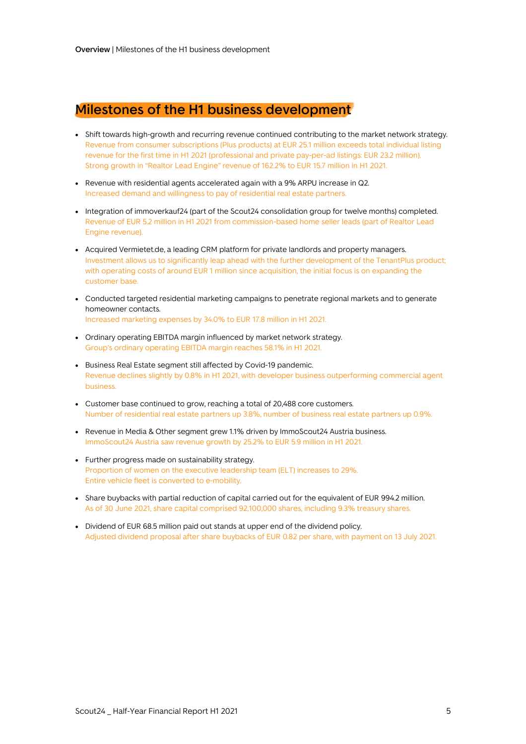# Milestones of the H1 business development

- Shift towards high-growth and recurring revenue continued contributing to the market network strategy.
  Revenue from consumer subscriptions (Plus products) at EUR 25.1 million exceeds total individual listing revenue for the first time in H1 2021 (professional and private pay-per-ad listings: EUR 23.2 million).
  Strong growth in "Realtor Lead Engine" revenue of 162.2% to EUR 15.7 million in H1 2021.
- Revenue with residential agents accelerated again with a 9% ARPU increase in Q2.
  Increased demand and willingness to pay of residential real estate partners.
- Integration of immoverkauf24 (part of the Scout24 consolidation group for twelve months) completed.
  Revenue of EUR 5.2 million in H1 2021 from commission-based home seller leads (part of Realtor Lead Engine revenue).
- Acquired Vermietet.de, a leading CRM platform for private landlords and property managers.
  Investment allows us to significantly leap ahead with the further development of the TenantPlus product; with operating costs of around EUR 1 million since acquisition, the initial focus is on expanding the customer base.
- Conducted targeted residential marketing campaigns to penetrate regional markets and to generate homeowner contacts.
  Increased marketing expenses by 34.0% to EUR 17.8 million in H1 2021.
- Ordinary operating EBITDA margin influenced by market network strategy.
  Group's ordinary operating EBITDA margin reaches 58.1% in H1 2021.
- Business Real Estate segment still affected by Covid-19 pandemic.
  Revenue declines slightly by 0.8% in H1 2021, with developer business outperforming commercial agent business.
- Customer base continued to grow, reaching a total of 20,488 core customers.
  Number of residential real estate partners up 3.8%, number of business real estate partners up 0.9%.
- Revenue in Media & Other segment grew 1.1% driven by ImmoScout24 Austria business.
  ImmoScout24 Austria saw revenue growth by 25.2% to EUR 5.9 million in H1 2021.
- Further progress made on sustainability strategy.
  Proportion of women on the executive leadership team (ELT) increases to 29%.
  Entire vehicle fleet is converted to e-mobility.
- Share buybacks with partial reduction of capital carried out for the equivalent of EUR 994.2 million.
  As of 30 June 2021, share capital comprised 92,100,000 shares, including 9.3% treasury shares.
- Dividend of EUR 68.5 million paid out stands at upper end of the dividend policy.
  Adjusted dividend proposal after share buybacks of EUR 0.82 per share, with payment on 13 July 2021.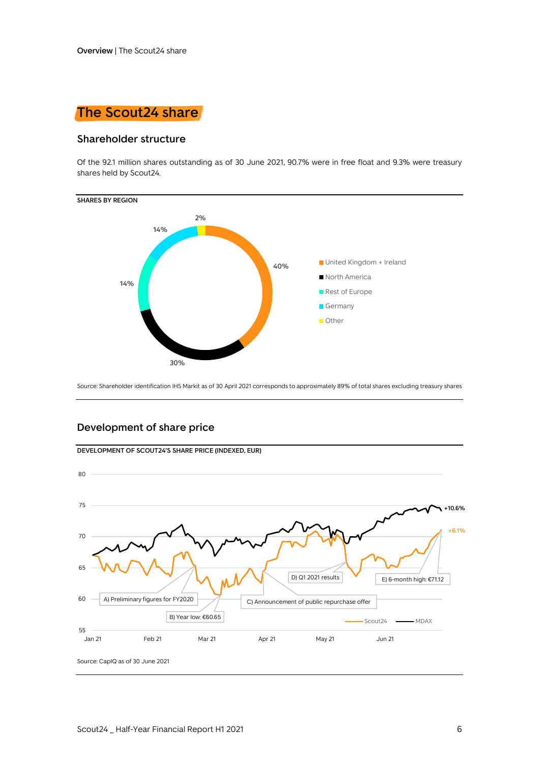# The Scout24 share

## Shareholder structure

Of the 92.1 million shares outstanding as of 30 June 2021, 90.7% were in free float and 9.3% were treasury shares held by Scout24.

**SHARES BY REGION**

| Region | Share |
| --- | --- |
| United Kingdom + Ireland | 40% |
| North America | 30% |
| Rest of Europe | 14% |
| Germany | 14% |
| Other | 2% |

Source: Shareholder identification IHS Markit as of 30 April 2021 corresponds to approximately 89% of total shares excluding treasury shares

## Development of share price

**DEVELOPMENT OF SCOUT24'S SHARE PRICE (INDEXED, EUR)**

- Scout24: +6.1%
- MDAX: +10.6%

A) Preliminary figures for FY2020
B) Year low: €60.65
C) Announcement of public repurchase offer
D) Q1 2021 results
E) 6-month high: €71.12

Source: CapIQ as of 30 June 2021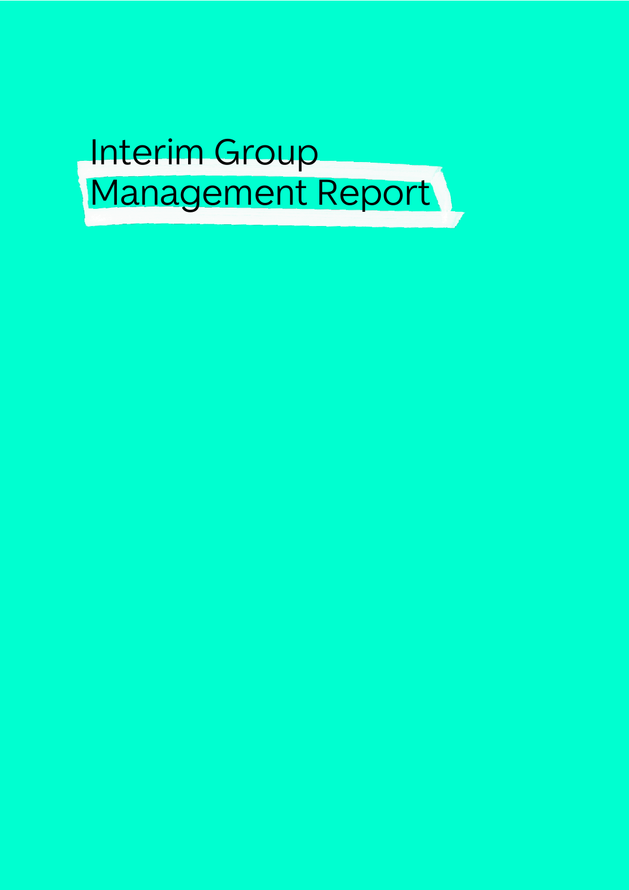# Interim Group Management Report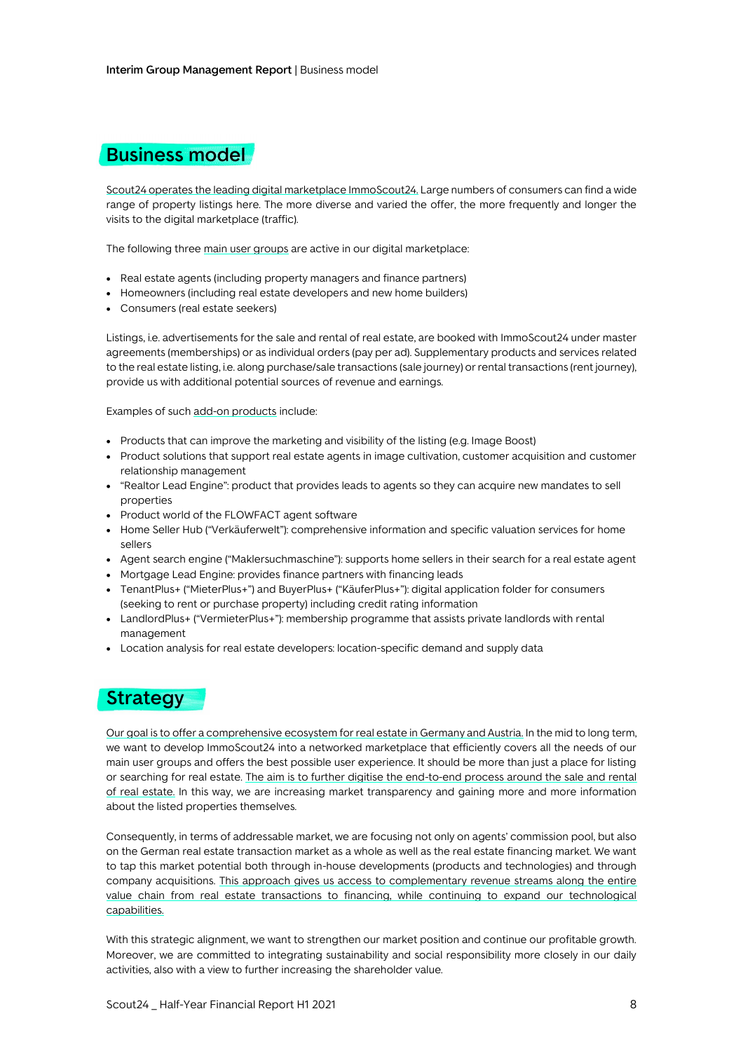# Business model

Scout24 operates the leading digital marketplace ImmoScout24. Large numbers of consumers can find a wide range of property listings here. The more diverse and varied the offer, the more frequently and longer the visits to the digital marketplace (traffic).

The following three main user groups are active in our digital marketplace:

- Real estate agents (including property managers and finance partners)
- Homeowners (including real estate developers and new home builders)
- Consumers (real estate seekers)

Listings, i.e. advertisements for the sale and rental of real estate, are booked with ImmoScout24 under master agreements (memberships) or as individual orders (pay per ad). Supplementary products and services related to the real estate listing, i.e. along purchase/sale transactions (sale journey) or rental transactions (rent journey), provide us with additional potential sources of revenue and earnings.

Examples of such add-on products include:

- Products that can improve the marketing and visibility of the listing (e.g. Image Boost)
- Product solutions that support real estate agents in image cultivation, customer acquisition and customer relationship management
- "Realtor Lead Engine": product that provides leads to agents so they can acquire new mandates to sell properties
- Product world of the FLOWFACT agent software
- Home Seller Hub ("Verkäuferwelt"): comprehensive information and specific valuation services for home sellers
- Agent search engine ("Maklersuchmaschine"): supports home sellers in their search for a real estate agent
- Mortgage Lead Engine: provides finance partners with financing leads
- TenantPlus+ ("MieterPlus+") and BuyerPlus+ ("KäuferPlus+"): digital application folder for consumers (seeking to rent or purchase property) including credit rating information
- LandlordPlus+ ("VermieterPlus+"): membership programme that assists private landlords with rental management
- Location analysis for real estate developers: location-specific demand and supply data

# Strategy

Our goal is to offer a comprehensive ecosystem for real estate in Germany and Austria. In the mid to long term, we want to develop ImmoScout24 into a networked marketplace that efficiently covers all the needs of our main user groups and offers the best possible user experience. It should be more than just a place for listing or searching for real estate. The aim is to further digitise the end-to-end process around the sale and rental of real estate. In this way, we are increasing market transparency and gaining more and more information about the listed properties themselves.

Consequently, in terms of addressable market, we are focusing not only on agents' commission pool, but also on the German real estate transaction market as a whole as well as the real estate financing market. We want to tap this market potential both through in-house developments (products and technologies) and through company acquisitions. This approach gives us access to complementary revenue streams along the entire value chain from real estate transactions to financing, while continuing to expand our technological capabilities.

With this strategic alignment, we want to strengthen our market position and continue our profitable growth. Moreover, we are committed to integrating sustainability and social responsibility more closely in our daily activities, also with a view to further increasing the shareholder value.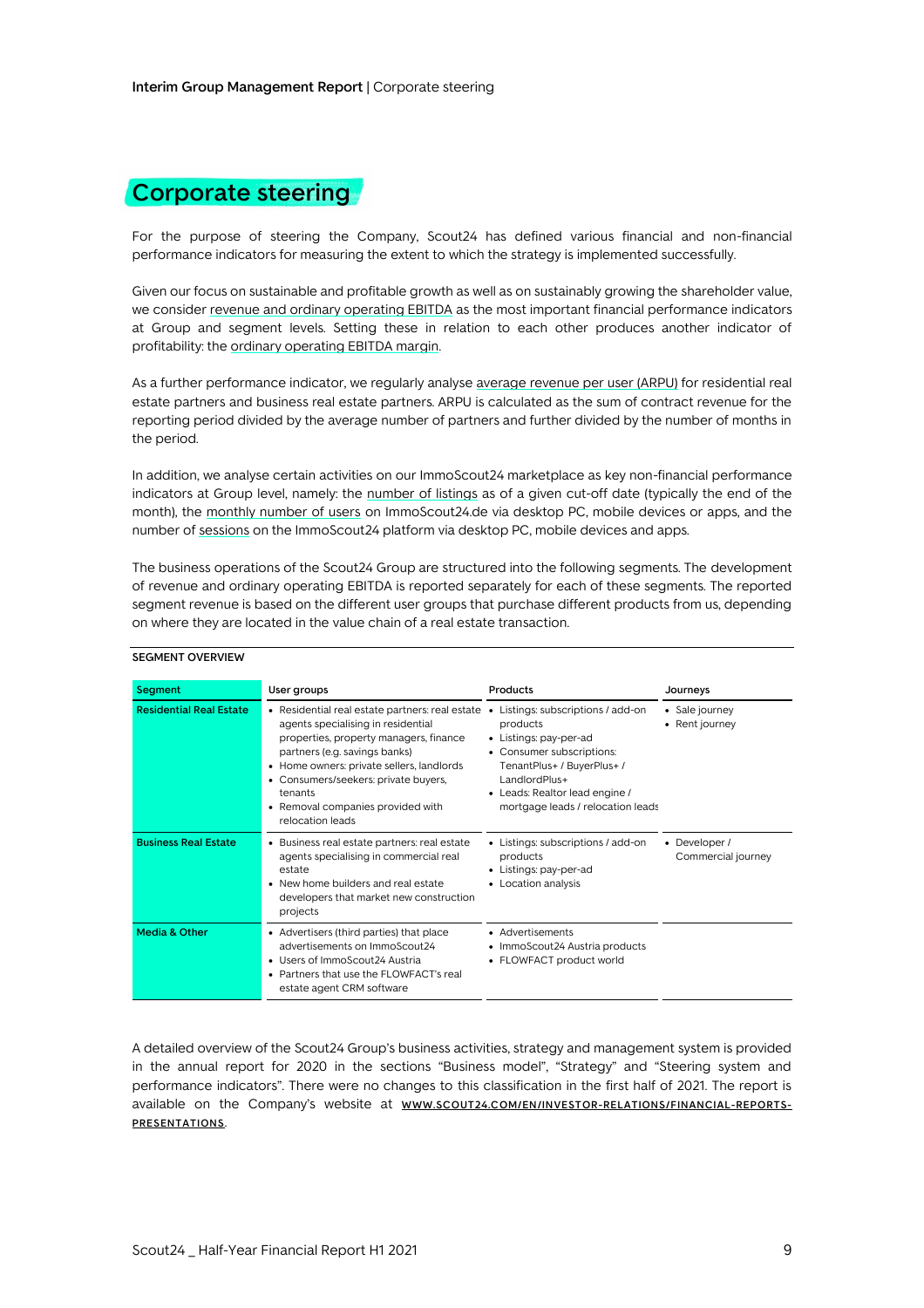# Corporate steering

For the purpose of steering the Company, Scout24 has defined various financial and non-financial performance indicators for measuring the extent to which the strategy is implemented successfully.

Given our focus on sustainable and profitable growth as well as on sustainably growing the shareholder value, we consider revenue and ordinary operating EBITDA as the most important financial performance indicators at Group and segment levels. Setting these in relation to each other produces another indicator of profitability: the ordinary operating EBITDA margin.

As a further performance indicator, we regularly analyse average revenue per user (ARPU) for residential real estate partners and business real estate partners. ARPU is calculated as the sum of contract revenue for the reporting period divided by the average number of partners and further divided by the number of months in the period.

In addition, we analyse certain activities on our ImmoScout24 marketplace as key non-financial performance indicators at Group level, namely: the number of listings as of a given cut-off date (typically the end of the month), the monthly number of users on ImmoScout24.de via desktop PC, mobile devices or apps, and the number of sessions on the ImmoScout24 platform via desktop PC, mobile devices and apps.

The business operations of the Scout24 Group are structured into the following segments. The development of revenue and ordinary operating EBITDA is reported separately for each of these segments. The reported segment revenue is based on the different user groups that purchase different products from us, depending on where they are located in the value chain of a real estate transaction.

**SEGMENT OVERVIEW**

| Segment | User groups | Products | Journeys |
|---|---|---|---|
| **Residential Real Estate** | • Residential real estate partners: real estate agents specialising in residential properties, property managers, finance partners (e.g. savings banks)<br>• Home owners: private sellers, landlords<br>• Consumers/seekers: private buyers, tenants<br>• Removal companies provided with relocation leads | • Listings: subscriptions / add-on products<br>• Listings: pay-per-ad<br>• Consumer subscriptions: TenantPlus+ / BuyerPlus+ / LandlordPlus+<br>• Leads: Realtor lead engine / mortgage leads / relocation leads | • Sale journey<br>• Rent journey |
| **Business Real Estate** | • Business real estate partners: real estate agents specialising in commercial real estate<br>• New home builders and real estate developers that market new construction projects | • Listings: subscriptions / add-on products<br>• Listings: pay-per-ad<br>• Location analysis | • Developer / Commercial journey |
| **Media & Other** | • Advertisers (third parties) that place advertisements on ImmoScout24<br>• Users of ImmoScout24 Austria<br>• Partners that use the FLOWFACT's real estate agent CRM software | • Advertisements<br>• ImmoScout24 Austria products<br>• FLOWFACT product world | |

A detailed overview of the Scout24 Group's business activities, strategy and management system is provided in the annual report for 2020 in the sections "Business model", "Strategy" and "Steering system and performance indicators". There were no changes to this classification in the first half of 2021. The report is available on the Company's website at WWW.SCOUT24.COM/EN/INVESTOR-RELATIONS/FINANCIAL-REPORTS-PRESENTATIONS.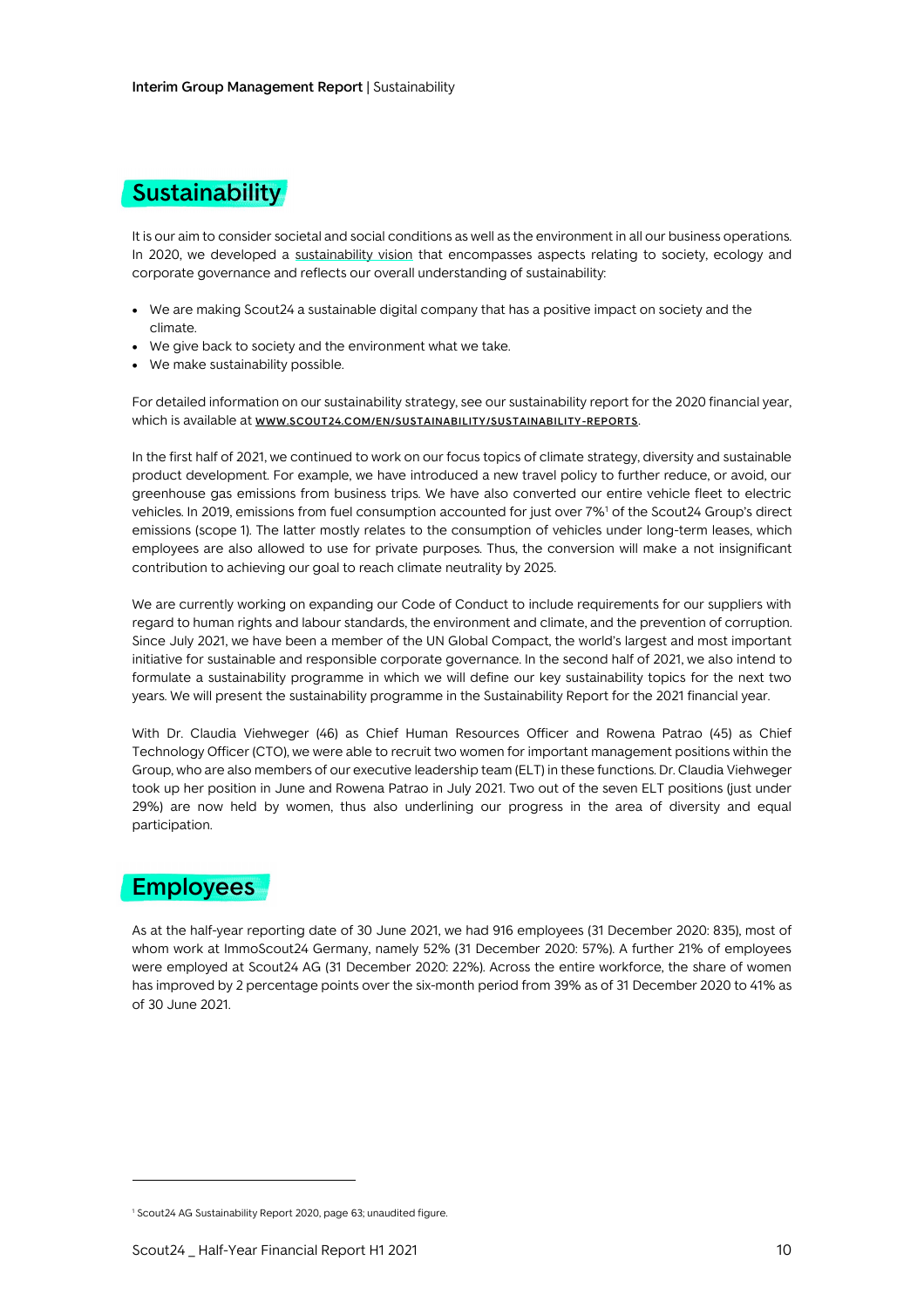## Sustainability

It is our aim to consider societal and social conditions as well as the environment in all our business operations. In 2020, we developed a sustainability vision that encompasses aspects relating to society, ecology and corporate governance and reflects our overall understanding of sustainability:

- We are making Scout24 a sustainable digital company that has a positive impact on society and the climate.
- We give back to society and the environment what we take.
- We make sustainability possible.

For detailed information on our sustainability strategy, see our sustainability report for the 2020 financial year, which is available at WWW.SCOUT24.COM/EN/SUSTAINABILITY/SUSTAINABILITY-REPORTS.

In the first half of 2021, we continued to work on our focus topics of climate strategy, diversity and sustainable product development. For example, we have introduced a new travel policy to further reduce, or avoid, our greenhouse gas emissions from business trips. We have also converted our entire vehicle fleet to electric vehicles. In 2019, emissions from fuel consumption accounted for just over 7%[1] of the Scout24 Group's direct emissions (scope 1). The latter mostly relates to the consumption of vehicles under long-term leases, which employees are also allowed to use for private purposes. Thus, the conversion will make a not insignificant contribution to achieving our goal to reach climate neutrality by 2025.

We are currently working on expanding our Code of Conduct to include requirements for our suppliers with regard to human rights and labour standards, the environment and climate, and the prevention of corruption. Since July 2021, we have been a member of the UN Global Compact, the world's largest and most important initiative for sustainable and responsible corporate governance. In the second half of 2021, we also intend to formulate a sustainability programme in which we will define our key sustainability topics for the next two years. We will present the sustainability programme in the Sustainability Report for the 2021 financial year.

With Dr. Claudia Viehweger (46) as Chief Human Resources Officer and Rowena Patrao (45) as Chief Technology Officer (CTO), we were able to recruit two women for important management positions within the Group, who are also members of our executive leadership team (ELT) in these functions. Dr. Claudia Viehweger took up her position in June and Rowena Patrao in July 2021. Two out of the seven ELT positions (just under 29%) are now held by women, thus also underlining our progress in the area of diversity and equal participation.

## Employees

As at the half-year reporting date of 30 June 2021, we had 916 employees (31 December 2020: 835), most of whom work at ImmoScout24 Germany, namely 52% (31 December 2020: 57%). A further 21% of employees were employed at Scout24 AG (31 December 2020: 22%). Across the entire workforce, the share of women has improved by 2 percentage points over the six-month period from 39% as of 31 December 2020 to 41% as of 30 June 2021.

[1] Scout24 AG Sustainability Report 2020, page 63; unaudited figure.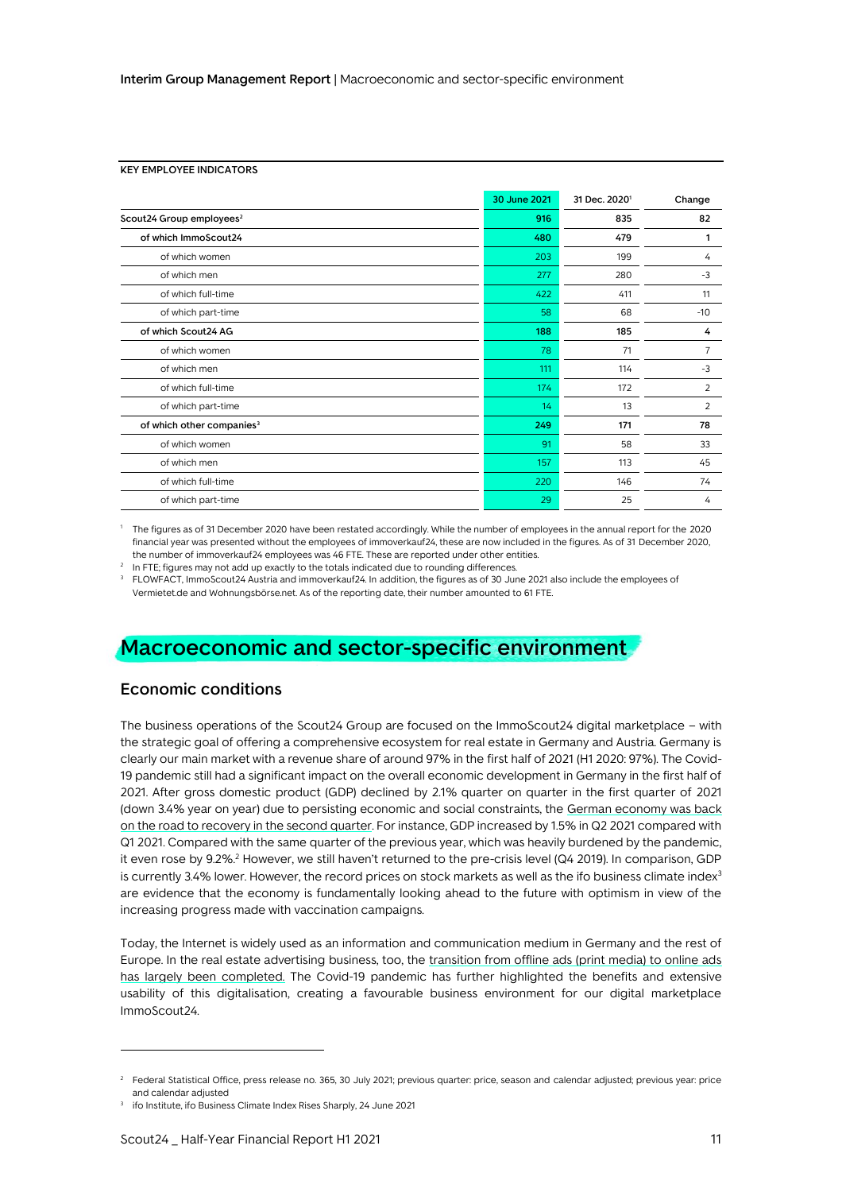KEY EMPLOYEE INDICATORS

| | 30 June 2021 | 31 Dec. 2020[1] | Change |
|---|---|---|---|
| **Scout24 Group employees[2]** | **916** | **835** | **82** |
| **of which ImmoScout24** | **480** | **479** | **1** |
| of which women | 203 | 199 | 4 |
| of which men | 277 | 280 | -3 |
| of which full-time | 422 | 411 | 11 |
| of which part-time | 58 | 68 | -10 |
| **of which Scout24 AG** | **188** | **185** | **4** |
| of which women | 78 | 71 | 7 |
| of which men | 111 | 114 | -3 |
| of which full-time | 174 | 172 | 2 |
| of which part-time | 14 | 13 | 2 |
| **of which other companies[3]** | **249** | **171** | **78** |
| of which women | 91 | 58 | 33 |
| of which men | 157 | 113 | 45 |
| of which full-time | 220 | 146 | 74 |
| of which part-time | 29 | 25 | 4 |

[1] The figures as of 31 December 2020 have been restated accordingly. While the number of employees in the annual report for the 2020 financial year was presented without the employees of immoverkauf24, these are now included in the figures. As of 31 December 2020, the number of immoverkauf24 employees was 46 FTE. These are reported under other entities.

[2] In FTE; figures may not add up exactly to the totals indicated due to rounding differences.

[3] FLOWFACT, ImmoScout24 Austria and immoverkauf24. In addition, the figures as of 30 June 2021 also include the employees of Vermietet.de and Wohnungsbörse.net. As of the reporting date, their number amounted to 61 FTE.

# Macroeconomic and sector-specific environment

## Economic conditions

The business operations of the Scout24 Group are focused on the ImmoScout24 digital marketplace – with the strategic goal of offering a comprehensive ecosystem for real estate in Germany and Austria. Germany is clearly our main market with a revenue share of around 97% in the first half of 2021 (H1 2020: 97%). The Covid-19 pandemic still had a significant impact on the overall economic development in Germany in the first half of 2021. After gross domestic product (GDP) declined by 2.1% quarter on quarter in the first quarter of 2021 (down 3.4% year on year) due to persisting economic and social constraints, the German economy was back on the road to recovery in the second quarter. For instance, GDP increased by 1.5% in Q2 2021 compared with Q1 2021. Compared with the same quarter of the previous year, which was heavily burdened by the pandemic, it even rose by 9.2%.[2] However, we still haven't returned to the pre-crisis level (Q4 2019). In comparison, GDP is currently 3.4% lower. However, the record prices on stock markets as well as the ifo business climate index[3] are evidence that the economy is fundamentally looking ahead to the future with optimism in view of the increasing progress made with vaccination campaigns.

Today, the Internet is widely used as an information and communication medium in Germany and the rest of Europe. In the real estate advertising business, too, the transition from offline ads (print media) to online ads has largely been completed. The Covid-19 pandemic has further highlighted the benefits and extensive usability of this digitalisation, creating a favourable business environment for our digital marketplace ImmoScout24.

[2] Federal Statistical Office, press release no. 365, 30 July 2021; previous quarter: price, season and calendar adjusted; previous year: price and calendar adjusted

[3] ifo Institute, ifo Business Climate Index Rises Sharply, 24 June 2021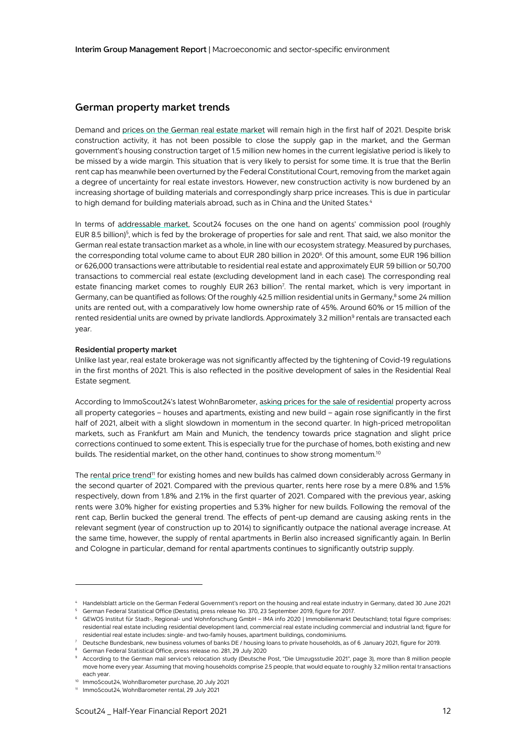## German property market trends

Demand and prices on the German real estate market will remain high in the first half of 2021. Despite brisk construction activity, it has not been possible to close the supply gap in the market, and the German government's housing construction target of 1.5 million new homes in the current legislative period is likely to be missed by a wide margin. This situation that is very likely to persist for some time. It is true that the Berlin rent cap has meanwhile been overturned by the Federal Constitutional Court, removing from the market again a degree of uncertainty for real estate investors. However, new construction activity is now burdened by an increasing shortage of building materials and correspondingly sharp price increases. This is due in particular to high demand for building materials abroad, such as in China and the United States.[4]

In terms of addressable market, Scout24 focuses on the one hand on agents' commission pool (roughly EUR 8.5 billion)[5], which is fed by the brokerage of properties for sale and rent. That said, we also monitor the German real estate transaction market as a whole, in line with our ecosystem strategy. Measured by purchases, the corresponding total volume came to about EUR 280 billion in 2020[6]. Of this amount, some EUR 196 billion or 626,000 transactions were attributable to residential real estate and approximately EUR 59 billion or 50,700 transactions to commercial real estate (excluding development land in each case). The corresponding real estate financing market comes to roughly EUR 263 billion[7]. The rental market, which is very important in Germany, can be quantified as follows: Of the roughly 42.5 million residential units in Germany,[8] some 24 million units are rented out, with a comparatively low home ownership rate of 45%. Around 60% or 15 million of the rented residential units are owned by private landlords. Approximately 3.2 million[9] rentals are transacted each year.

**Residential property market**

Unlike last year, real estate brokerage was not significantly affected by the tightening of Covid-19 regulations in the first months of 2021. This is also reflected in the positive development of sales in the Residential Real Estate segment.

According to ImmoScout24's latest WohnBarometer, asking prices for the sale of residential property across all property categories – houses and apartments, existing and new build – again rose significantly in the first half of 2021, albeit with a slight slowdown in momentum in the second quarter. In high-priced metropolitan markets, such as Frankfurt am Main and Munich, the tendency towards price stagnation and slight price corrections continued to some extent. This is especially true for the purchase of homes, both existing and new builds. The residential market, on the other hand, continues to show strong momentum.[10]

The rental price trend[11] for existing homes and new builds has calmed down considerably across Germany in the second quarter of 2021. Compared with the previous quarter, rents here rose by a mere 0.8% and 1.5% respectively, down from 1.8% and 2.1% in the first quarter of 2021. Compared with the previous year, asking rents were 3.0% higher for existing properties and 5.3% higher for new builds. Following the removal of the rent cap, Berlin bucked the general trend. The effects of pent-up demand are causing asking rents in the relevant segment (year of construction up to 2014) to significantly outpace the national average increase. At the same time, however, the supply of rental apartments in Berlin also increased significantly again. In Berlin and Cologne in particular, demand for rental apartments continues to significantly outstrip supply.

---

[4] Handelsblatt article on the German Federal Government's report on the housing and real estate industry in Germany, dated 30 June 2021

[5] German Federal Statistical Office (Destatis), press release No. 370, 23 September 2019, figure for 2017.

[6] GEWOS Institut für Stadt-, Regional- und Wohnforschung GmbH – IMA info 2020 | Immobilienmarkt Deutschland; total figure comprises: residential real estate including residential development land, commercial real estate including commercial and industrial land; figure for residential real estate includes: single- and two-family houses, apartment buildings, condominiums.

[7] Deutsche Bundesbank, new business volumes of banks DE / housing loans to private households, as of 6 January 2021, figure for 2019.

[8] German Federal Statistical Office, press release no. 281, 29 July 2020

[9] According to the German mail service's relocation study (Deutsche Post, "Die Umzugsstudie 2021", page 3), more than 8 million people move home every year. Assuming that moving households comprise 2.5 people, that would equate to roughly 3.2 million rental transactions each year.

[10] ImmoScout24, WohnBarometer purchase, 20 July 2021

[11] ImmoScout24, WohnBarometer rental, 29 July 2021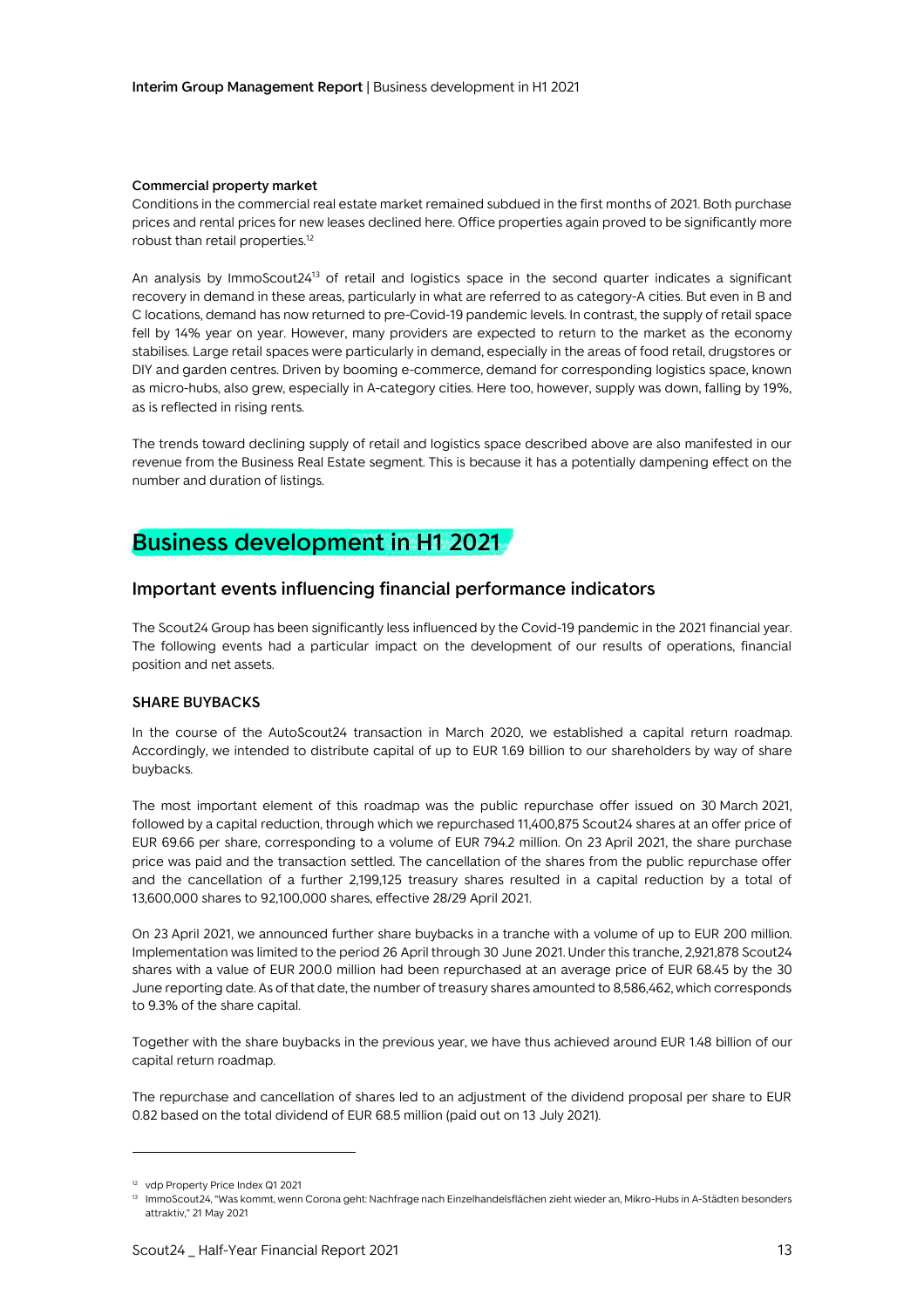#### Commercial property market

Conditions in the commercial real estate market remained subdued in the first months of 2021. Both purchase prices and rental prices for new leases declined here. Office properties again proved to be significantly more robust than retail properties.[12]

An analysis by ImmoScout24[13] of retail and logistics space in the second quarter indicates a significant recovery in demand in these areas, particularly in what are referred to as category-A cities. But even in B and C locations, demand has now returned to pre-Covid-19 pandemic levels. In contrast, the supply of retail space fell by 14% year on year. However, many providers are expected to return to the market as the economy stabilises. Large retail spaces were particularly in demand, especially in the areas of food retail, drugstores or DIY and garden centres. Driven by booming e-commerce, demand for corresponding logistics space, known as micro-hubs, also grew, especially in A-category cities. Here too, however, supply was down, falling by 19%, as is reflected in rising rents.

The trends toward declining supply of retail and logistics space described above are also manifested in our revenue from the Business Real Estate segment. This is because it has a potentially dampening effect on the number and duration of listings.

# Business development in H1 2021

## Important events influencing financial performance indicators

The Scout24 Group has been significantly less influenced by the Covid-19 pandemic in the 2021 financial year. The following events had a particular impact on the development of our results of operations, financial position and net assets.

### SHARE BUYBACKS

In the course of the AutoScout24 transaction in March 2020, we established a capital return roadmap. Accordingly, we intended to distribute capital of up to EUR 1.69 billion to our shareholders by way of share buybacks.

The most important element of this roadmap was the public repurchase offer issued on 30 March 2021, followed by a capital reduction, through which we repurchased 11,400,875 Scout24 shares at an offer price of EUR 69.66 per share, corresponding to a volume of EUR 794.2 million. On 23 April 2021, the share purchase price was paid and the transaction settled. The cancellation of the shares from the public repurchase offer and the cancellation of a further 2,199,125 treasury shares resulted in a capital reduction by a total of 13,600,000 shares to 92,100,000 shares, effective 28/29 April 2021.

On 23 April 2021, we announced further share buybacks in a tranche with a volume of up to EUR 200 million. Implementation was limited to the period 26 April through 30 June 2021. Under this tranche, 2,921,878 Scout24 shares with a value of EUR 200.0 million had been repurchased at an average price of EUR 68.45 by the 30 June reporting date. As of that date, the number of treasury shares amounted to 8,586,462, which corresponds to 9.3% of the share capital.

Together with the share buybacks in the previous year, we have thus achieved around EUR 1.48 billion of our capital return roadmap.

The repurchase and cancellation of shares led to an adjustment of the dividend proposal per share to EUR 0.82 based on the total dividend of EUR 68.5 million (paid out on 13 July 2021).

---

[12] vdp Property Price Index Q1 2021

[13] ImmoScout24, "Was kommt, wenn Corona geht: Nachfrage nach Einzelhandelsflächen zieht wieder an, Mikro-Hubs in A-Städten besonders attraktiv," 21 May 2021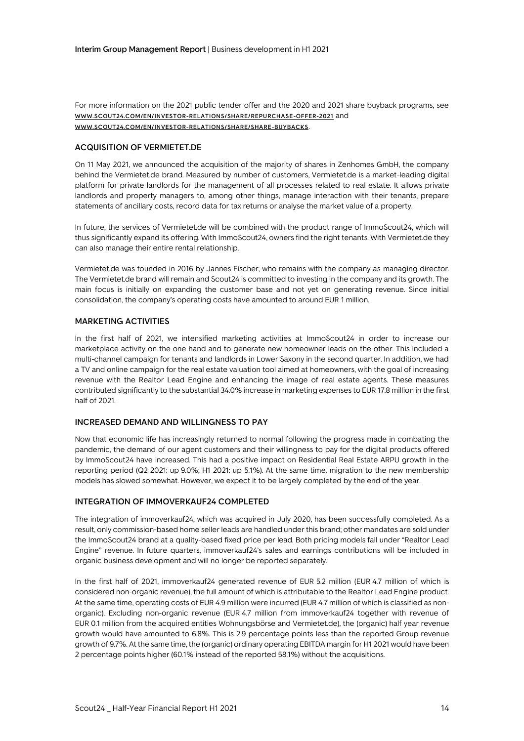For more information on the 2021 public tender offer and the 2020 and 2021 share buyback programs, see WWW.SCOUT24.COM/EN/INVESTOR-RELATIONS/SHARE/REPURCHASE-OFFER-2021 and WWW.SCOUT24.COM/EN/INVESTOR-RELATIONS/SHARE/SHARE-BUYBACKS.

## ACQUISITION OF VERMIETET.DE

On 11 May 2021, we announced the acquisition of the majority of shares in Zenhomes GmbH, the company behind the Vermietet.de brand. Measured by number of customers, Vermietet.de is a market-leading digital platform for private landlords for the management of all processes related to real estate. It allows private landlords and property managers to, among other things, manage interaction with their tenants, prepare statements of ancillary costs, record data for tax returns or analyse the market value of a property.

In future, the services of Vermietet.de will be combined with the product range of ImmoScout24, which will thus significantly expand its offering. With ImmoScout24, owners find the right tenants. With Vermietet.de they can also manage their entire rental relationship.

Vermietet.de was founded in 2016 by Jannes Fischer, who remains with the company as managing director. The Vermietet.de brand will remain and Scout24 is committed to investing in the company and its growth. The main focus is initially on expanding the customer base and not yet on generating revenue. Since initial consolidation, the company's operating costs have amounted to around EUR 1 million.

## MARKETING ACTIVITIES

In the first half of 2021, we intensified marketing activities at ImmoScout24 in order to increase our marketplace activity on the one hand and to generate new homeowner leads on the other. This included a multi-channel campaign for tenants and landlords in Lower Saxony in the second quarter. In addition, we had a TV and online campaign for the real estate valuation tool aimed at homeowners, with the goal of increasing revenue with the Realtor Lead Engine and enhancing the image of real estate agents. These measures contributed significantly to the substantial 34.0% increase in marketing expenses to EUR 17.8 million in the first half of 2021.

## INCREASED DEMAND AND WILLINGNESS TO PAY

Now that economic life has increasingly returned to normal following the progress made in combating the pandemic, the demand of our agent customers and their willingness to pay for the digital products offered by ImmoScout24 have increased. This had a positive impact on Residential Real Estate ARPU growth in the reporting period (Q2 2021: up 9.0%; H1 2021: up 5.1%). At the same time, migration to the new membership models has slowed somewhat. However, we expect it to be largely completed by the end of the year.

## INTEGRATION OF IMMOVERKAUF24 COMPLETED

The integration of immoverkauf24, which was acquired in July 2020, has been successfully completed. As a result, only commission-based home seller leads are handled under this brand; other mandates are sold under the ImmoScout24 brand at a quality-based fixed price per lead. Both pricing models fall under "Realtor Lead Engine" revenue. In future quarters, immoverkauf24's sales and earnings contributions will be included in organic business development and will no longer be reported separately.

In the first half of 2021, immoverkauf24 generated revenue of EUR 5.2 million (EUR 4.7 million of which is considered non-organic revenue), the full amount of which is attributable to the Realtor Lead Engine product. At the same time, operating costs of EUR 4.9 million were incurred (EUR 4.7 million of which is classified as non-organic). Excluding non-organic revenue (EUR 4.7 million from immoverkauf24 together with revenue of EUR 0.1 million from the acquired entities Wohnungsbörse and Vermietet.de), the (organic) half year revenue growth would have amounted to 6.8%. This is 2.9 percentage points less than the reported Group revenue growth of 9.7%. At the same time, the (organic) ordinary operating EBITDA margin for H1 2021 would have been 2 percentage points higher (60.1% instead of the reported 58.1%) without the acquisitions.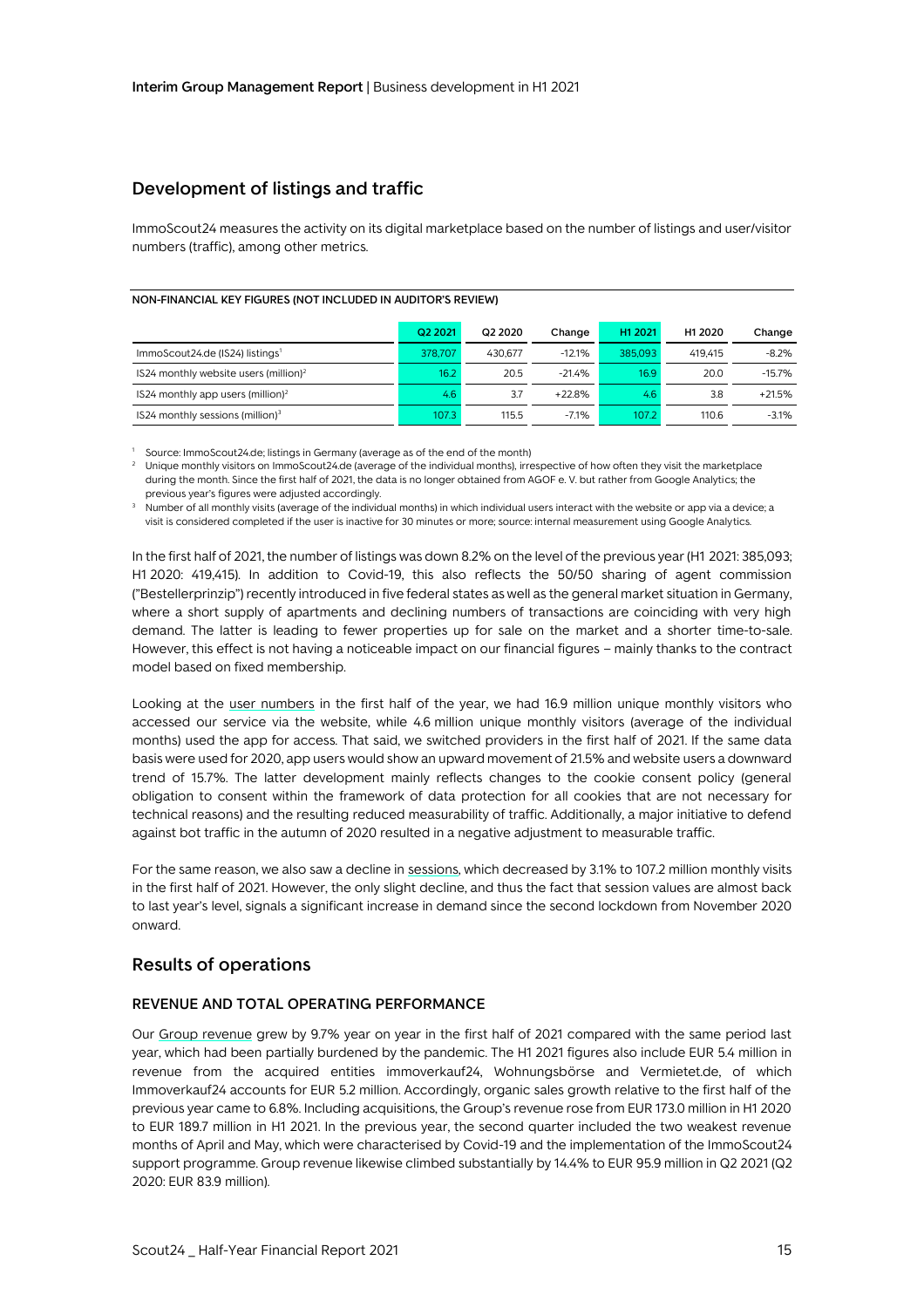## Development of listings and traffic

ImmoScout24 measures the activity on its digital marketplace based on the number of listings and user/visitor numbers (traffic), among other metrics.

**NON-FINANCIAL KEY FIGURES (NOT INCLUDED IN AUDITOR'S REVIEW)**

| | Q2 2021 | Q2 2020 | Change | H1 2021 | H1 2020 | Change |
|---|---|---|---|---|---|---|
| ImmoScout24.de (IS24) listings[1] | 378,707 | 430,677 | -12.1% | 385,093 | 419,415 | -8.2% |
| IS24 monthly website users (million)[2] | 16.2 | 20.5 | -21.4% | 16.9 | 20.0 | -15.7% |
| IS24 monthly app users (million)[2] | 4.6 | 3.7 | +22.8% | 4.6 | 3.8 | +21.5% |
| IS24 monthly sessions (million)[3] | 107.3 | 115.5 | -7.1% | 107.2 | 110.6 | -3.1% |

[1] Source: ImmoScout24.de; listings in Germany (average as of the end of the month)

[2] Unique monthly visitors on ImmoScout24.de (average of the individual months), irrespective of how often they visit the marketplace during the month. Since the first half of 2021, the data is no longer obtained from AGOF e. V. but rather from Google Analytics; the previous year's figures were adjusted accordingly.

[3] Number of all monthly visits (average of the individual months) in which individual users interact with the website or app via a device; a visit is considered completed if the user is inactive for 30 minutes or more; source: internal measurement using Google Analytics.

In the first half of 2021, the number of listings was down 8.2% on the level of the previous year (H1 2021: 385,093; H1 2020: 419,415). In addition to Covid-19, this also reflects the 50/50 sharing of agent commission ("Bestellerprinzip") recently introduced in five federal states as well as the general market situation in Germany, where a short supply of apartments and declining numbers of transactions are coinciding with very high demand. The latter is leading to fewer properties up for sale on the market and a shorter time-to-sale. However, this effect is not having a noticeable impact on our financial figures – mainly thanks to the contract model based on fixed membership.

Looking at the user numbers in the first half of the year, we had 16.9 million unique monthly visitors who accessed our service via the website, while 4.6 million unique monthly visitors (average of the individual months) used the app for access. That said, we switched providers in the first half of 2021. If the same data basis were used for 2020, app users would show an upward movement of 21.5% and website users a downward trend of 15.7%. The latter development mainly reflects changes to the cookie consent policy (general obligation to consent within the framework of data protection for all cookies that are not necessary for technical reasons) and the resulting reduced measurability of traffic. Additionally, a major initiative to defend against bot traffic in the autumn of 2020 resulted in a negative adjustment to measurable traffic.

For the same reason, we also saw a decline in sessions, which decreased by 3.1% to 107.2 million monthly visits in the first half of 2021. However, the only slight decline, and thus the fact that session values are almost back to last year's level, signals a significant increase in demand since the second lockdown from November 2020 onward.

## Results of operations

### REVENUE AND TOTAL OPERATING PERFORMANCE

Our Group revenue grew by 9.7% year on year in the first half of 2021 compared with the same period last year, which had been partially burdened by the pandemic. The H1 2021 figures also include EUR 5.4 million in revenue from the acquired entities immoverkauf24, Wohnungsbörse and Vermietet.de, of which Immoverkauf24 accounts for EUR 5.2 million. Accordingly, organic sales growth relative to the first half of the previous year came to 6.8%. Including acquisitions, the Group's revenue rose from EUR 173.0 million in H1 2020 to EUR 189.7 million in H1 2021. In the previous year, the second quarter included the two weakest revenue months of April and May, which were characterised by Covid-19 and the implementation of the ImmoScout24 support programme. Group revenue likewise climbed substantially by 14.4% to EUR 95.9 million in Q2 2021 (Q2 2020: EUR 83.9 million).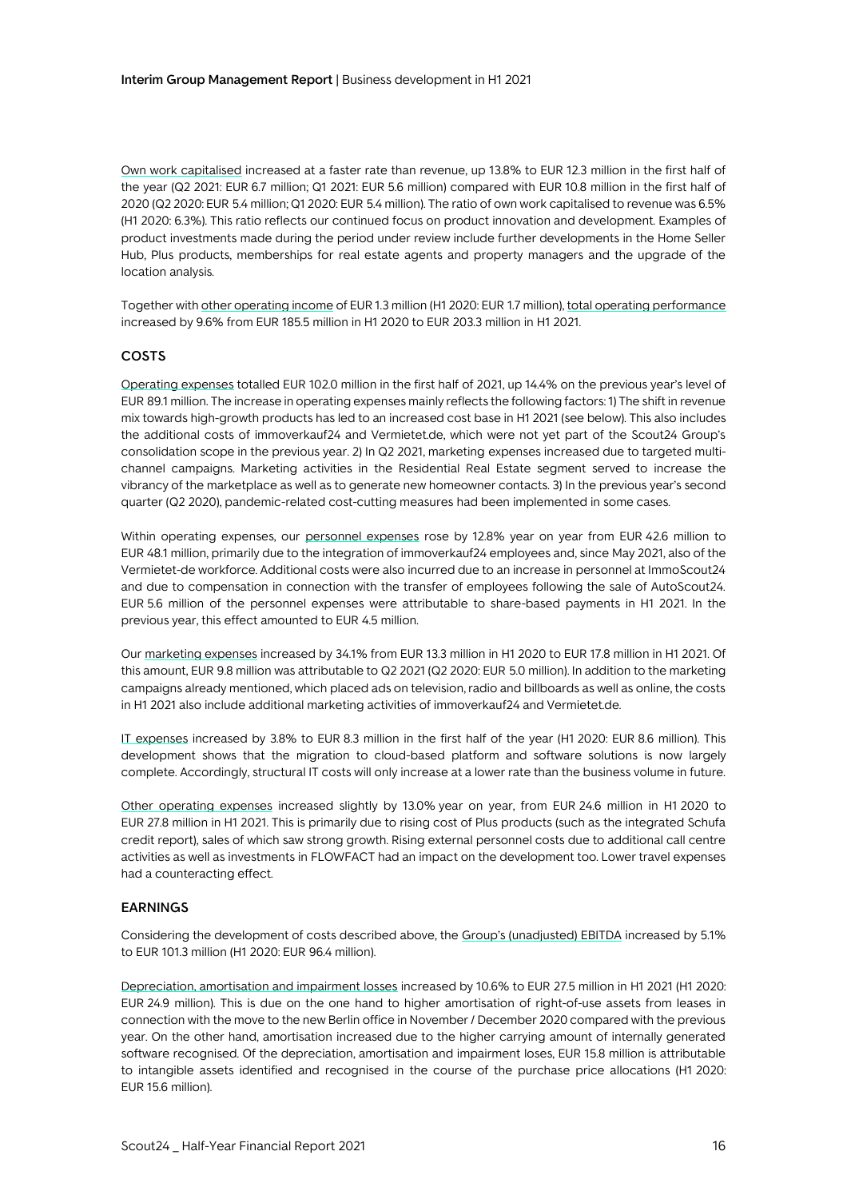Own work capitalised increased at a faster rate than revenue, up 13.8% to EUR 12.3 million in the first half of the year (Q2 2021: EUR 6.7 million; Q1 2021: EUR 5.6 million) compared with EUR 10.8 million in the first half of 2020 (Q2 2020: EUR 5.4 million; Q1 2020: EUR 5.4 million). The ratio of own work capitalised to revenue was 6.5% (H1 2020: 6.3%). This ratio reflects our continued focus on product innovation and development. Examples of product investments made during the period under review include further developments in the Home Seller Hub, Plus products, memberships for real estate agents and property managers and the upgrade of the location analysis.

Together with other operating income of EUR 1.3 million (H1 2020: EUR 1.7 million), total operating performance increased by 9.6% from EUR 185.5 million in H1 2020 to EUR 203.3 million in H1 2021.

## COSTS

Operating expenses totalled EUR 102.0 million in the first half of 2021, up 14.4% on the previous year's level of EUR 89.1 million. The increase in operating expenses mainly reflects the following factors: 1) The shift in revenue mix towards high-growth products has led to an increased cost base in H1 2021 (see below). This also includes the additional costs of immoverkauf24 and Vermietet.de, which were not yet part of the Scout24 Group's consolidation scope in the previous year. 2) In Q2 2021, marketing expenses increased due to targeted multi-channel campaigns. Marketing activities in the Residential Real Estate segment served to increase the vibrancy of the marketplace as well as to generate new homeowner contacts. 3) In the previous year's second quarter (Q2 2020), pandemic-related cost-cutting measures had been implemented in some cases.

Within operating expenses, our personnel expenses rose by 12.8% year on year from EUR 42.6 million to EUR 48.1 million, primarily due to the integration of immoverkauf24 employees and, since May 2021, also of the Vermietet-de workforce. Additional costs were also incurred due to an increase in personnel at ImmoScout24 and due to compensation in connection with the transfer of employees following the sale of AutoScout24. EUR 5.6 million of the personnel expenses were attributable to share-based payments in H1 2021. In the previous year, this effect amounted to EUR 4.5 million.

Our marketing expenses increased by 34.1% from EUR 13.3 million in H1 2020 to EUR 17.8 million in H1 2021. Of this amount, EUR 9.8 million was attributable to Q2 2021 (Q2 2020: EUR 5.0 million). In addition to the marketing campaigns already mentioned, which placed ads on television, radio and billboards as well as online, the costs in H1 2021 also include additional marketing activities of immoverkauf24 and Vermietet.de.

IT expenses increased by 3.8% to EUR 8.3 million in the first half of the year (H1 2020: EUR 8.6 million). This development shows that the migration to cloud-based platform and software solutions is now largely complete. Accordingly, structural IT costs will only increase at a lower rate than the business volume in future.

Other operating expenses increased slightly by 13.0% year on year, from EUR 24.6 million in H1 2020 to EUR 27.8 million in H1 2021. This is primarily due to rising cost of Plus products (such as the integrated Schufa credit report), sales of which saw strong growth. Rising external personnel costs due to additional call centre activities as well as investments in FLOWFACT had an impact on the development too. Lower travel expenses had a counteracting effect.

## EARNINGS

Considering the development of costs described above, the Group's (unadjusted) EBITDA increased by 5.1% to EUR 101.3 million (H1 2020: EUR 96.4 million).

Depreciation, amortisation and impairment losses increased by 10.6% to EUR 27.5 million in H1 2021 (H1 2020: EUR 24.9 million). This is due on the one hand to higher amortisation of right-of-use assets from leases in connection with the move to the new Berlin office in November / December 2020 compared with the previous year. On the other hand, amortisation increased due to the higher carrying amount of internally generated software recognised. Of the depreciation, amortisation and impairment loses, EUR 15.8 million is attributable to intangible assets identified and recognised in the course of the purchase price allocations (H1 2020: EUR 15.6 million).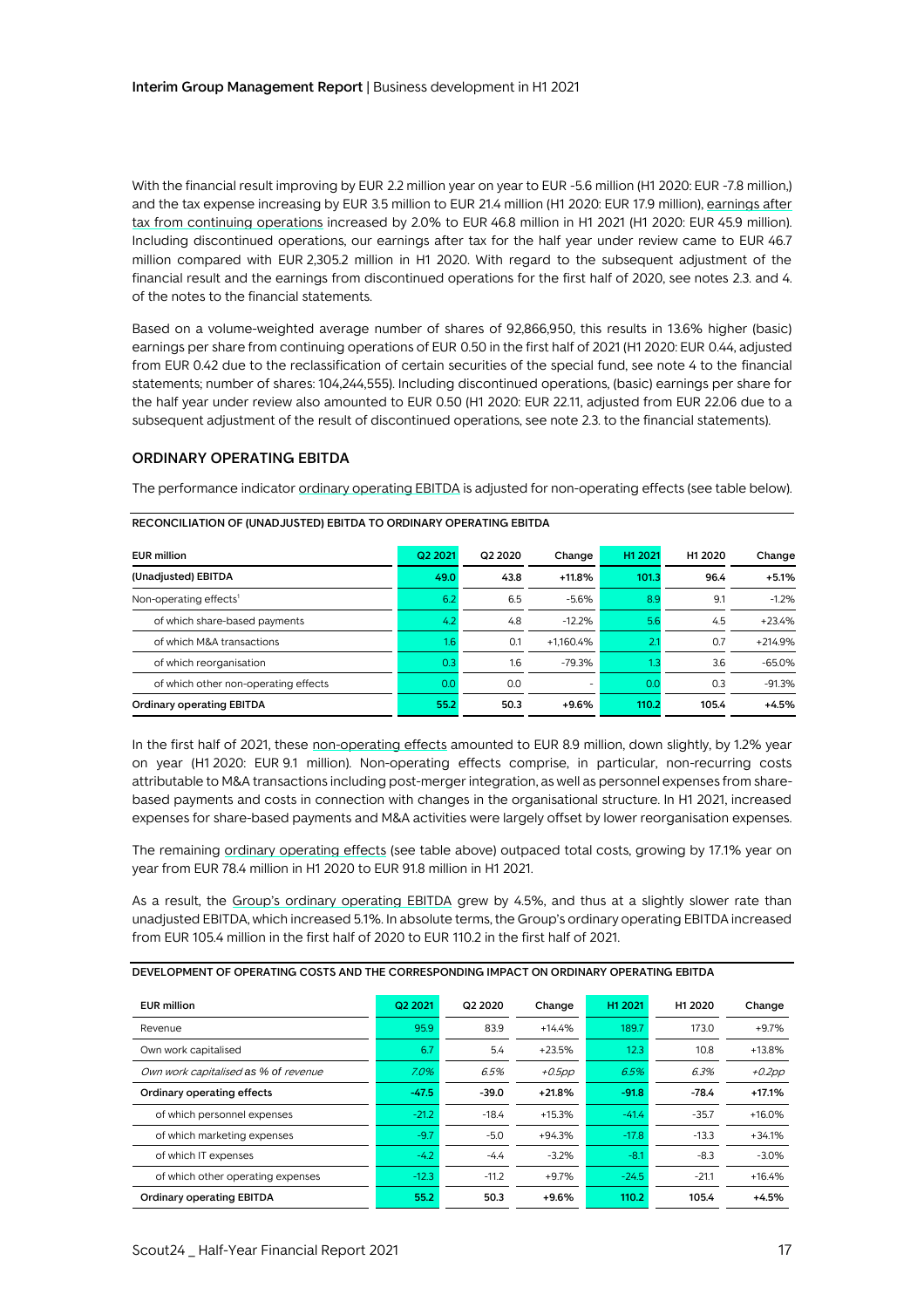With the financial result improving by EUR 2.2 million year on year to EUR -5.6 million (H1 2020: EUR -7.8 million,) and the tax expense increasing by EUR 3.5 million to EUR 21.4 million (H1 2020: EUR 17.9 million), earnings after tax from continuing operations increased by 2.0% to EUR 46.8 million in H1 2021 (H1 2020: EUR 45.9 million). Including discontinued operations, our earnings after tax for the half year under review came to EUR 46.7 million compared with EUR 2,305.2 million in H1 2020. With regard to the subsequent adjustment of the financial result and the earnings from discontinued operations for the first half of 2020, see notes 2.3. and 4. of the notes to the financial statements.

Based on a volume-weighted average number of shares of 92,866,950, this results in 13.6% higher (basic) earnings per share from continuing operations of EUR 0.50 in the first half of 2021 (H1 2020: EUR 0.44, adjusted from EUR 0.42 due to the reclassification of certain securities of the special fund, see note 4 to the financial statements; number of shares: 104,244,555). Including discontinued operations, (basic) earnings per share for the half year under review also amounted to EUR 0.50 (H1 2020: EUR 22.11, adjusted from EUR 22.06 due to a subsequent adjustment of the result of discontinued operations, see note 2.3. to the financial statements).

## ORDINARY OPERATING EBITDA

The performance indicator ordinary operating EBITDA is adjusted for non-operating effects (see table below).

**RECONCILIATION OF (UNADJUSTED) EBITDA TO ORDINARY OPERATING EBITDA**

| EUR million | Q2 2021 | Q2 2020 | Change | H1 2021 | H1 2020 | Change |
|---|---|---|---|---|---|---|
| **(Unadjusted) EBITDA** | **49.0** | **43.8** | **+11.8%** | **101.3** | **96.4** | **+5.1%** |
| Non-operating effects[1] | 6.2 | 6.5 | -5.6% | 8.9 | 9.1 | -1.2% |
| of which share-based payments | 4.2 | 4.8 | -12.2% | 5.6 | 4.5 | +23.4% |
| of which M&A transactions | 1.6 | 0.1 | +1,160.4% | 2.1 | 0.7 | +214.9% |
| of which reorganisation | 0.3 | 1.6 | -79.3% | 1.3 | 3.6 | -65.0% |
| of which other non-operating effects | 0.0 | 0.0 | - | 0.0 | 0.3 | -91.3% |
| **Ordinary operating EBITDA** | **55.2** | **50.3** | **+9.6%** | **110.2** | **105.4** | **+4.5%** |

In the first half of 2021, these non-operating effects amounted to EUR 8.9 million, down slightly, by 1.2% year on year (H1 2020: EUR 9.1 million). Non-operating effects comprise, in particular, non-recurring costs attributable to M&A transactions including post-merger integration, as well as personnel expenses from share-based payments and costs in connection with changes in the organisational structure. In H1 2021, increased expenses for share-based payments and M&A activities were largely offset by lower reorganisation expenses.

The remaining ordinary operating effects (see table above) outpaced total costs, growing by 17.1% year on year from EUR 78.4 million in H1 2020 to EUR 91.8 million in H1 2021.

As a result, the Group's ordinary operating EBITDA grew by 4.5%, and thus at a slightly slower rate than unadjusted EBITDA, which increased 5.1%. In absolute terms, the Group's ordinary operating EBITDA increased from EUR 105.4 million in the first half of 2020 to EUR 110.2 in the first half of 2021.

**DEVELOPMENT OF OPERATING COSTS AND THE CORRESPONDING IMPACT ON ORDINARY OPERATING EBITDA**

| EUR million | Q2 2021 | Q2 2020 | Change | H1 2021 | H1 2020 | Change |
|---|---|---|---|---|---|---|
| Revenue | 95.9 | 83.9 | +14.4% | 189.7 | 173.0 | +9.7% |
| Own work capitalised | 6.7 | 5.4 | +23.5% | 12.3 | 10.8 | +13.8% |
| *Own work capitalised as % of revenue* | *7.0%* | *6.5%* | *+0.5pp* | *6.5%* | *6.3%* | *+0.2pp* |
| **Ordinary operating effects** | **-47.5** | **-39.0** | **+21.8%** | **-91.8** | **-78.4** | **+17.1%** |
| of which personnel expenses | -21.2 | -18.4 | +15.3% | -41.4 | -35.7 | +16.0% |
| of which marketing expenses | -9.7 | -5.0 | +94.3% | -17.8 | -13.3 | +34.1% |
| of which IT expenses | -4.2 | -4.4 | -3.2% | -8.1 | -8.3 | -3.0% |
| of which other operating expenses | -12.3 | -11.2 | +9.7% | -24.5 | -21.1 | +16.4% |
| **Ordinary operating EBITDA** | **55.2** | **50.3** | **+9.6%** | **110.2** | **105.4** | **+4.5%** |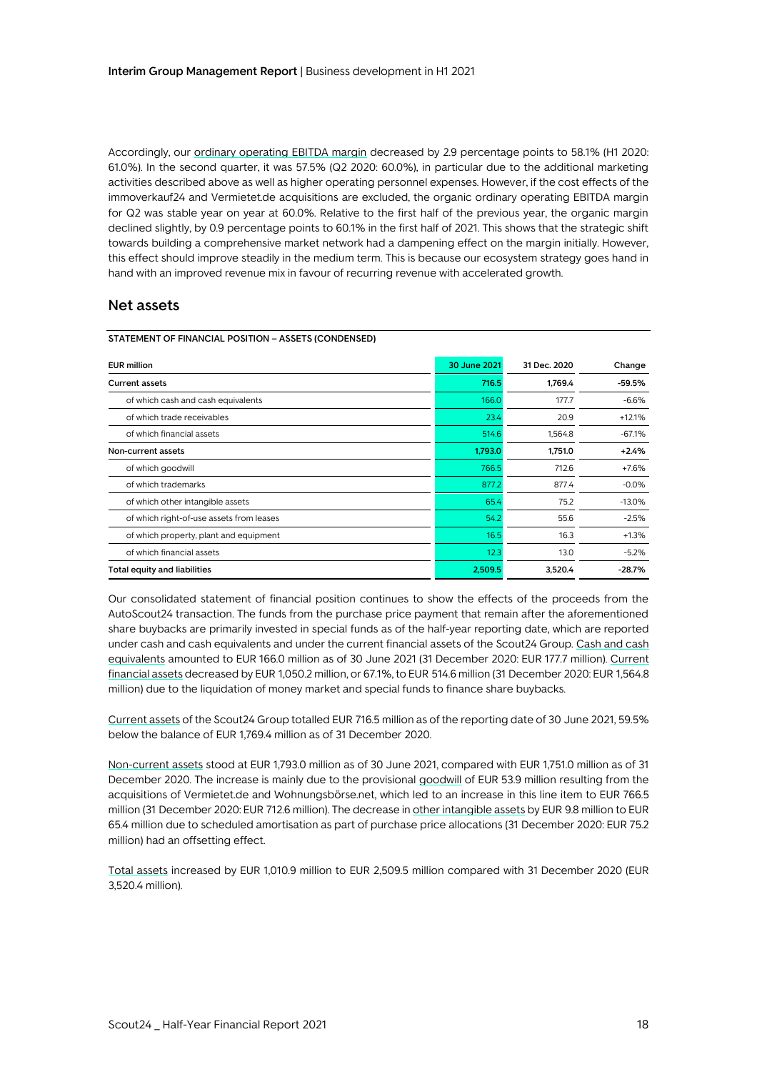Accordingly, our ordinary operating EBITDA margin decreased by 2.9 percentage points to 58.1% (H1 2020: 61.0%). In the second quarter, it was 57.5% (Q2 2020: 60.0%), in particular due to the additional marketing activities described above as well as higher operating personnel expenses. However, if the cost effects of the immoverkauf24 and Vermietet.de acquisitions are excluded, the organic ordinary operating EBITDA margin for Q2 was stable year on year at 60.0%. Relative to the first half of the previous year, the organic margin declined slightly, by 0.9 percentage points to 60.1% in the first half of 2021. This shows that the strategic shift towards building a comprehensive market network had a dampening effect on the margin initially. However, this effect should improve steadily in the medium term. This is because our ecosystem strategy goes hand in hand with an improved revenue mix in favour of recurring revenue with accelerated growth.

## Net assets

**STATEMENT OF FINANCIAL POSITION – ASSETS (CONDENSED)**

| EUR million | 30 June 2021 | 31 Dec. 2020 | Change |
|---|---|---|---|
| **Current assets** | 716.5 | 1,769.4 | -59.5% |
| of which cash and cash equivalents | 166.0 | 177.7 | -6.6% |
| of which trade receivables | 23.4 | 20.9 | +12.1% |
| of which financial assets | 514.6 | 1,564.8 | -67.1% |
| **Non-current assets** | 1,793.0 | 1,751.0 | +2.4% |
| of which goodwill | 766.5 | 712.6 | +7.6% |
| of which trademarks | 877.2 | 877.4 | -0.0% |
| of which other intangible assets | 65.4 | 75.2 | -13.0% |
| of which right-of-use assets from leases | 54.2 | 55.6 | -2.5% |
| of which property, plant and equipment | 16.5 | 16.3 | +1.3% |
| of which financial assets | 12.3 | 13.0 | -5.2% |
| **Total equity and liabilities** | 2,509.5 | 3,520.4 | -28.7% |

Our consolidated statement of financial position continues to show the effects of the proceeds from the AutoScout24 transaction. The funds from the purchase price payment that remain after the aforementioned share buybacks are primarily invested in special funds as of the half-year reporting date, which are reported under cash and cash equivalents and under the current financial assets of the Scout24 Group. Cash and cash equivalents amounted to EUR 166.0 million as of 30 June 2021 (31 December 2020: EUR 177.7 million). Current financial assets decreased by EUR 1,050.2 million, or 67.1%, to EUR 514.6 million (31 December 2020: EUR 1,564.8 million) due to the liquidation of money market and special funds to finance share buybacks.

Current assets of the Scout24 Group totalled EUR 716.5 million as of the reporting date of 30 June 2021, 59.5% below the balance of EUR 1,769.4 million as of 31 December 2020.

Non-current assets stood at EUR 1,793.0 million as of 30 June 2021, compared with EUR 1,751.0 million as of 31 December 2020. The increase is mainly due to the provisional goodwill of EUR 53.9 million resulting from the acquisitions of Vermietet.de and Wohnungsbörse.net, which led to an increase in this line item to EUR 766.5 million (31 December 2020: EUR 712.6 million). The decrease in other intangible assets by EUR 9.8 million to EUR 65.4 million due to scheduled amortisation as part of purchase price allocations (31 December 2020: EUR 75.2 million) had an offsetting effect.

Total assets increased by EUR 1,010.9 million to EUR 2,509.5 million compared with 31 December 2020 (EUR 3,520.4 million).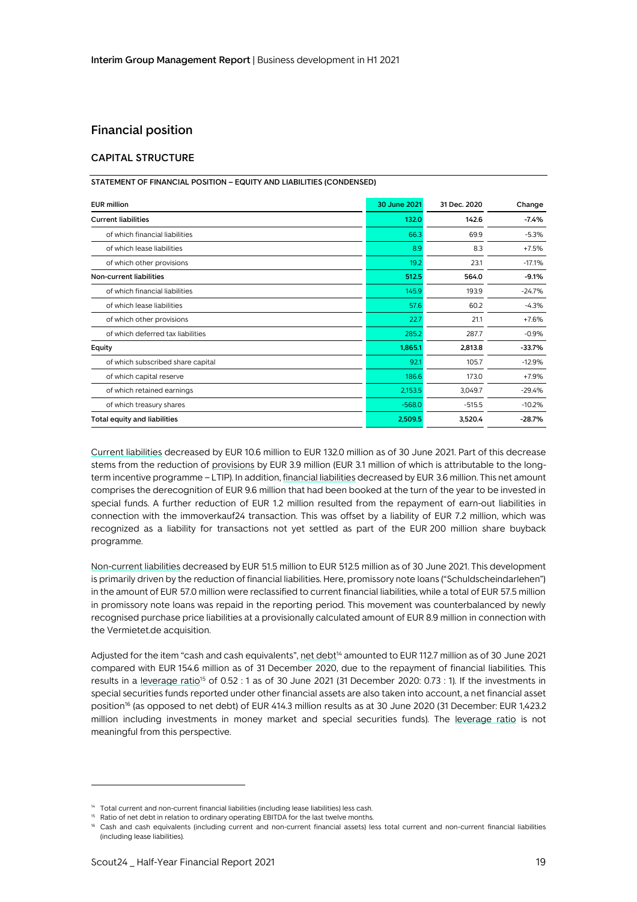## Financial position

### CAPITAL STRUCTURE

**STATEMENT OF FINANCIAL POSITION – EQUITY AND LIABILITIES (CONDENSED)**

| EUR million | 30 June 2021 | 31 Dec. 2020 | Change |
|---|---|---|---|
| **Current liabilities** | **132.0** | **142.6** | **-7.4%** |
| of which financial liabilities | 66.3 | 69.9 | -5.3% |
| of which lease liabilities | 8.9 | 8.3 | +7.5% |
| of which other provisions | 19.2 | 23.1 | -17.1% |
| **Non-current liabilities** | **512.5** | **564.0** | **-9.1%** |
| of which financial liabilities | 145.9 | 193.9 | -24.7% |
| of which lease liabilities | 57.6 | 60.2 | -4.3% |
| of which other provisions | 22.7 | 21.1 | +7.6% |
| of which deferred tax liabilities | 285.2 | 287.7 | -0.9% |
| **Equity** | **1,865.1** | **2,813.8** | **-33.7%** |
| of which subscribed share capital | 92.1 | 105.7 | -12.9% |
| of which capital reserve | 186.6 | 173.0 | +7.9% |
| of which retained earnings | 2,153.5 | 3,049.7 | -29.4% |
| of which treasury shares | -568.0 | -515.5 | -10.2% |
| **Total equity and liabilities** | **2,509.5** | **3,520.4** | **-28.7%** |

Current liabilities decreased by EUR 10.6 million to EUR 132.0 million as of 30 June 2021. Part of this decrease stems from the reduction of provisions by EUR 3.9 million (EUR 3.1 million of which is attributable to the long-term incentive programme – LTIP). In addition, financial liabilities decreased by EUR 3.6 million. This net amount comprises the derecognition of EUR 9.6 million that had been booked at the turn of the year to be invested in special funds. A further reduction of EUR 1.2 million resulted from the repayment of earn-out liabilities in connection with the immoverkauf24 transaction. This was offset by a liability of EUR 7.2 million, which was recognized as a liability for transactions not yet settled as part of the EUR 200 million share buyback programme.

Non-current liabilities decreased by EUR 51.5 million to EUR 512.5 million as of 30 June 2021. This development is primarily driven by the reduction of financial liabilities. Here, promissory note loans ("Schuldscheindarlehen") in the amount of EUR 57.0 million were reclassified to current financial liabilities, while a total of EUR 57.5 million in promissory note loans was repaid in the reporting period. This movement was counterbalanced by newly recognised purchase price liabilities at a provisionally calculated amount of EUR 8.9 million in connection with the Vermietet.de acquisition.

Adjusted for the item "cash and cash equivalents", net debt[14] amounted to EUR 112.7 million as of 30 June 2021 compared with EUR 154.6 million as of 31 December 2020, due to the repayment of financial liabilities. This results in a leverage ratio[15] of 0.52 : 1 as of 30 June 2021 (31 December 2020: 0.73 : 1). If the investments in special securities funds reported under other financial assets are also taken into account, a net financial asset position[16] (as opposed to net debt) of EUR 414.3 million results as at 30 June 2020 (31 December: EUR 1,423.2 million including investments in money market and special securities funds). The leverage ratio is not meaningful from this perspective.

---

[14] Total current and non-current financial liabilities (including lease liabilities) less cash.

[15] Ratio of net debt in relation to ordinary operating EBITDA for the last twelve months.

[16] Cash and cash equivalents (including current and non-current financial assets) less total current and non-current financial liabilities (including lease liabilities).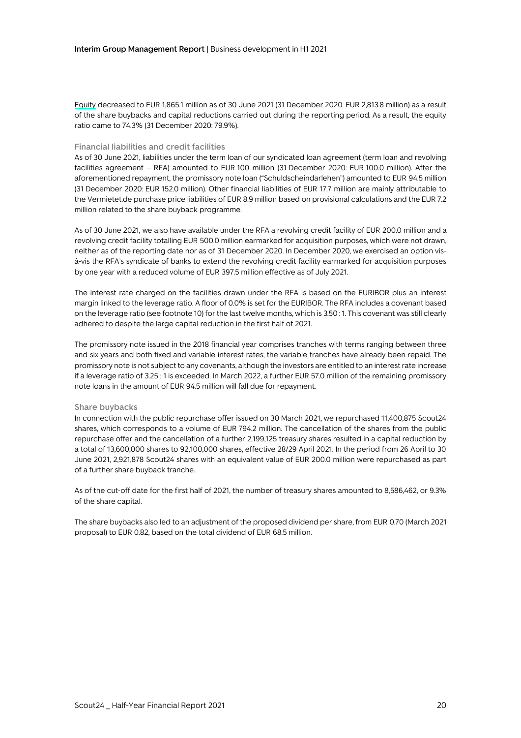Equity decreased to EUR 1,865.1 million as of 30 June 2021 (31 December 2020: EUR 2,813.8 million) as a result of the share buybacks and capital reductions carried out during the reporting period. As a result, the equity ratio came to 74.3% (31 December 2020: 79.9%).

### Financial liabilities and credit facilities

As of 30 June 2021, liabilities under the term loan of our syndicated loan agreement (term loan and revolving facilities agreement – RFA) amounted to EUR 100 million (31 December 2020: EUR 100.0 million). After the aforementioned repayment, the promissory note loan ("Schuldscheindarlehen") amounted to EUR 94.5 million (31 December 2020: EUR 152.0 million). Other financial liabilities of EUR 17.7 million are mainly attributable to the Vermietet.de purchase price liabilities of EUR 8.9 million based on provisional calculations and the EUR 7.2 million related to the share buyback programme.

As of 30 June 2021, we also have available under the RFA a revolving credit facility of EUR 200.0 million and a revolving credit facility totalling EUR 500.0 million earmarked for acquisition purposes, which were not drawn, neither as of the reporting date nor as of 31 December 2020. In December 2020, we exercised an option vis-à-vis the RFA's syndicate of banks to extend the revolving credit facility earmarked for acquisition purposes by one year with a reduced volume of EUR 397.5 million effective as of July 2021.

The interest rate charged on the facilities drawn under the RFA is based on the EURIBOR plus an interest margin linked to the leverage ratio. A floor of 0.0% is set for the EURIBOR. The RFA includes a covenant based on the leverage ratio (see footnote 10) for the last twelve months, which is 3.50 : 1. This covenant was still clearly adhered to despite the large capital reduction in the first half of 2021.

The promissory note issued in the 2018 financial year comprises tranches with terms ranging between three and six years and both fixed and variable interest rates; the variable tranches have already been repaid. The promissory note is not subject to any covenants, although the investors are entitled to an interest rate increase if a leverage ratio of 3.25 : 1 is exceeded. In March 2022, a further EUR 57.0 million of the remaining promissory note loans in the amount of EUR 94.5 million will fall due for repayment.

### Share buybacks

In connection with the public repurchase offer issued on 30 March 2021, we repurchased 11,400,875 Scout24 shares, which corresponds to a volume of EUR 794.2 million. The cancellation of the shares from the public repurchase offer and the cancellation of a further 2,199,125 treasury shares resulted in a capital reduction by a total of 13,600,000 shares to 92,100,000 shares, effective 28/29 April 2021. In the period from 26 April to 30 June 2021, 2,921,878 Scout24 shares with an equivalent value of EUR 200.0 million were repurchased as part of a further share buyback tranche.

As of the cut-off date for the first half of 2021, the number of treasury shares amounted to 8,586,462, or 9.3% of the share capital.

The share buybacks also led to an adjustment of the proposed dividend per share, from EUR 0.70 (March 2021 proposal) to EUR 0.82, based on the total dividend of EUR 68.5 million.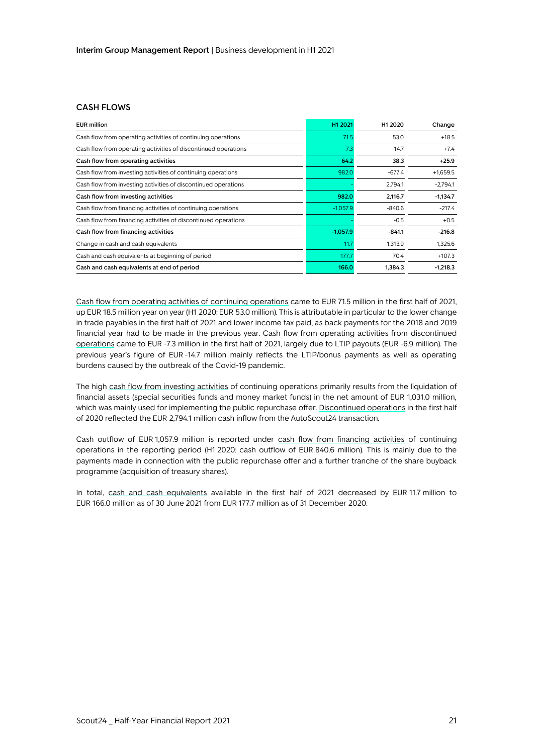## CASH FLOWS

| EUR million | H1 2021 | H1 2020 | Change |
|---|---|---|---|
| Cash flow from operating activities of continuing operations | 71.5 | 53.0 | +18.5 |
| Cash flow from operating activities of discontinued operations | -7.3 | -14.7 | +7.4 |
| **Cash flow from operating activities** | **64.2** | **38.3** | **+25.9** |
| Cash flow from investing activities of continuing operations | 982.0 | -677.4 | +1,659.5 |
| Cash flow from investing activities of discontinued operations | - | 2,794.1 | -2,794.1 |
| **Cash flow from investing activities** | **982.0** | **2,116.7** | **-1,134.7** |
| Cash flow from financing activities of continuing operations | -1,057.9 | -840.6 | -217.4 |
| Cash flow from financing activities of discontinued operations | - | -0.5 | +0.5 |
| **Cash flow from financing activities** | **-1,057.9** | **-841.1** | **-216.8** |
| Change in cash and cash equivalents | -11.7 | 1,313.9 | -1,325.6 |
| Cash and cash equivalents at beginning of period | 177.7 | 70.4 | +107.3 |
| **Cash and cash equivalents at end of period** | **166.0** | **1,384.3** | **-1,218.3** |

Cash flow from operating activities of continuing operations came to EUR 71.5 million in the first half of 2021, up EUR 18.5 million year on year (H1 2020: EUR 53.0 million). This is attributable in particular to the lower change in trade payables in the first half of 2021 and lower income tax paid, as back payments for the 2018 and 2019 financial year had to be made in the previous year. Cash flow from operating activities from discontinued operations came to EUR -7.3 million in the first half of 2021, largely due to LTIP payouts (EUR -6.9 million). The previous year's figure of EUR -14.7 million mainly reflects the LTIP/bonus payments as well as operating burdens caused by the outbreak of the Covid-19 pandemic.

The high cash flow from investing activities of continuing operations primarily results from the liquidation of financial assets (special securities funds and money market funds) in the net amount of EUR 1,031.0 million, which was mainly used for implementing the public repurchase offer. Discontinued operations in the first half of 2020 reflected the EUR 2,794.1 million cash inflow from the AutoScout24 transaction.

Cash outflow of EUR 1,057.9 million is reported under cash flow from financing activities of continuing operations in the reporting period (H1 2020: cash outflow of EUR 840.6 million). This is mainly due to the payments made in connection with the public repurchase offer and a further tranche of the share buyback programme (acquisition of treasury shares).

In total, cash and cash equivalents available in the first half of 2021 decreased by EUR 11.7 million to EUR 166.0 million as of 30 June 2021 from EUR 177.7 million as of 31 December 2020.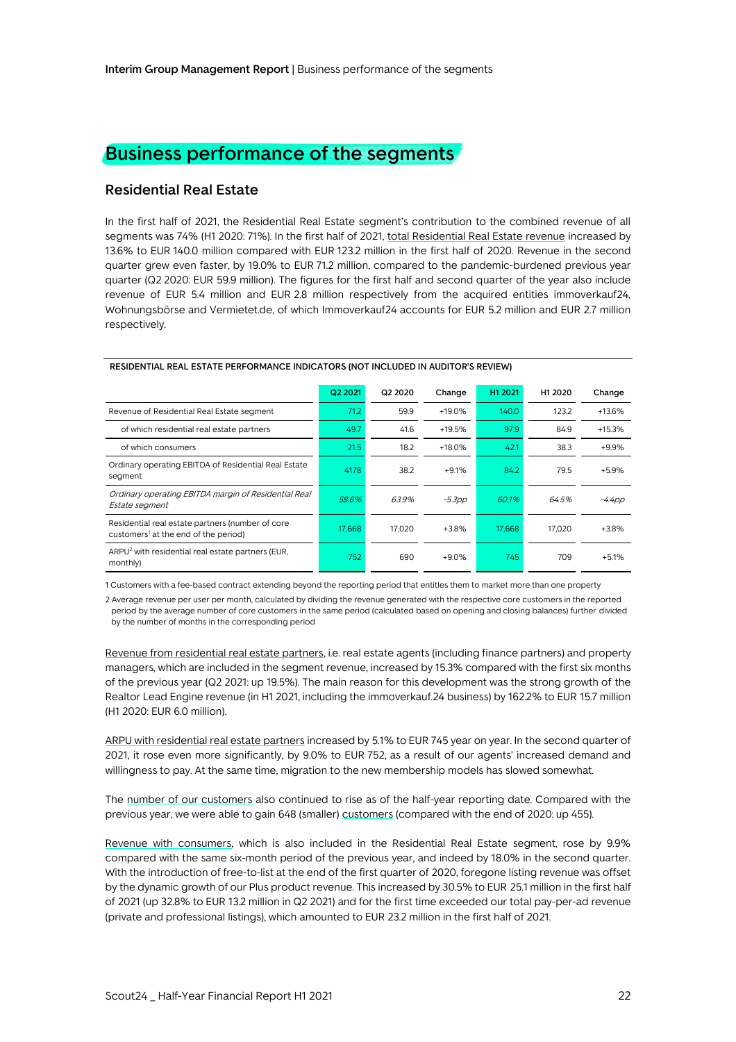# Business performance of the segments

## Residential Real Estate

In the first half of 2021, the Residential Real Estate segment's contribution to the combined revenue of all segments was 74% (H1 2020: 71%). In the first half of 2021, total Residential Real Estate revenue increased by 13.6% to EUR 140.0 million compared with EUR 123.2 million in the first half of 2020. Revenue in the second quarter grew even faster, by 19.0% to EUR 71.2 million, compared to the pandemic-burdened previous year quarter (Q2 2020: EUR 59.9 million). The figures for the first half and second quarter of the year also include revenue of EUR 5.4 million and EUR 2.8 million respectively from the acquired entities immoverkauf24, Wohnungsbörse and Vermietet.de, of which Immoverkauf24 accounts for EUR 5.2 million and EUR 2.7 million respectively.

**RESIDENTIAL REAL ESTATE PERFORMANCE INDICATORS (NOT INCLUDED IN AUDITOR'S REVIEW)**

| | Q2 2021 | Q2 2020 | Change | H1 2021 | H1 2020 | Change |
|---|---|---|---|---|---|---|
| Revenue of Residential Real Estate segment | 71.2 | 59.9 | +19.0% | 140.0 | 123.2 | +13.6% |
| of which residential real estate partners | 49.7 | 41.6 | +19.5% | 97.9 | 84.9 | +15.3% |
| of which consumers | 21.5 | 18.2 | +18.0% | 42.1 | 38.3 | +9.9% |
| Ordinary operating EBITDA of Residential Real Estate segment | 41.78 | 38.2 | +9.1% | 84.2 | 79.5 | +5.9% |
| *Ordinary operating EBITDA margin of Residential Real Estate segment* | *58.6%* | *63.9%* | *-5.3pp* | *60.1%* | *64.5%* | *-4.4pp* |
| Residential real estate partners (number of core customers[1] at the end of the period) | 17,668 | 17,020 | +3.8% | 17,668 | 17,020 | +3.8% |
| ARPU[2] with residential real estate partners (EUR, monthly) | 752 | 690 | +9.0% | 745 | 709 | +5.1% |

1 Customers with a fee-based contract extending beyond the reporting period that entitles them to market more than one property

2 Average revenue per user per month, calculated by dividing the revenue generated with the respective core customers in the reported period by the average number of core customers in the same period (calculated based on opening and closing balances) further divided by the number of months in the corresponding period

Revenue from residential real estate partners, i.e. real estate agents (including finance partners) and property managers, which are included in the segment revenue, increased by 15.3% compared with the first six months of the previous year (Q2 2021: up 19.5%). The main reason for this development was the strong growth of the Realtor Lead Engine revenue (in H1 2021, including the immoverkauf.24 business) by 162.2% to EUR 15.7 million (H1 2020: EUR 6.0 million).

ARPU with residential real estate partners increased by 5.1% to EUR 745 year on year. In the second quarter of 2021, it rose even more significantly, by 9.0% to EUR 752, as a result of our agents' increased demand and willingness to pay. At the same time, migration to the new membership models has slowed somewhat.

The number of our customers also continued to rise as of the half-year reporting date. Compared with the previous year, we were able to gain 648 (smaller) customers (compared with the end of 2020: up 455).

Revenue with consumers, which is also included in the Residential Real Estate segment, rose by 9.9% compared with the same six-month period of the previous year, and indeed by 18.0% in the second quarter. With the introduction of free-to-list at the end of the first quarter of 2020, foregone listing revenue was offset by the dynamic growth of our Plus product revenue. This increased by 30.5% to EUR 25.1 million in the first half of 2021 (up 32.8% to EUR 13.2 million in Q2 2021) and for the first time exceeded our total pay-per-ad revenue (private and professional listings), which amounted to EUR 23.2 million in the first half of 2021.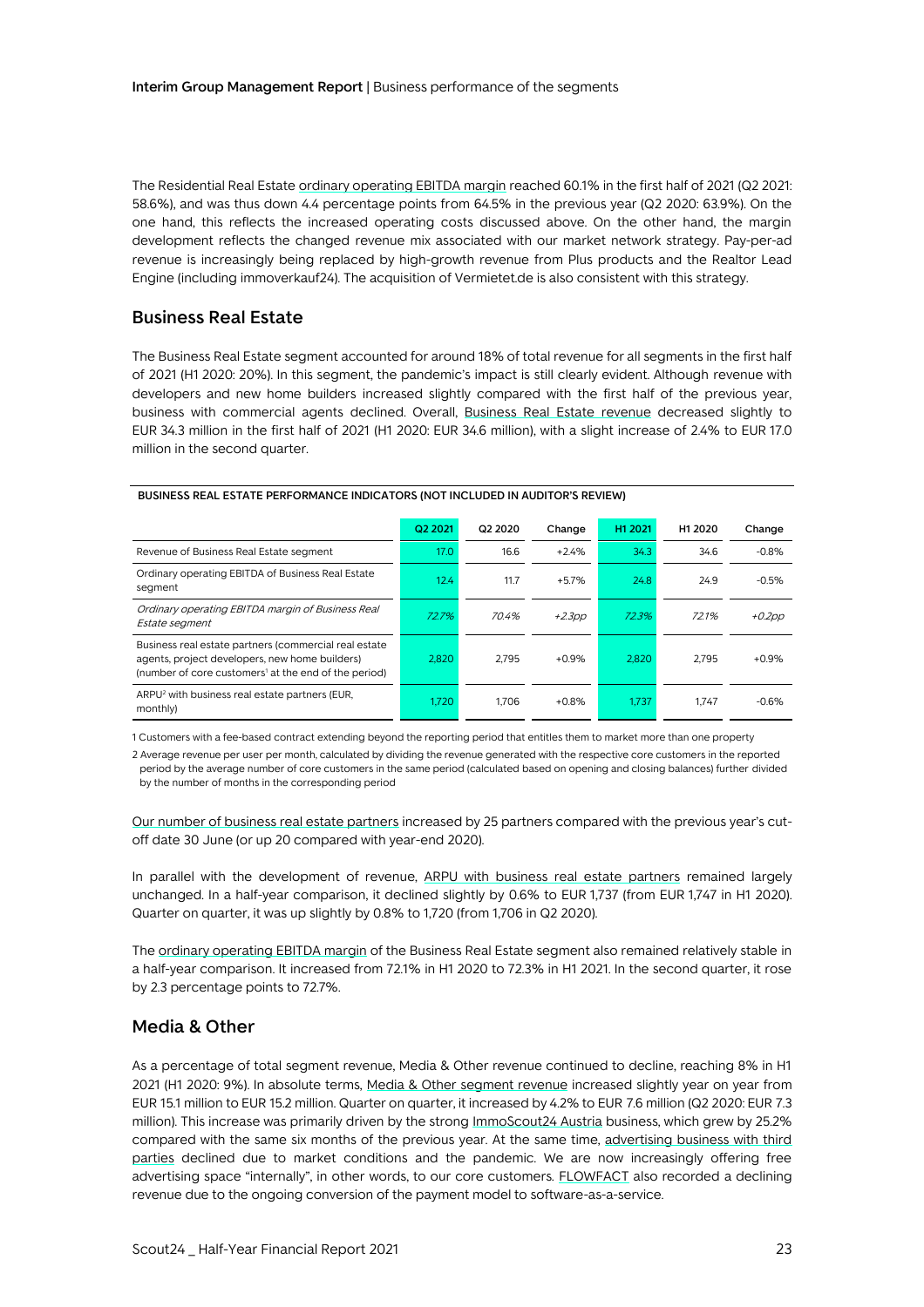The Residential Real Estate ordinary operating EBITDA margin reached 60.1% in the first half of 2021 (Q2 2021: 58.6%), and was thus down 4.4 percentage points from 64.5% in the previous year (Q2 2020: 63.9%). On the one hand, this reflects the increased operating costs discussed above. On the other hand, the margin development reflects the changed revenue mix associated with our market network strategy. Pay-per-ad revenue is increasingly being replaced by high-growth revenue from Plus products and the Realtor Lead Engine (including immoverkauf24). The acquisition of Vermietet.de is also consistent with this strategy.

## Business Real Estate

The Business Real Estate segment accounted for around 18% of total revenue for all segments in the first half of 2021 (H1 2020: 20%). In this segment, the pandemic's impact is still clearly evident. Although revenue with developers and new home builders increased slightly compared with the first half of the previous year, business with commercial agents declined. Overall, Business Real Estate revenue decreased slightly to EUR 34.3 million in the first half of 2021 (H1 2020: EUR 34.6 million), with a slight increase of 2.4% to EUR 17.0 million in the second quarter.

**BUSINESS REAL ESTATE PERFORMANCE INDICATORS (NOT INCLUDED IN AUDITOR'S REVIEW)**

| | Q2 2021 | Q2 2020 | Change | H1 2021 | H1 2020 | Change |
|---|---|---|---|---|---|---|
| Revenue of Business Real Estate segment | 17.0 | 16.6 | +2.4% | 34.3 | 34.6 | -0.8% |
| Ordinary operating EBITDA of Business Real Estate segment | 12.4 | 11.7 | +5.7% | 24.8 | 24.9 | -0.5% |
| *Ordinary operating EBITDA margin of Business Real Estate segment* | *72.7%* | *70.4%* | *+2.3pp* | *72.3%* | *72.1%* | *+0.2pp* |
| Business real estate partners (commercial real estate agents, project developers, new home builders) (number of core customers[1] at the end of the period) | 2,820 | 2,795 | +0.9% | 2,820 | 2,795 | +0.9% |
| ARPU[2] with business real estate partners (EUR, monthly) | 1,720 | 1,706 | +0.8% | 1,737 | 1,747 | -0.6% |

1 Customers with a fee-based contract extending beyond the reporting period that entitles them to market more than one property

2 Average revenue per user per month, calculated by dividing the revenue generated with the respective core customers in the reported period by the average number of core customers in the same period (calculated based on opening and closing balances) further divided by the number of months in the corresponding period

Our number of business real estate partners increased by 25 partners compared with the previous year's cut-off date 30 June (or up 20 compared with year-end 2020).

In parallel with the development of revenue, ARPU with business real estate partners remained largely unchanged. In a half-year comparison, it declined slightly by 0.6% to EUR 1,737 (from EUR 1,747 in H1 2020). Quarter on quarter, it was up slightly by 0.8% to 1,720 (from 1,706 in Q2 2020).

The ordinary operating EBITDA margin of the Business Real Estate segment also remained relatively stable in a half-year comparison. It increased from 72.1% in H1 2020 to 72.3% in H1 2021. In the second quarter, it rose by 2.3 percentage points to 72.7%.

## Media & Other

As a percentage of total segment revenue, Media & Other revenue continued to decline, reaching 8% in H1 2021 (H1 2020: 9%). In absolute terms, Media & Other segment revenue increased slightly year on year from EUR 15.1 million to EUR 15.2 million. Quarter on quarter, it increased by 4.2% to EUR 7.6 million (Q2 2020: EUR 7.3 million). This increase was primarily driven by the strong ImmoScout24 Austria business, which grew by 25.2% compared with the same six months of the previous year. At the same time, advertising business with third parties declined due to market conditions and the pandemic. We are now increasingly offering free advertising space "internally", in other words, to our core customers. FLOWFACT also recorded a declining revenue due to the ongoing conversion of the payment model to software-as-a-service.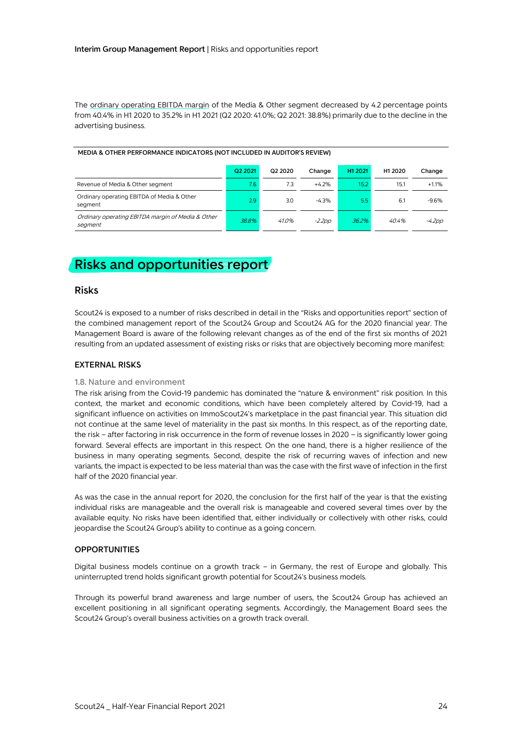The ordinary operating EBITDA margin of the Media & Other segment decreased by 4.2 percentage points from 40.4% in H1 2020 to 35.2% in H1 2021 (Q2 2020: 41.0%; Q2 2021: 38.8%) primarily due to the decline in the advertising business.

**MEDIA & OTHER PERFORMANCE INDICATORS (NOT INCLUDED IN AUDITOR'S REVIEW)**

| | Q2 2021 | Q2 2020 | Change | H1 2021 | H1 2020 | Change |
|---|---|---|---|---|---|---|
| Revenue of Media & Other segment | 7.6 | 7.3 | +4.2% | 15.2 | 15.1 | +1.1% |
| Ordinary operating EBITDA of Media & Other segment | 2.9 | 3.0 | -4.3% | 5.5 | 6.1 | -9.6% |
| *Ordinary operating EBITDA margin of Media & Other segment* | *38.8%* | *41.0%* | *-2.2pp* | *36.2%* | *40.4%* | *-4.2pp* |

# Risks and opportunities report

## Risks

Scout24 is exposed to a number of risks described in detail in the "Risks and opportunities report" section of the combined management report of the Scout24 Group and Scout24 AG for the 2020 financial year. The Management Board is aware of the following relevant changes as of the end of the first six months of 2021 resulting from an updated assessment of existing risks or risks that are objectively becoming more manifest:

### EXTERNAL RISKS

#### 1.8. Nature and environment

The risk arising from the Covid-19 pandemic has dominated the "nature & environment" risk position. In this context, the market and economic conditions, which have been completely altered by Covid-19, had a significant influence on activities on ImmoScout24's marketplace in the past financial year. This situation did not continue at the same level of materiality in the past six months. In this respect, as of the reporting date, the risk – after factoring in risk occurrence in the form of revenue losses in 2020 – is significantly lower going forward. Several effects are important in this respect. On the one hand, there is a higher resilience of the business in many operating segments. Second, despite the risk of recurring waves of infection and new variants, the impact is expected to be less material than was the case with the first wave of infection in the first half of the 2020 financial year.

As was the case in the annual report for 2020, the conclusion for the first half of the year is that the existing individual risks are manageable and the overall risk is manageable and covered several times over by the available equity. No risks have been identified that, either individually or collectively with other risks, could jeopardise the Scout24 Group's ability to continue as a going concern.

### OPPORTUNITIES

Digital business models continue on a growth track – in Germany, the rest of Europe and globally. This uninterrupted trend holds significant growth potential for Scout24's business models.

Through its powerful brand awareness and large number of users, the Scout24 Group has achieved an excellent positioning in all significant operating segments. Accordingly, the Management Board sees the Scout24 Group's overall business activities on a growth track overall.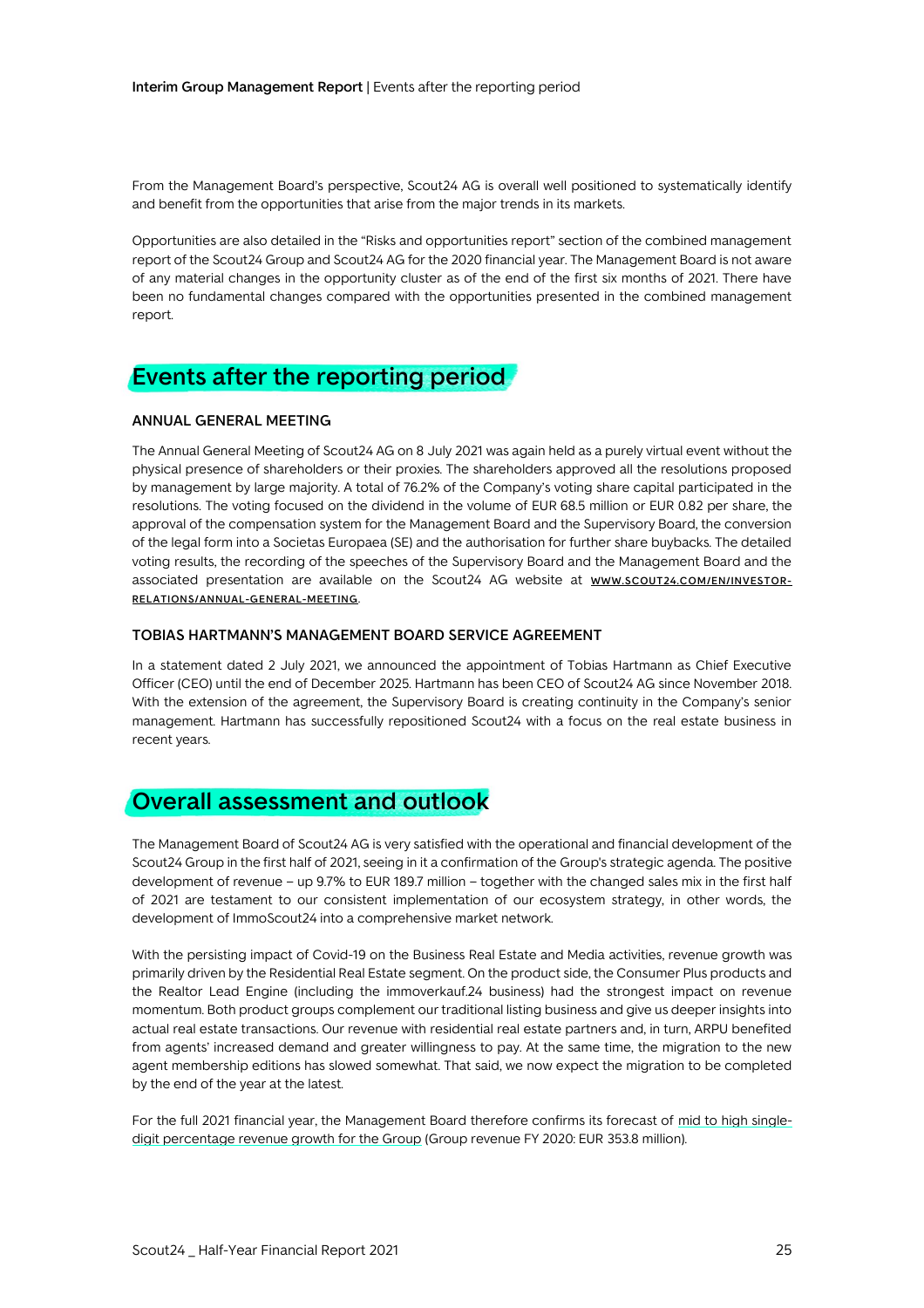From the Management Board's perspective, Scout24 AG is overall well positioned to systematically identify and benefit from the opportunities that arise from the major trends in its markets.

Opportunities are also detailed in the "Risks and opportunities report" section of the combined management report of the Scout24 Group and Scout24 AG for the 2020 financial year. The Management Board is not aware of any material changes in the opportunity cluster as of the end of the first six months of 2021. There have been no fundamental changes compared with the opportunities presented in the combined management report.

# Events after the reporting period

### ANNUAL GENERAL MEETING

The Annual General Meeting of Scout24 AG on 8 July 2021 was again held as a purely virtual event without the physical presence of shareholders or their proxies. The shareholders approved all the resolutions proposed by management by large majority. A total of 76.2% of the Company's voting share capital participated in the resolutions. The voting focused on the dividend in the volume of EUR 68.5 million or EUR 0.82 per share, the approval of the compensation system for the Management Board and the Supervisory Board, the conversion of the legal form into a Societas Europaea (SE) and the authorisation for further share buybacks. The detailed voting results, the recording of the speeches of the Supervisory Board and the Management Board and the associated presentation are available on the Scout24 AG website at WWW.SCOUT24.COM/EN/INVESTOR-RELATIONS/ANNUAL-GENERAL-MEETING.

### TOBIAS HARTMANN'S MANAGEMENT BOARD SERVICE AGREEMENT

In a statement dated 2 July 2021, we announced the appointment of Tobias Hartmann as Chief Executive Officer (CEO) until the end of December 2025. Hartmann has been CEO of Scout24 AG since November 2018. With the extension of the agreement, the Supervisory Board is creating continuity in the Company's senior management. Hartmann has successfully repositioned Scout24 with a focus on the real estate business in recent years.

# Overall assessment and outlook

The Management Board of Scout24 AG is very satisfied with the operational and financial development of the Scout24 Group in the first half of 2021, seeing in it a confirmation of the Group's strategic agenda. The positive development of revenue – up 9.7% to EUR 189.7 million – together with the changed sales mix in the first half of 2021 are testament to our consistent implementation of our ecosystem strategy, in other words, the development of ImmoScout24 into a comprehensive market network.

With the persisting impact of Covid-19 on the Business Real Estate and Media activities, revenue growth was primarily driven by the Residential Real Estate segment. On the product side, the Consumer Plus products and the Realtor Lead Engine (including the immoverkauf.24 business) had the strongest impact on revenue momentum. Both product groups complement our traditional listing business and give us deeper insights into actual real estate transactions. Our revenue with residential real estate partners and, in turn, ARPU benefited from agents' increased demand and greater willingness to pay. At the same time, the migration to the new agent membership editions has slowed somewhat. That said, we now expect the migration to be completed by the end of the year at the latest.

For the full 2021 financial year, the Management Board therefore confirms its forecast of mid to high single-digit percentage revenue growth for the Group (Group revenue FY 2020: EUR 353.8 million).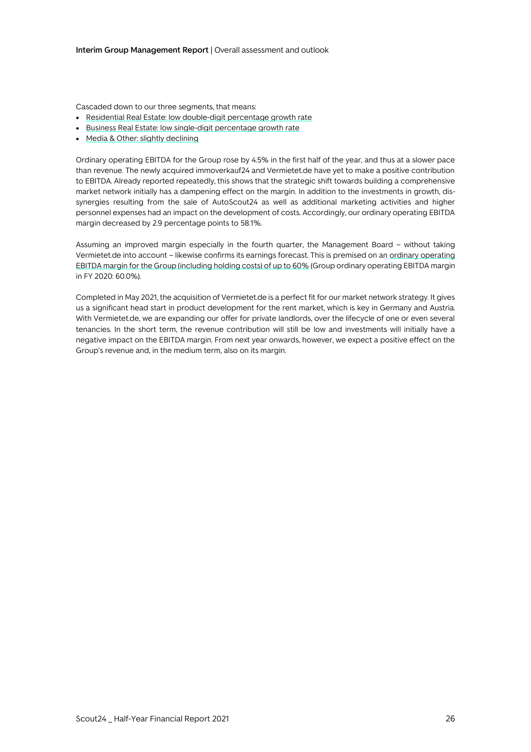Cascaded down to our three segments, that means:

- Residential Real Estate: low double-digit percentage growth rate
- Business Real Estate: low single-digit percentage growth rate
- Media & Other: slightly declining

Ordinary operating EBITDA for the Group rose by 4.5% in the first half of the year, and thus at a slower pace than revenue. The newly acquired immoverkauf24 and Vermietet.de have yet to make a positive contribution to EBITDA. Already reported repeatedly, this shows that the strategic shift towards building a comprehensive market network initially has a dampening effect on the margin. In addition to the investments in growth, dis-synergies resulting from the sale of AutoScout24 as well as additional marketing activities and higher personnel expenses had an impact on the development of costs. Accordingly, our ordinary operating EBITDA margin decreased by 2.9 percentage points to 58.1%.

Assuming an improved margin especially in the fourth quarter, the Management Board – without taking Vermietet.de into account – likewise confirms its earnings forecast. This is premised on an ordinary operating EBITDA margin for the Group (including holding costs) of up to 60% (Group ordinary operating EBITDA margin in FY 2020: 60.0%).

Completed in May 2021, the acquisition of Vermietet.de is a perfect fit for our market network strategy. It gives us a significant head start in product development for the rent market, which is key in Germany and Austria. With Vermietet.de, we are expanding our offer for private landlords, over the lifecycle of one or even several tenancies. In the short term, the revenue contribution will still be low and investments will initially have a negative impact on the EBITDA margin. From next year onwards, however, we expect a positive effect on the Group's revenue and, in the medium term, also on its margin.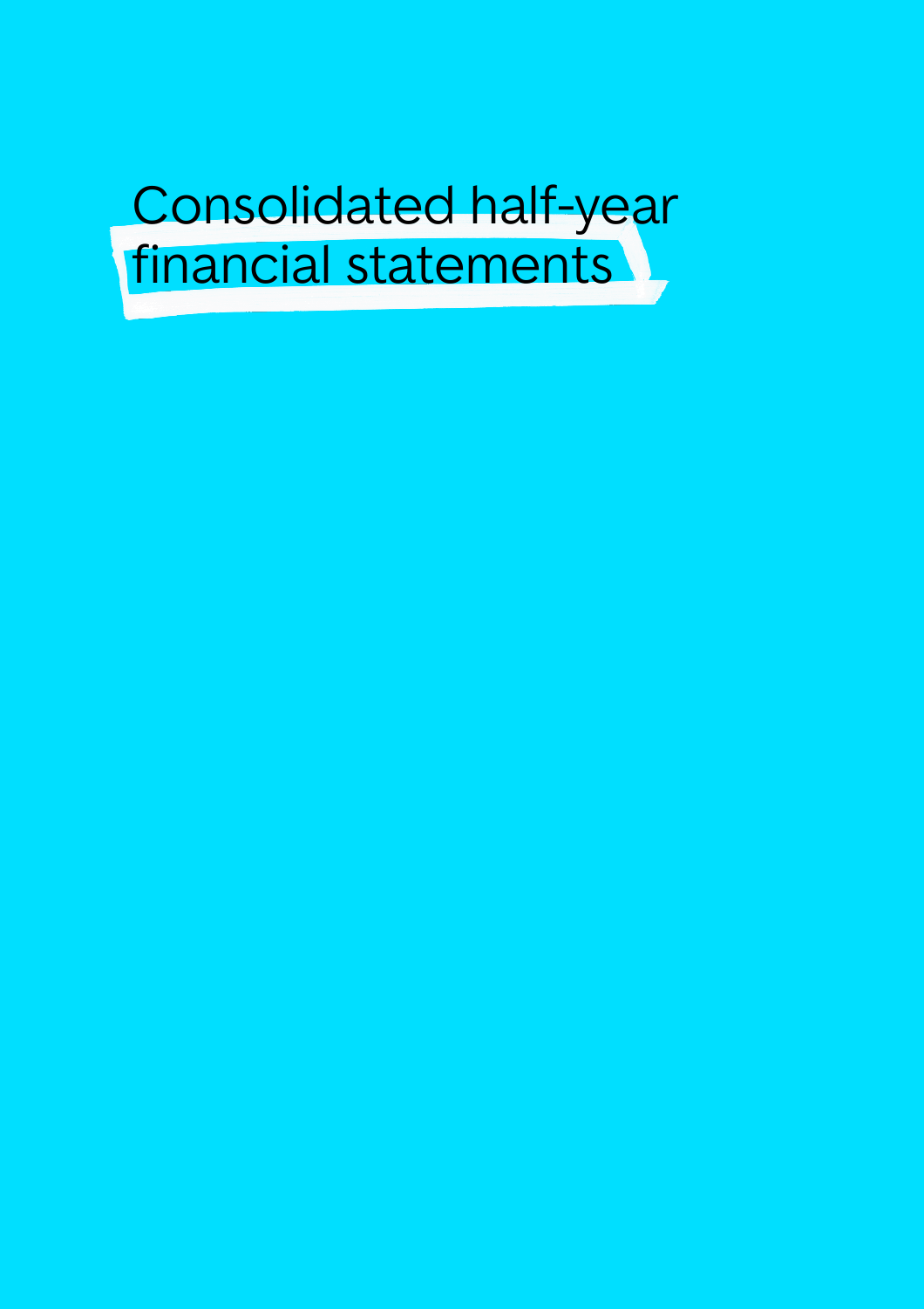# Consolidated half-year financial statements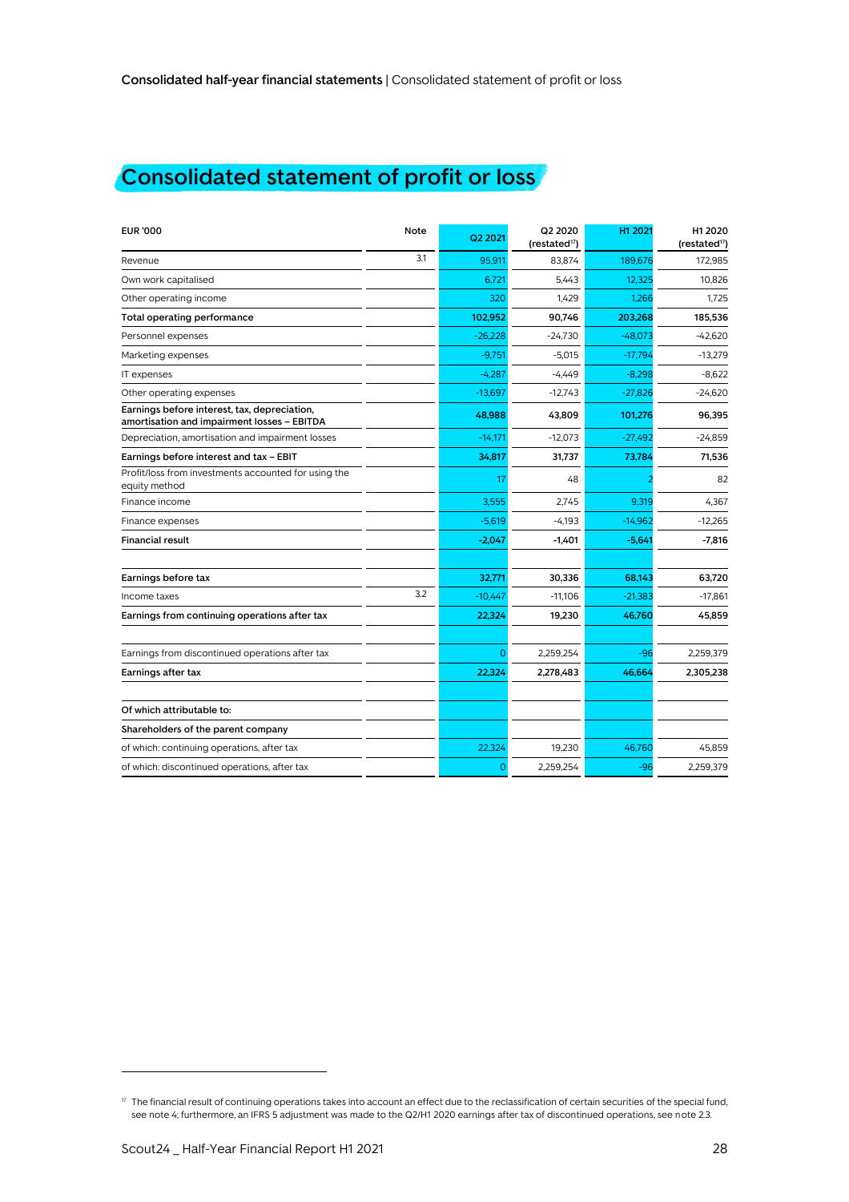# Consolidated statement of profit or loss

| EUR '000 | Note | Q2 2021 | Q2 2020 (restated[17]) | H1 2021 | H1 2020 (restated[17]) |
|---|---|---|---|---|---|
| Revenue | 3.1 | 95,911 | 83,874 | 189,676 | 172,985 |
| Own work capitalised | | 6,721 | 5,443 | 12,325 | 10,826 |
| Other operating income | | 320 | 1,429 | 1,266 | 1,725 |
| **Total operating performance** | | **102,952** | **90,746** | **203,268** | **185,536** |
| Personnel expenses | | -26,228 | -24,730 | -48,073 | -42,620 |
| Marketing expenses | | -9,751 | -5,015 | -17,794 | -13,279 |
| IT expenses | | -4,287 | -4,449 | -8,298 | -8,622 |
| Other operating expenses | | -13,697 | -12,743 | -27,826 | -24,620 |
| **Earnings before interest, tax, depreciation, amortisation and impairment losses – EBITDA** | | **48,988** | **43,809** | **101,276** | **96,395** |
| Depreciation, amortisation and impairment losses | | -14,171 | -12,073 | -27,492 | -24,859 |
| **Earnings before interest and tax – EBIT** | | **34,817** | **31,737** | **73,784** | **71,536** |
| Profit/loss from investments accounted for using the equity method | | 17 | 48 | 2 | 82 |
| Finance income | | 3,555 | 2,745 | 9,319 | 4,367 |
| Finance expenses | | -5,619 | -4,193 | -14,962 | -12,265 |
| **Financial result** | | **-2,047** | **-1,401** | **-5,641** | **-7,816** |
| | | | | | |
| **Earnings before tax** | | **32,771** | **30,336** | **68,143** | **63,720** |
| Income taxes | 3.2 | -10,447 | -11,106 | -21,383 | -17,861 |
| **Earnings from continuing operations after tax** | | **22,324** | **19,230** | **46,760** | **45,859** |
| | | | | | |
| Earnings from discontinued operations after tax | | 0 | 2,259,254 | -96 | 2,259,379 |
| **Earnings after tax** | | **22,324** | **2,278,483** | **46,664** | **2,305,238** |
| | | | | | |
| **Of which attributable to:** | | | | | |
| **Shareholders of the parent company** | | | | | |
| of which: continuing operations, after tax | | 22,324 | 19,230 | 46,760 | 45,859 |
| of which: discontinued operations, after tax | | 0 | 2,259,254 | -96 | 2,259,379 |

[17] The financial result of continuing operations takes into account an effect due to the reclassification of certain securities of the special fund, see note 4; furthermore, an IFRS 5 adjustment was made to the Q2/H1 2020 earnings after tax of discontinued operations, see note 2.3.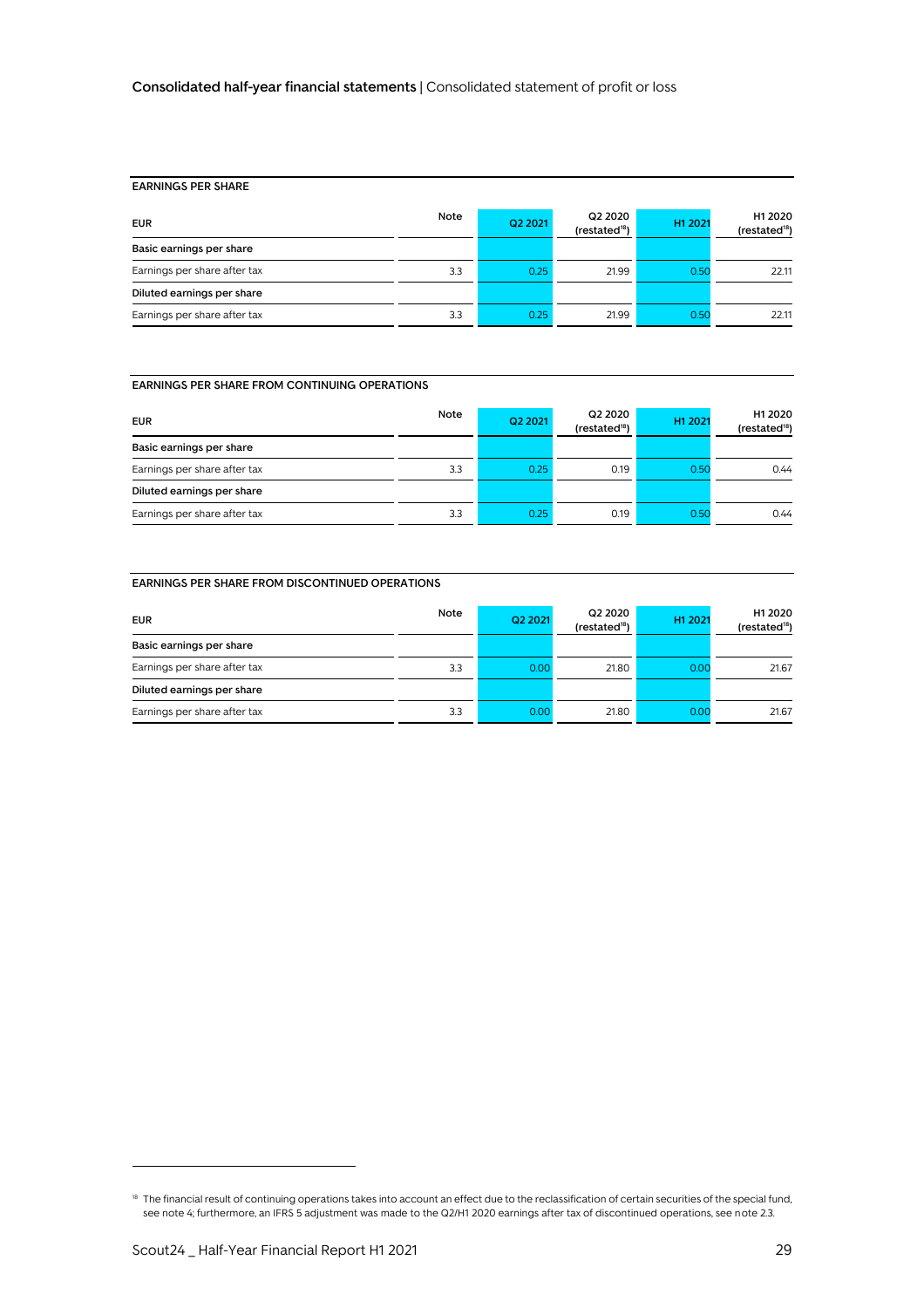## EARNINGS PER SHARE

| EUR | Note | Q2 2021 | Q2 2020 (restated[18]) | H1 2021 | H1 2020 (restated[18]) |
|---|---|---|---|---|---|
| **Basic earnings per share** | | | | | |
| Earnings per share after tax | 3.3 | 0.25 | 21.99 | 0.50 | 22.11 |
| **Diluted earnings per share** | | | | | |
| Earnings per share after tax | 3.3 | 0.25 | 21.99 | 0.50 | 22.11 |

## EARNINGS PER SHARE FROM CONTINUING OPERATIONS

| EUR | Note | Q2 2021 | Q2 2020 (restated[18]) | H1 2021 | H1 2020 (restated[18]) |
|---|---|---|---|---|---|
| **Basic earnings per share** | | | | | |
| Earnings per share after tax | 3.3 | 0.25 | 0.19 | 0.50 | 0.44 |
| **Diluted earnings per share** | | | | | |
| Earnings per share after tax | 3.3 | 0.25 | 0.19 | 0.50 | 0.44 |

## EARNINGS PER SHARE FROM DISCONTINUED OPERATIONS

| EUR | Note | Q2 2021 | Q2 2020 (restated[18]) | H1 2021 | H1 2020 (restated[18]) |
|---|---|---|---|---|---|
| **Basic earnings per share** | | | | | |
| Earnings per share after tax | 3.3 | 0.00 | 21.80 | 0.00 | 21.67 |
| **Diluted earnings per share** | | | | | |
| Earnings per share after tax | 3.3 | 0.00 | 21.80 | 0.00 | 21.67 |

[18] The financial result of continuing operations takes into account an effect due to the reclassification of certain securities of the special fund, see note 4; furthermore, an IFRS 5 adjustment was made to the Q2/H1 2020 earnings after tax of discontinued operations, see note 2.3.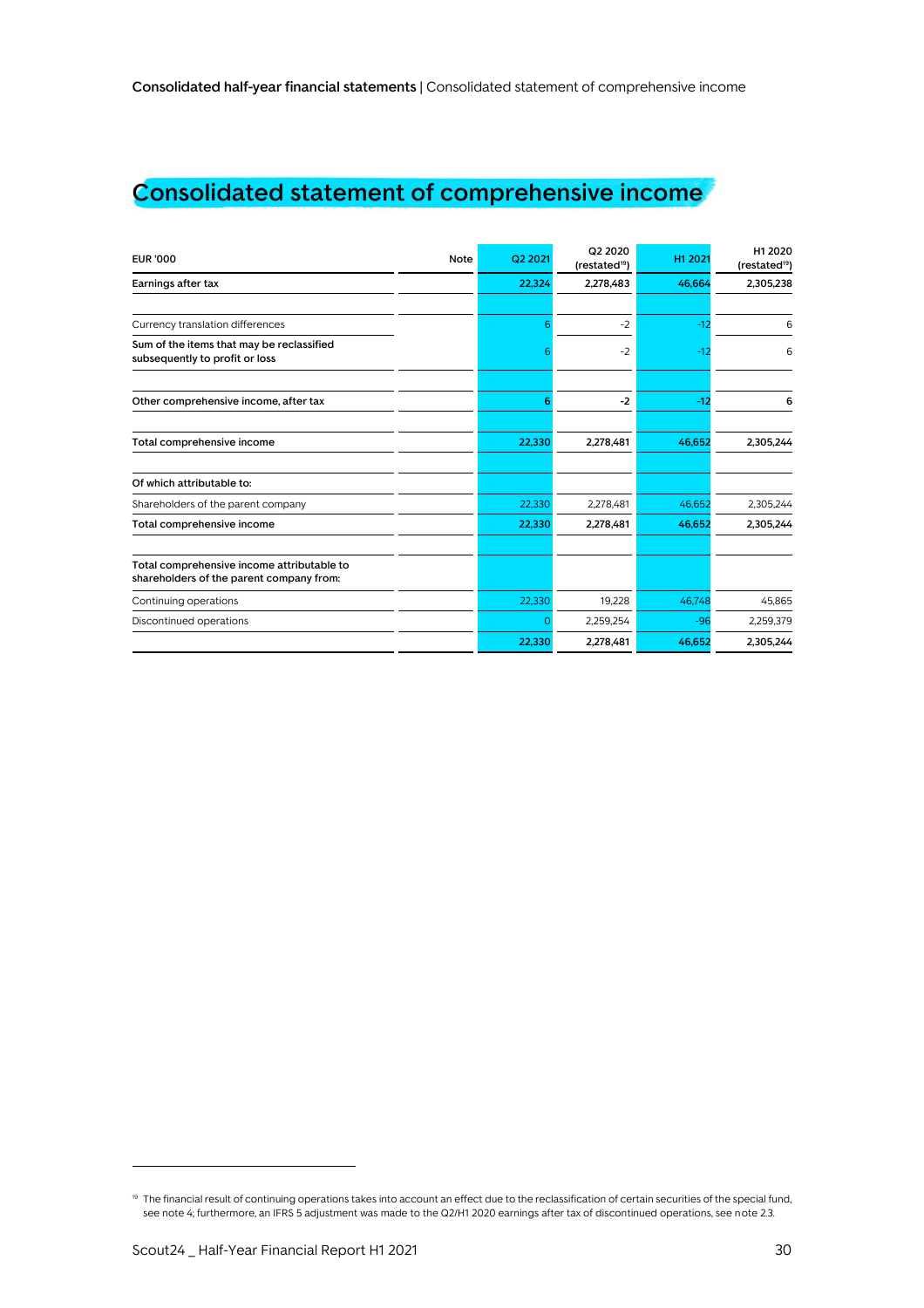# Consolidated statement of comprehensive income

| EUR '000 | Note | Q2 2021 | Q2 2020 (restated[19]) | H1 2021 | H1 2020 (restated[19]) |
|---|---|---|---|---|---|
| **Earnings after tax** | | **22,324** | **2,278,483** | **46,664** | **2,305,238** |
| | | | | | |
| Currency translation differences | | 6 | -2 | -12 | 6 |
| **Sum of the items that may be reclassified subsequently to profit or loss** | | 6 | -2 | -12 | 6 |
| | | | | | |
| **Other comprehensive income, after tax** | | **6** | **-2** | **-12** | **6** |
| | | | | | |
| **Total comprehensive income** | | **22,330** | **2,278,481** | **46,652** | **2,305,244** |
| | | | | | |
| **Of which attributable to:** | | | | | |
| Shareholders of the parent company | | 22,330 | 2,278,481 | 46,652 | 2,305,244 |
| **Total comprehensive income** | | **22,330** | **2,278,481** | **46,652** | **2,305,244** |
| | | | | | |
| **Total comprehensive income attributable to shareholders of the parent company from:** | | | | | |
| Continuing operations | | 22,330 | 19,228 | 46,748 | 45,865 |
| Discontinued operations | | 0 | 2,259,254 | -96 | 2,259,379 |
| | | **22,330** | **2,278,481** | **46,652** | **2,305,244** |

[19] The financial result of continuing operations takes into account an effect due to the reclassification of certain securities of the special fund, see note 4; furthermore, an IFRS 5 adjustment was made to the Q2/H1 2020 earnings after tax of discontinued operations, see note 2.3.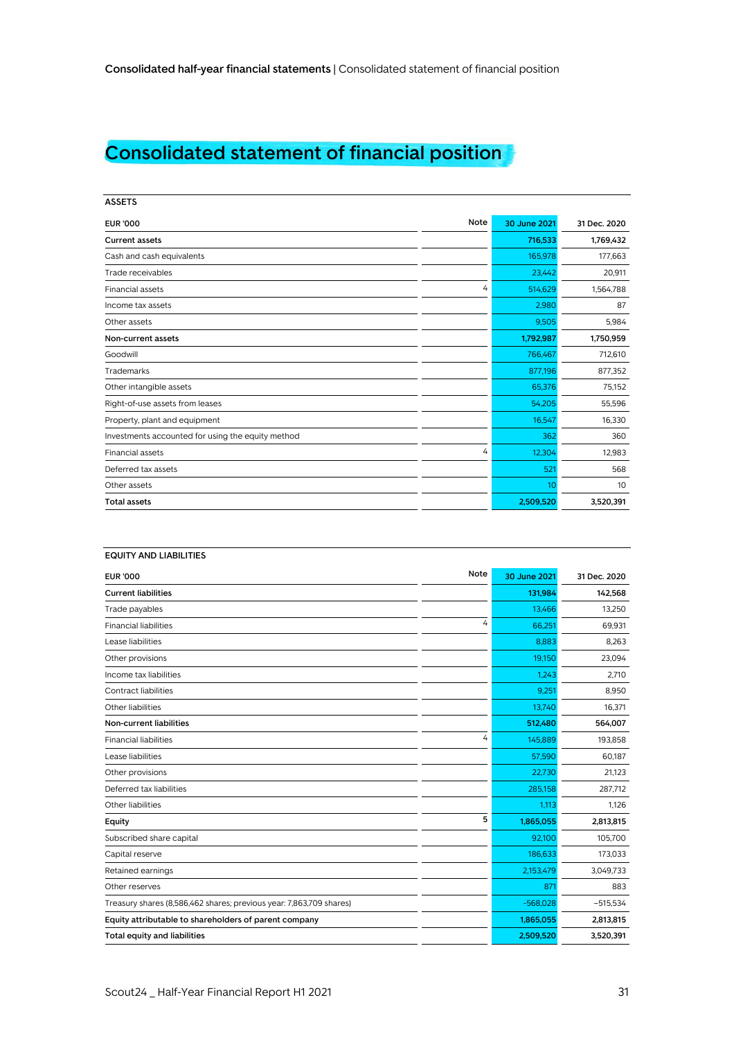# Consolidated statement of financial position

## ASSETS

| EUR '000 | Note | 30 June 2021 | 31 Dec. 2020 |
|---|---|---|---|
| **Current assets** | | **716,533** | **1,769,432** |
| Cash and cash equivalents | | 165,978 | 177,663 |
| Trade receivables | | 23,442 | 20,911 |
| Financial assets | 4 | 514,629 | 1,564,788 |
| Income tax assets | | 2,980 | 87 |
| Other assets | | 9,505 | 5,984 |
| **Non-current assets** | | **1,792,987** | **1,750,959** |
| Goodwill | | 766,467 | 712,610 |
| Trademarks | | 877,196 | 877,352 |
| Other intangible assets | | 65,376 | 75,152 |
| Right-of-use assets from leases | | 54,205 | 55,596 |
| Property, plant and equipment | | 16,547 | 16,330 |
| Investments accounted for using the equity method | | 362 | 360 |
| Financial assets | 4 | 12,304 | 12,983 |
| Deferred tax assets | | 521 | 568 |
| Other assets | | 10 | 10 |
| **Total assets** | | **2,509,520** | **3,520,391** |

## EQUITY AND LIABILITIES

| EUR '000 | Note | 30 June 2021 | 31 Dec. 2020 |
|---|---|---|---|
| **Current liabilities** | | **131,984** | **142,568** |
| Trade payables | | 13,466 | 13,250 |
| Financial liabilities | 4 | 66,251 | 69,931 |
| Lease liabilities | | 8,883 | 8,263 |
| Other provisions | | 19,150 | 23,094 |
| Income tax liabilities | | 1,243 | 2,710 |
| Contract liabilities | | 9,251 | 8,950 |
| Other liabilities | | 13,740 | 16,371 |
| **Non-current liabilities** | | **512,480** | **564,007** |
| Financial liabilities | 4 | 145,889 | 193,858 |
| Lease liabilities | | 57,590 | 60,187 |
| Other provisions | | 22,730 | 21,123 |
| Deferred tax liabilities | | 285,158 | 287,712 |
| Other liabilities | | 1,113 | 1,126 |
| **Equity** | 5 | **1,865,055** | **2,813,815** |
| Subscribed share capital | | 92,100 | 105,700 |
| Capital reserve | | 186,633 | 173,033 |
| Retained earnings | | 2,153,479 | 3,049,733 |
| Other reserves | | 871 | 883 |
| Treasury shares (8,586,462 shares; previous year: 7,863,709 shares) | | -568,028 | −515,534 |
| **Equity attributable to shareholders of parent company** | | **1,865,055** | **2,813,815** |
| **Total equity and liabilities** | | **2,509,520** | **3,520,391** |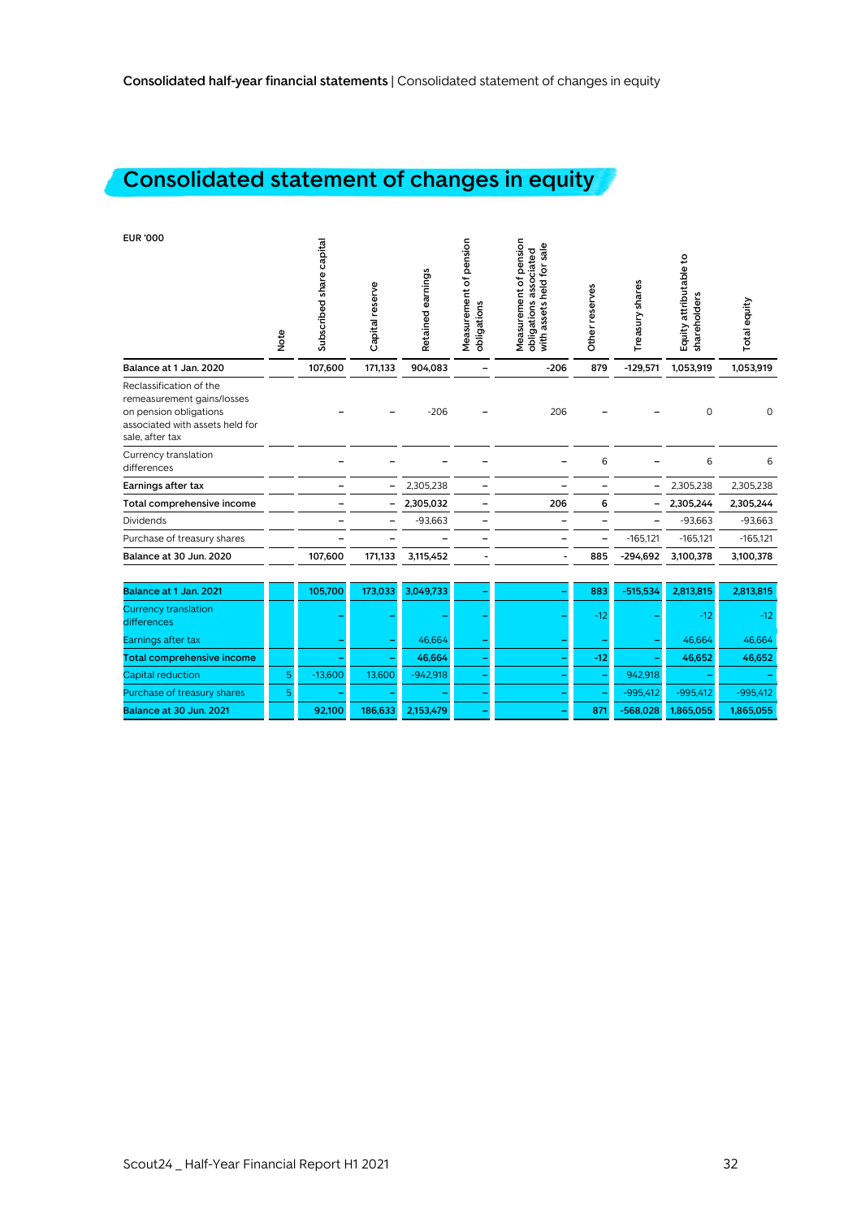# Consolidated statement of changes in equity

| EUR '000 | Note | Subscribed share capital | Capital reserve | Retained earnings | Measurement of pension obligations | Measurement of pension obligations associated with assets held for sale | Other reserves | Treasury shares | Equity attributable to shareholders | Total equity |
|---|---|---|---|---|---|---|---|---|---|---|
| **Balance at 1 Jan. 2020** | | 107,600 | 171,133 | 904,083 | – | -206 | 879 | -129,571 | 1,053,919 | 1,053,919 |
| Reclassification of the remeasurement gains/losses on pension obligations associated with assets held for sale, after tax | | – | – | -206 | – | 206 | – | – | 0 | 0 |
| Currency translation differences | | – | – | – | – | – | 6 | – | 6 | 6 |
| **Earnings after tax** | | – | – | 2,305,238 | – | – | – | – | 2,305,238 | 2,305,238 |
| **Total comprehensive income** | | – | – | 2,305,032 | – | 206 | 6 | – | 2,305,244 | 2,305,244 |
| Dividends | | – | – | -93,663 | – | – | – | – | -93,663 | -93,663 |
| Purchase of treasury shares | | – | – | – | – | – | – | -165,121 | -165,121 | -165,121 |
| **Balance at 30 Jun. 2020** | | 107,600 | 171,133 | 3,115,452 | - | - | 885 | -294,692 | 3,100,378 | 3,100,378 |
| | | | | | | | | | | |
| **Balance at 1 Jan. 2021** | | 105,700 | 173,033 | 3,049,733 | – | – | 883 | -515,534 | 2,813,815 | 2,813,815 |
| Currency translation differences | | – | – | – | – | – | -12 | – | -12 | -12 |
| Earnings after tax | | – | – | 46,664 | – | – | – | – | 46,664 | 46,664 |
| **Total comprehensive income** | | – | – | 46,664 | – | – | -12 | – | 46,652 | 46,652 |
| Capital reduction | 5 | -13,600 | 13,600 | -942,918 | – | – | – | 942,918 | – | – |
| Purchase of treasury shares | 5 | – | – | – | – | – | – | -995,412 | -995,412 | -995,412 |
| **Balance at 30 Jun. 2021** | | 92,100 | 186,633 | 2,153,479 | – | – | 871 | -568,028 | 1,865,055 | 1,865,055 |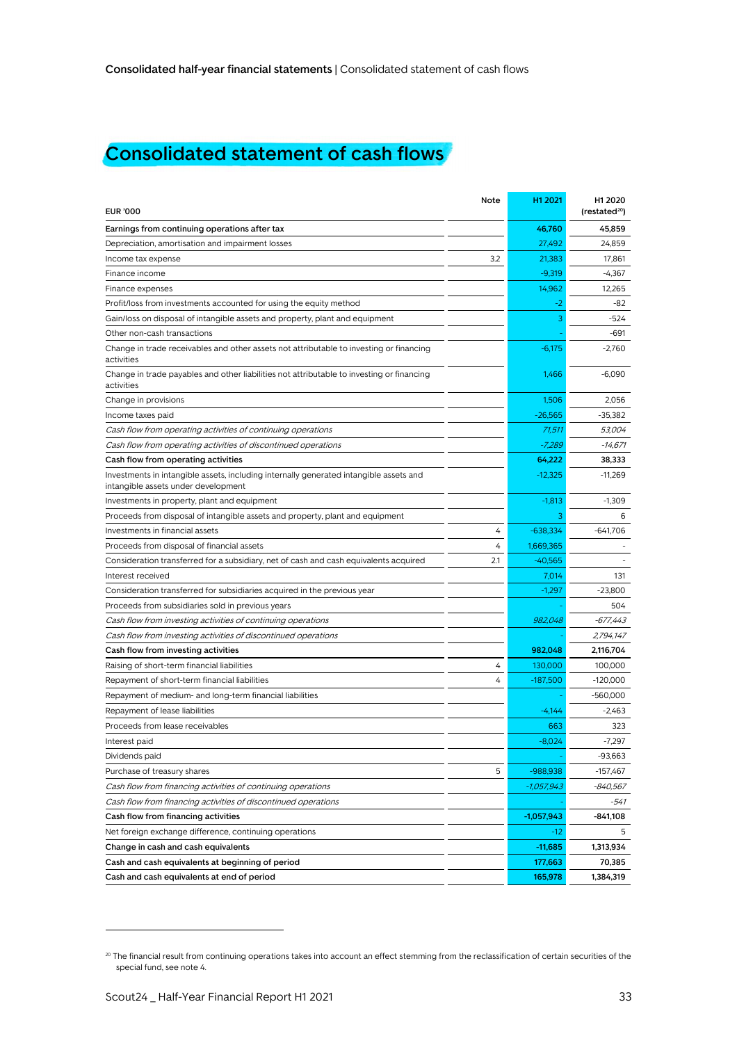# Consolidated statement of cash flows

| EUR '000 | Note | H1 2021 | H1 2020 (restated[20]) |
|---|---|---|---|
| **Earnings from continuing operations after tax** | | **46,760** | **45,859** |
| Depreciation, amortisation and impairment losses | | 27,492 | 24,859 |
| Income tax expense | 3.2 | 21,383 | 17,861 |
| Finance income | | -9,319 | -4,367 |
| Finance expenses | | 14,962 | 12,265 |
| Profit/loss from investments accounted for using the equity method | | -2 | -82 |
| Gain/loss on disposal of intangible assets and property, plant and equipment | | 3 | -524 |
| Other non-cash transactions | | - | -691 |
| Change in trade receivables and other assets not attributable to investing or financing activities | | -6,175 | -2,760 |
| Change in trade payables and other liabilities not attributable to investing or financing activities | | 1,466 | -6,090 |
| Change in provisions | | 1,506 | 2,056 |
| Income taxes paid | | -26,565 | -35,382 |
| *Cash flow from operating activities of continuing operations* | | *71,511* | *53,004* |
| *Cash flow from operating activities of discontinued operations* | | *-7,289* | *-14,671* |
| **Cash flow from operating activities** | | **64,222** | **38,333** |
| Investments in intangible assets, including internally generated intangible assets and intangible assets under development | | -12,325 | -11,269 |
| Investments in property, plant and equipment | | -1,813 | -1,309 |
| Proceeds from disposal of intangible assets and property, plant and equipment | | 3 | 6 |
| Investments in financial assets | 4 | -638,334 | -641,706 |
| Proceeds from disposal of financial assets | 4 | 1,669,365 | - |
| Consideration transferred for a subsidiary, net of cash and cash equivalents acquired | 2.1 | -40,565 | - |
| Interest received | | 7,014 | 131 |
| Consideration transferred for subsidiaries acquired in the previous year | | -1,297 | -23,800 |
| Proceeds from subsidiaries sold in previous years | | - | 504 |
| *Cash flow from investing activities of continuing operations* | | *982,048* | *-677,443* |
| *Cash flow from investing activities of discontinued operations* | | *-* | *2,794,147* |
| **Cash flow from investing activities** | | **982,048** | **2,116,704** |
| Raising of short-term financial liabilities | 4 | 130,000 | 100,000 |
| Repayment of short-term financial liabilities | 4 | -187,500 | -120,000 |
| Repayment of medium- and long-term financial liabilities | | - | -560,000 |
| Repayment of lease liabilities | | -4,144 | -2,463 |
| Proceeds from lease receivables | | 663 | 323 |
| Interest paid | | -8,024 | -7,297 |
| Dividends paid | | - | -93,663 |
| Purchase of treasury shares | 5 | -988,938 | -157,467 |
| *Cash flow from financing activities of continuing operations* | | *-1,057,943* | *-840,567* |
| *Cash flow from financing activities of discontinued operations* | | *-* | *-541* |
| **Cash flow from financing activities** | | **-1,057,943** | **-841,108** |
| Net foreign exchange difference, continuing operations | | -12 | 5 |
| **Change in cash and cash equivalents** | | **-11,685** | **1,313,934** |
| **Cash and cash equivalents at beginning of period** | | **177,663** | **70,385** |
| **Cash and cash equivalents at end of period** | | **165,978** | **1,384,319** |

[20] The financial result from continuing operations takes into account an effect stemming from the reclassification of certain securities of the special fund, see note 4.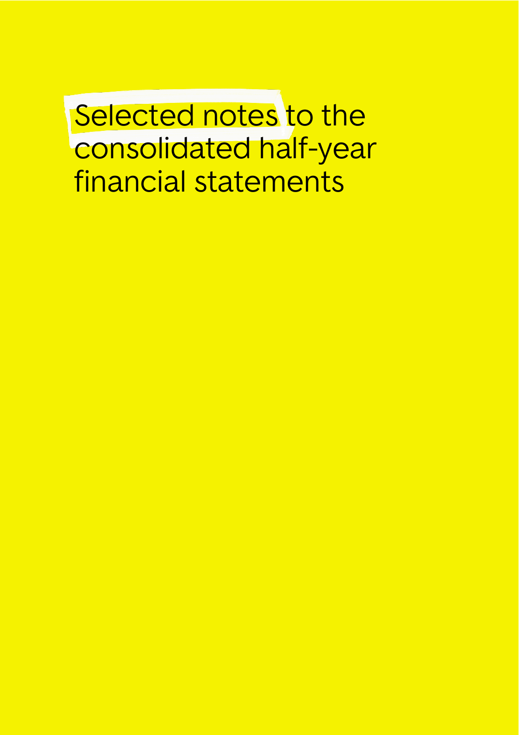# Selected notes to the consolidated half-year financial statements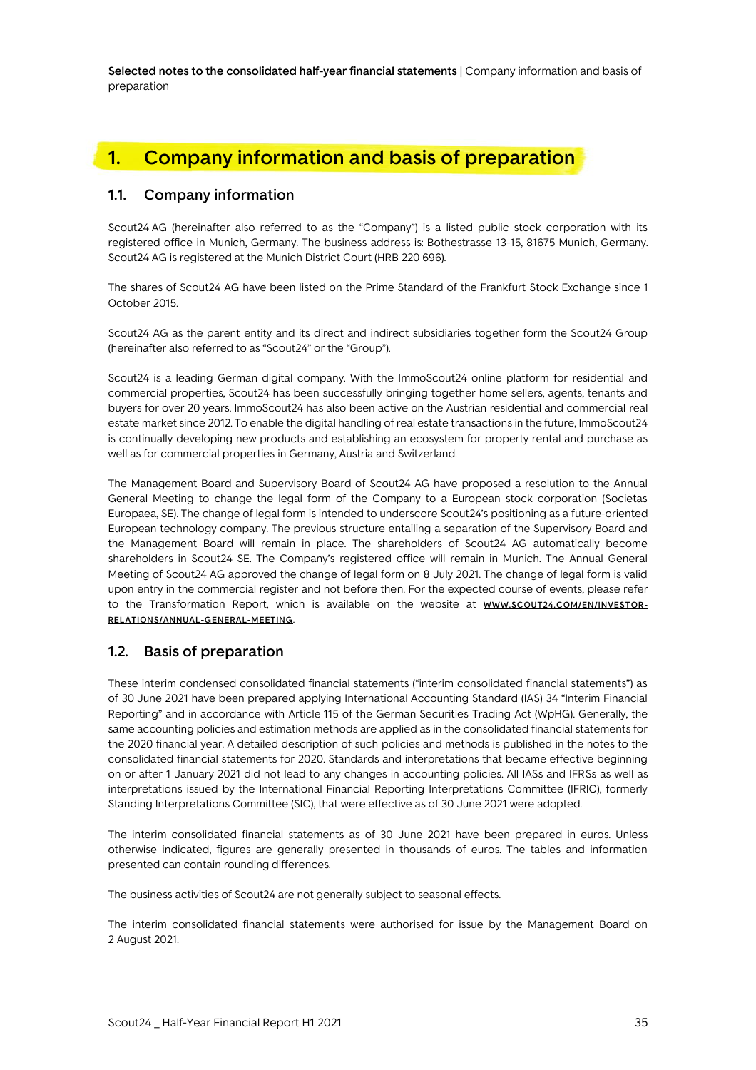# 1. Company information and basis of preparation

## 1.1. Company information

Scout24 AG (hereinafter also referred to as the "Company") is a listed public stock corporation with its registered office in Munich, Germany. The business address is: Bothestrasse 13-15, 81675 Munich, Germany. Scout24 AG is registered at the Munich District Court (HRB 220 696).

The shares of Scout24 AG have been listed on the Prime Standard of the Frankfurt Stock Exchange since 1 October 2015.

Scout24 AG as the parent entity and its direct and indirect subsidiaries together form the Scout24 Group (hereinafter also referred to as "Scout24" or the "Group").

Scout24 is a leading German digital company. With the ImmoScout24 online platform for residential and commercial properties, Scout24 has been successfully bringing together home sellers, agents, tenants and buyers for over 20 years. ImmoScout24 has also been active on the Austrian residential and commercial real estate market since 2012. To enable the digital handling of real estate transactions in the future, ImmoScout24 is continually developing new products and establishing an ecosystem for property rental and purchase as well as for commercial properties in Germany, Austria and Switzerland.

The Management Board and Supervisory Board of Scout24 AG have proposed a resolution to the Annual General Meeting to change the legal form of the Company to a European stock corporation (Societas Europaea, SE). The change of legal form is intended to underscore Scout24's positioning as a future-oriented European technology company. The previous structure entailing a separation of the Supervisory Board and the Management Board will remain in place. The shareholders of Scout24 AG automatically become shareholders in Scout24 SE. The Company's registered office will remain in Munich. The Annual General Meeting of Scout24 AG approved the change of legal form on 8 July 2021. The change of legal form is valid upon entry in the commercial register and not before then. For the expected course of events, please refer to the Transformation Report, which is available on the website at **WWW.SCOUT24.COM/EN/INVESTOR-RELATIONS/ANNUAL-GENERAL-MEETING**.

## 1.2. Basis of preparation

These interim condensed consolidated financial statements ("interim consolidated financial statements") as of 30 June 2021 have been prepared applying International Accounting Standard (IAS) 34 "Interim Financial Reporting" and in accordance with Article 115 of the German Securities Trading Act (WpHG). Generally, the same accounting policies and estimation methods are applied as in the consolidated financial statements for the 2020 financial year. A detailed description of such policies and methods is published in the notes to the consolidated financial statements for 2020. Standards and interpretations that became effective beginning on or after 1 January 2021 did not lead to any changes in accounting policies. All IASs and IFRSs as well as interpretations issued by the International Financial Reporting Interpretations Committee (IFRIC), formerly Standing Interpretations Committee (SIC), that were effective as of 30 June 2021 were adopted.

The interim consolidated financial statements as of 30 June 2021 have been prepared in euros. Unless otherwise indicated, figures are generally presented in thousands of euros. The tables and information presented can contain rounding differences.

The business activities of Scout24 are not generally subject to seasonal effects.

The interim consolidated financial statements were authorised for issue by the Management Board on 2 August 2021.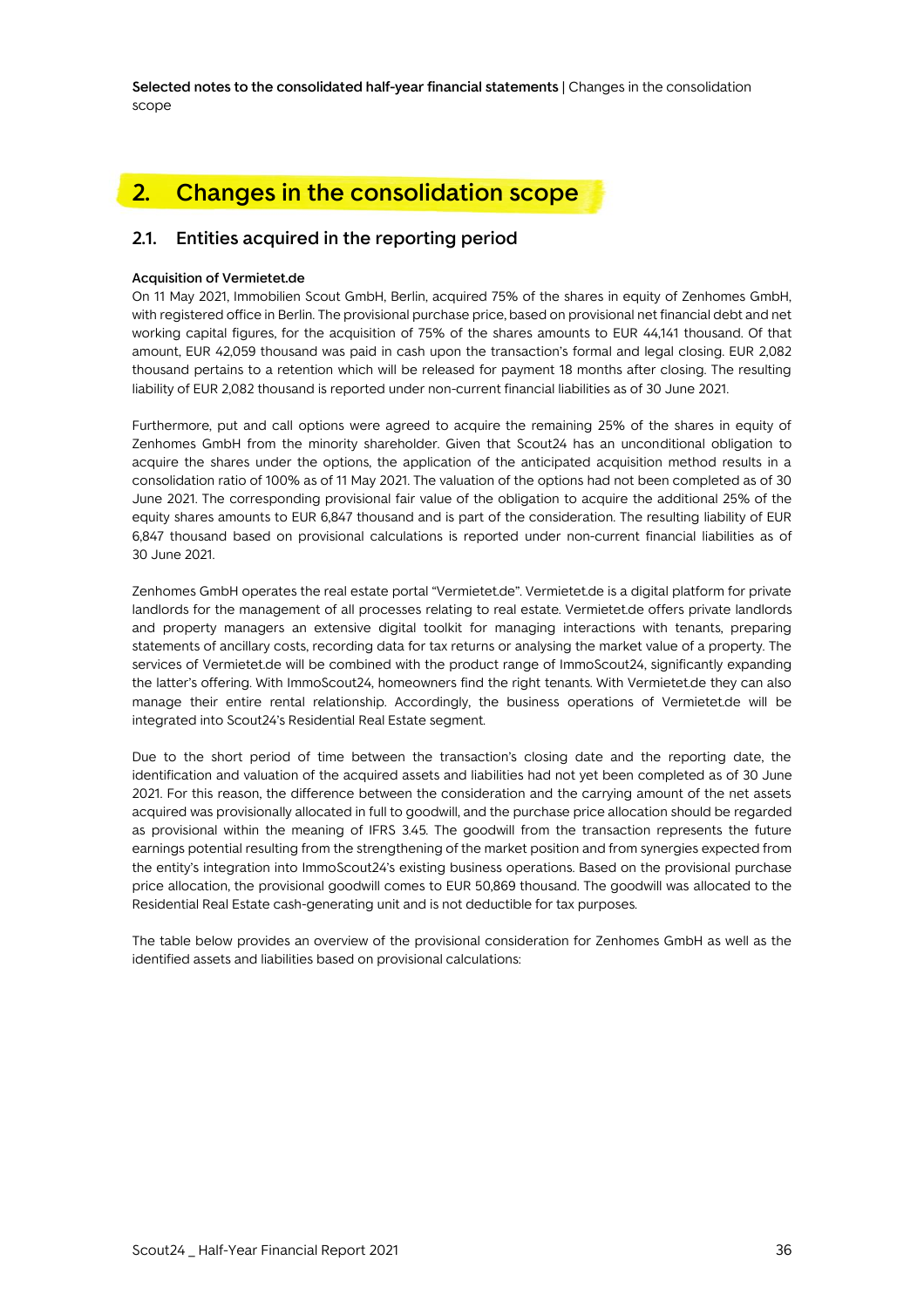## 2. Changes in the consolidation scope

### 2.1. Entities acquired in the reporting period

**Acquisition of Vermietet.de**

On 11 May 2021, Immobilien Scout GmbH, Berlin, acquired 75% of the shares in equity of Zenhomes GmbH, with registered office in Berlin. The provisional purchase price, based on provisional net financial debt and net working capital figures, for the acquisition of 75% of the shares amounts to EUR 44,141 thousand. Of that amount, EUR 42,059 thousand was paid in cash upon the transaction's formal and legal closing. EUR 2,082 thousand pertains to a retention which will be released for payment 18 months after closing. The resulting liability of EUR 2,082 thousand is reported under non-current financial liabilities as of 30 June 2021.

Furthermore, put and call options were agreed to acquire the remaining 25% of the shares in equity of Zenhomes GmbH from the minority shareholder. Given that Scout24 has an unconditional obligation to acquire the shares under the options, the application of the anticipated acquisition method results in a consolidation ratio of 100% as of 11 May 2021. The valuation of the options had not been completed as of 30 June 2021. The corresponding provisional fair value of the obligation to acquire the additional 25% of the equity shares amounts to EUR 6,847 thousand and is part of the consideration. The resulting liability of EUR 6,847 thousand based on provisional calculations is reported under non-current financial liabilities as of 30 June 2021.

Zenhomes GmbH operates the real estate portal "Vermietet.de". Vermietet.de is a digital platform for private landlords for the management of all processes relating to real estate. Vermietet.de offers private landlords and property managers an extensive digital toolkit for managing interactions with tenants, preparing statements of ancillary costs, recording data for tax returns or analysing the market value of a property. The services of Vermietet.de will be combined with the product range of ImmoScout24, significantly expanding the latter's offering. With ImmoScout24, homeowners find the right tenants. With Vermietet.de they can also manage their entire rental relationship. Accordingly, the business operations of Vermietet.de will be integrated into Scout24's Residential Real Estate segment.

Due to the short period of time between the transaction's closing date and the reporting date, the identification and valuation of the acquired assets and liabilities had not yet been completed as of 30 June 2021. For this reason, the difference between the consideration and the carrying amount of the net assets acquired was provisionally allocated in full to goodwill, and the purchase price allocation should be regarded as provisional within the meaning of IFRS 3.45. The goodwill from the transaction represents the future earnings potential resulting from the strengthening of the market position and from synergies expected from the entity's integration into ImmoScout24's existing business operations. Based on the provisional purchase price allocation, the provisional goodwill comes to EUR 50,869 thousand. The goodwill was allocated to the Residential Real Estate cash-generating unit and is not deductible for tax purposes.

The table below provides an overview of the provisional consideration for Zenhomes GmbH as well as the identified assets and liabilities based on provisional calculations: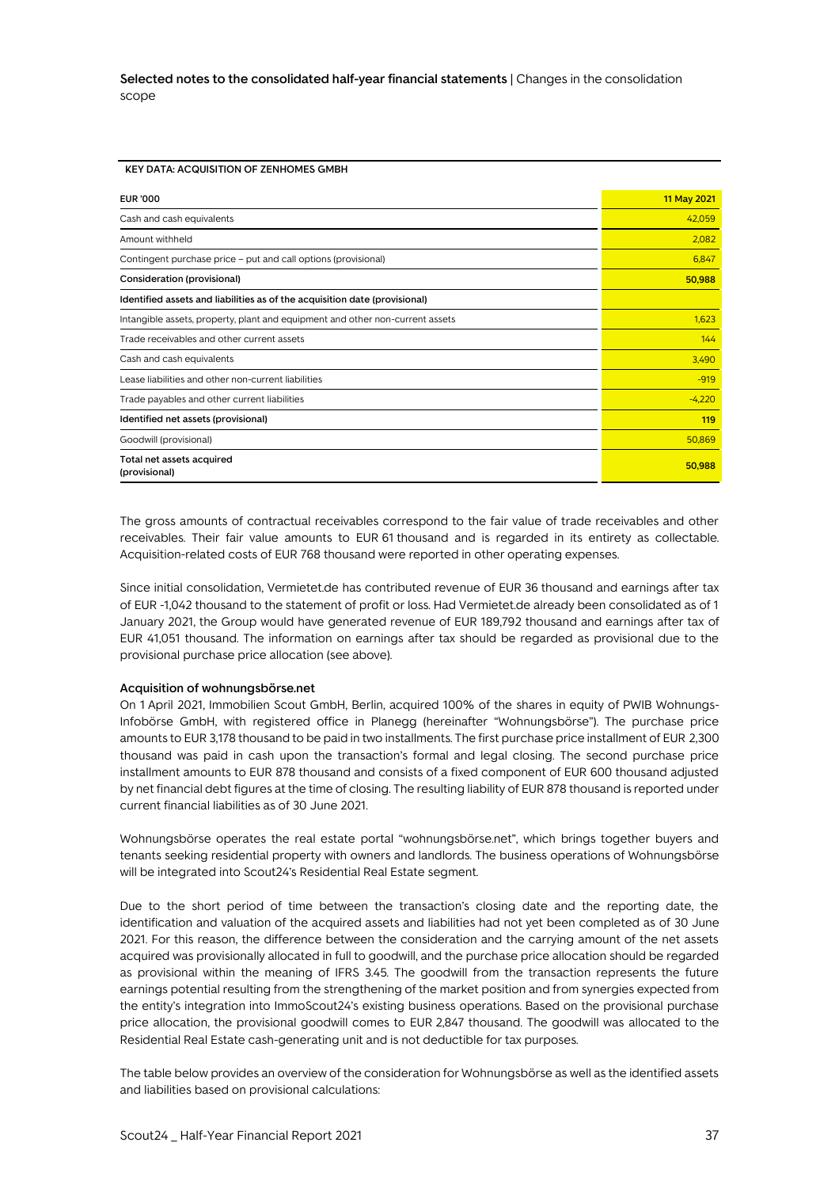**KEY DATA: ACQUISITION OF ZENHOMES GMBH**

| EUR '000 | 11 May 2021 |
|---|---|
| Cash and cash equivalents | 42,059 |
| Amount withheld | 2,082 |
| Contingent purchase price – put and call options (provisional) | 6,847 |
| **Consideration (provisional)** | **50,988** |
| **Identified assets and liabilities as of the acquisition date (provisional)** | |
| Intangible assets, property, plant and equipment and other non-current assets | 1,623 |
| Trade receivables and other current assets | 144 |
| Cash and cash equivalents | 3,490 |
| Lease liabilities and other non-current liabilities | -919 |
| Trade payables and other current liabilities | -4,220 |
| **Identified net assets (provisional)** | **119** |
| Goodwill (provisional) | 50,869 |
| **Total net assets acquired (provisional)** | **50,988** |

The gross amounts of contractual receivables correspond to the fair value of trade receivables and other receivables. Their fair value amounts to EUR 61 thousand and is regarded in its entirety as collectable. Acquisition-related costs of EUR 768 thousand were reported in other operating expenses.

Since initial consolidation, Vermietet.de has contributed revenue of EUR 36 thousand and earnings after tax of EUR -1,042 thousand to the statement of profit or loss. Had Vermietet.de already been consolidated as of 1 January 2021, the Group would have generated revenue of EUR 189,792 thousand and earnings after tax of EUR 41,051 thousand. The information on earnings after tax should be regarded as provisional due to the provisional purchase price allocation (see above).

**Acquisition of wohnungsbörse.net**

On 1 April 2021, Immobilien Scout GmbH, Berlin, acquired 100% of the shares in equity of PWIB Wohnungs-Infobörse GmbH, with registered office in Planegg (hereinafter "Wohnungsbörse"). The purchase price amounts to EUR 3,178 thousand to be paid in two installments. The first purchase price installment of EUR 2,300 thousand was paid in cash upon the transaction's formal and legal closing. The second purchase price installment amounts to EUR 878 thousand and consists of a fixed component of EUR 600 thousand adjusted by net financial debt figures at the time of closing. The resulting liability of EUR 878 thousand is reported under current financial liabilities as of 30 June 2021.

Wohnungsbörse operates the real estate portal "wohnungsbörse.net", which brings together buyers and tenants seeking residential property with owners and landlords. The business operations of Wohnungsbörse will be integrated into Scout24's Residential Real Estate segment.

Due to the short period of time between the transaction's closing date and the reporting date, the identification and valuation of the acquired assets and liabilities had not yet been completed as of 30 June 2021. For this reason, the difference between the consideration and the carrying amount of the net assets acquired was provisionally allocated in full to goodwill, and the purchase price allocation should be regarded as provisional within the meaning of IFRS 3.45. The goodwill from the transaction represents the future earnings potential resulting from the strengthening of the market position and from synergies expected from the entity's integration into ImmoScout24's existing business operations. Based on the provisional purchase price allocation, the provisional goodwill comes to EUR 2,847 thousand. The goodwill was allocated to the Residential Real Estate cash-generating unit and is not deductible for tax purposes.

The table below provides an overview of the consideration for Wohnungsbörse as well as the identified assets and liabilities based on provisional calculations: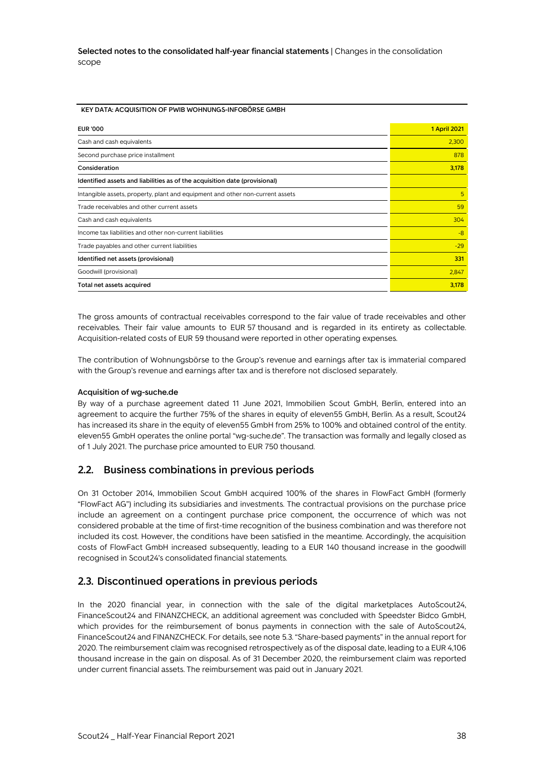**KEY DATA: ACQUISITION OF PWIB WOHNUNGS-INFOBÖRSE GMBH**

| EUR '000 | 1 April 2021 |
|---|---|
| Cash and cash equivalents | 2,300 |
| Second purchase price installment | 878 |
| **Consideration** | **3,178** |
| **Identified assets and liabilities as of the acquisition date (provisional)** | |
| Intangible assets, property, plant and equipment and other non-current assets | 5 |
| Trade receivables and other current assets | 59 |
| Cash and cash equivalents | 304 |
| Income tax liabilities and other non-current liabilities | -8 |
| Trade payables and other current liabilities | -29 |
| **Identified net assets (provisional)** | **331** |
| Goodwill (provisional) | 2,847 |
| **Total net assets acquired** | **3,178** |

The gross amounts of contractual receivables correspond to the fair value of trade receivables and other receivables. Their fair value amounts to EUR 57 thousand and is regarded in its entirety as collectable. Acquisition-related costs of EUR 59 thousand were reported in other operating expenses.

The contribution of Wohnungsbörse to the Group's revenue and earnings after tax is immaterial compared with the Group's revenue and earnings after tax and is therefore not disclosed separately.

**Acquisition of wg-suche.de**

By way of a purchase agreement dated 11 June 2021, Immobilien Scout GmbH, Berlin, entered into an agreement to acquire the further 75% of the shares in equity of eleven55 GmbH, Berlin. As a result, Scout24 has increased its share in the equity of eleven55 GmbH from 25% to 100% and obtained control of the entity. eleven55 GmbH operates the online portal "wg-suche.de". The transaction was formally and legally closed as of 1 July 2021. The purchase price amounted to EUR 750 thousand.

## 2.2. Business combinations in previous periods

On 31 October 2014, Immobilien Scout GmbH acquired 100% of the shares in FlowFact GmbH (formerly "FlowFact AG") including its subsidiaries and investments. The contractual provisions on the purchase price include an agreement on a contingent purchase price component, the occurrence of which was not considered probable at the time of first-time recognition of the business combination and was therefore not included its cost. However, the conditions have been satisfied in the meantime. Accordingly, the acquisition costs of FlowFact GmbH increased subsequently, leading to a EUR 140 thousand increase in the goodwill recognised in Scout24's consolidated financial statements.

## 2.3. Discontinued operations in previous periods

In the 2020 financial year, in connection with the sale of the digital marketplaces AutoScout24, FinanceScout24 and FINANZCHECK, an additional agreement was concluded with Speedster Bidco GmbH, which provides for the reimbursement of bonus payments in connection with the sale of AutoScout24, FinanceScout24 and FINANZCHECK. For details, see note 5.3. "Share-based payments" in the annual report for 2020. The reimbursement claim was recognised retrospectively as of the disposal date, leading to a EUR 4,106 thousand increase in the gain on disposal. As of 31 December 2020, the reimbursement claim was reported under current financial assets. The reimbursement was paid out in January 2021.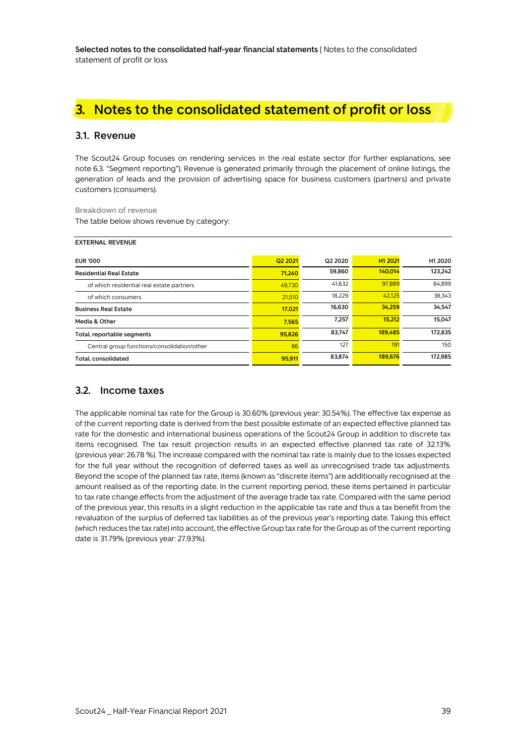# 3. Notes to the consolidated statement of profit or loss

## 3.1. Revenue

The Scout24 Group focuses on rendering services in the real estate sector (for further explanations, see note 6.3. "Segment reporting"). Revenue is generated primarily through the placement of online listings, the generation of leads and the provision of advertising space for business customers (partners) and private customers (consumers).

Breakdown of revenue

The table below shows revenue by category:

**EXTERNAL REVENUE**

| EUR '000 | Q2 2021 | Q2 2020 | H1 2021 | H1 2020 |
|---|---|---|---|---|
| **Residential Real Estate** | 71,240 | 59,860 | 140,014 | 123,242 |
| of which residential real estate partners | 49,730 | 41,632 | 97,889 | 84,899 |
| of which consumers | 21,510 | 18,229 | 42,125 | 38,343 |
| **Business Real Estate** | 17,021 | 16,630 | 34,259 | 34,547 |
| **Media & Other** | 7,565 | 7,257 | 15,212 | 15,047 |
| **Total, reportable segments** | 95,826 | 83,747 | 189,485 | 172,835 |
| Central group functions/consolidation/other | 86 | 127 | 191 | 150 |
| **Total, consolidated** | 95,911 | 83,874 | 189,676 | 172,985 |

## 3.2. Income taxes

The applicable nominal tax rate for the Group is 30.60% (previous year: 30.54%). The effective tax expense as of the current reporting date is derived from the best possible estimate of an expected effective planned tax rate for the domestic and international business operations of the Scout24 Group in addition to discrete tax items recognised. The tax result projection results in an expected effective planned tax rate of 32.13% (previous year: 26.78 %). The increase compared with the nominal tax rate is mainly due to the losses expected for the full year without the recognition of deferred taxes as well as unrecognised trade tax adjustments. Beyond the scope of the planned tax rate, items (known as "discrete items") are additionally recognised at the amount realised as of the reporting date. In the current reporting period, these items pertained in particular to tax rate change effects from the adjustment of the average trade tax rate. Compared with the same period of the previous year, this results in a slight reduction in the applicable tax rate and thus a tax benefit from the revaluation of the surplus of deferred tax liabilities as of the previous year's reporting date. Taking this effect (which reduces the tax rate) into account, the effective Group tax rate for the Group as of the current reporting date is 31.79% (previous year: 27.93%).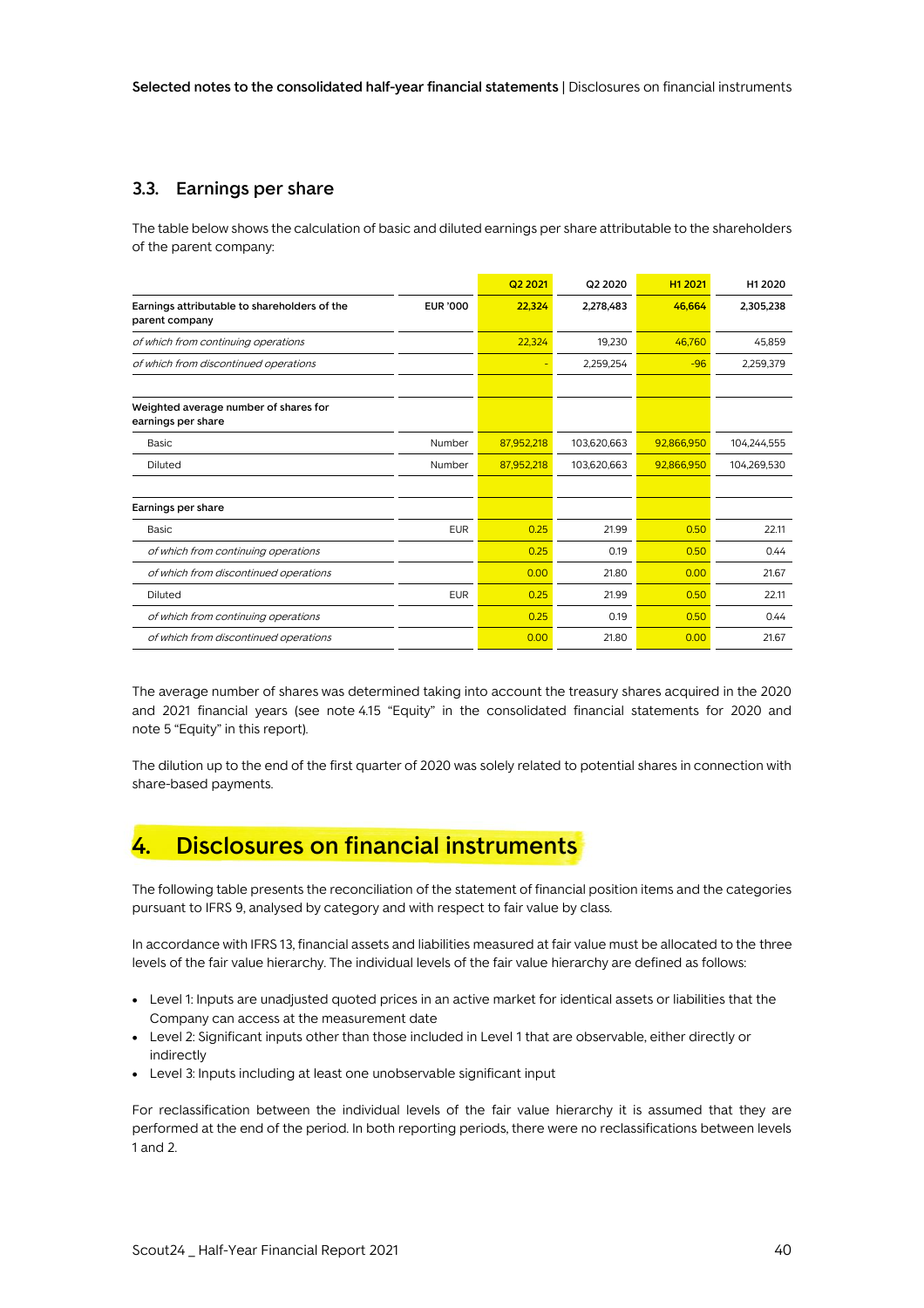### 3.3. Earnings per share

The table below shows the calculation of basic and diluted earnings per share attributable to the shareholders of the parent company:

| | | Q2 2021 | Q2 2020 | H1 2021 | H1 2020 |
|---|---|---|---|---|---|
| **Earnings attributable to shareholders of the parent company** | **EUR '000** | **22,324** | **2,278,483** | **46,664** | **2,305,238** |
| *of which from continuing operations* | | 22,324 | 19,230 | 46,760 | 45,859 |
| *of which from discontinued operations* | | - | 2,259,254 | -96 | 2,259,379 |
| | | | | | |
| **Weighted average number of shares for earnings per share** | | | | | |
| Basic | Number | 87,952,218 | 103,620,663 | 92,866,950 | 104,244,555 |
| Diluted | Number | 87,952,218 | 103,620,663 | 92,866,950 | 104,269,530 |
| | | | | | |
| **Earnings per share** | | | | | |
| Basic | EUR | 0.25 | 21.99 | 0.50 | 22.11 |
| *of which from continuing operations* | | 0.25 | 0.19 | 0.50 | 0.44 |
| *of which from discontinued operations* | | 0.00 | 21.80 | 0.00 | 21.67 |
| Diluted | EUR | 0.25 | 21.99 | 0.50 | 22.11 |
| *of which from continuing operations* | | 0.25 | 0.19 | 0.50 | 0.44 |
| *of which from discontinued operations* | | 0.00 | 21.80 | 0.00 | 21.67 |

The average number of shares was determined taking into account the treasury shares acquired in the 2020 and 2021 financial years (see note 4.15 "Equity" in the consolidated financial statements for 2020 and note 5 "Equity" in this report).

The dilution up to the end of the first quarter of 2020 was solely related to potential shares in connection with share-based payments.

# 4. Disclosures on financial instruments

The following table presents the reconciliation of the statement of financial position items and the categories pursuant to IFRS 9, analysed by category and with respect to fair value by class.

In accordance with IFRS 13, financial assets and liabilities measured at fair value must be allocated to the three levels of the fair value hierarchy. The individual levels of the fair value hierarchy are defined as follows:

- Level 1: Inputs are unadjusted quoted prices in an active market for identical assets or liabilities that the Company can access at the measurement date
- Level 2: Significant inputs other than those included in Level 1 that are observable, either directly or indirectly
- Level 3: Inputs including at least one unobservable significant input

For reclassification between the individual levels of the fair value hierarchy it is assumed that they are performed at the end of the period. In both reporting periods, there were no reclassifications between levels 1 and 2.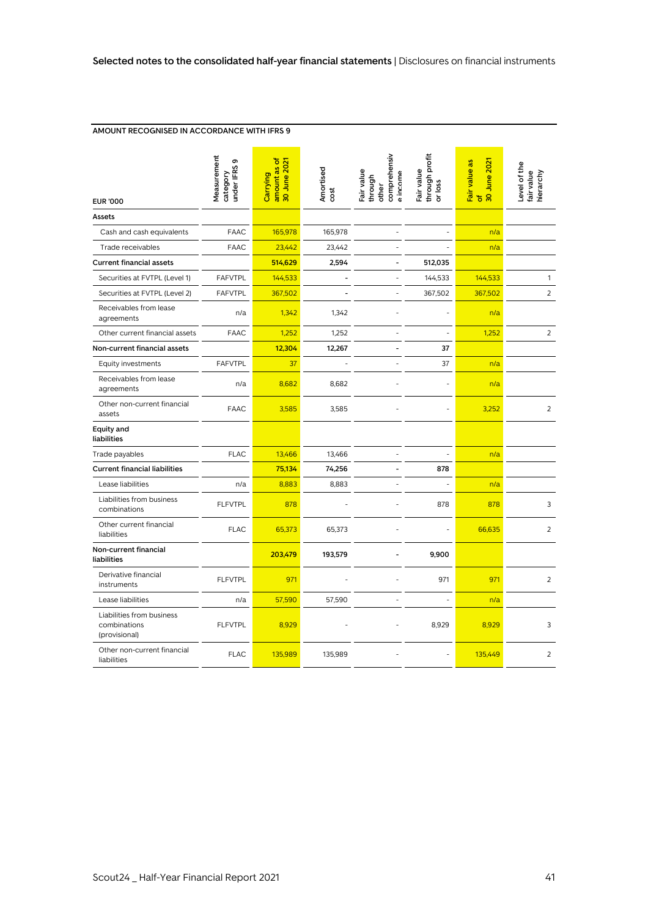**AMOUNT RECOGNISED IN ACCORDANCE WITH IFRS 9**

| EUR '000 | Measurement category under IFRS 9 | Carrying amount as of 30 June 2021 | Amortised cost | Fair value through other comprehensive income | Fair value through profit or loss | Fair value as of 30 June 2021 | Level of the fair value hierarchy |
|---|---|---|---|---|---|---|---|
| **Assets** | | | | | | | |
| Cash and cash equivalents | FAAC | 165,978 | 165,978 | - | - | n/a | |
| Trade receivables | FAAC | 23,442 | 23,442 | - | - | n/a | |
| **Current financial assets** | | **514,629** | **2,594** | **-** | **512,035** | | |
| Securities at FVTPL (Level 1) | FAFVTPL | 144,533 | - | - | 144,533 | 144,533 | 1 |
| Securities at FVTPL (Level 2) | FAFVTPL | 367,502 | - | - | 367,502 | 367,502 | 2 |
| Receivables from lease agreements | n/a | 1,342 | 1,342 | - | - | n/a | |
| Other current financial assets | FAAC | 1,252 | 1,252 | - | - | 1,252 | 2 |
| **Non-current financial assets** | | **12,304** | **12,267** | **-** | **37** | | |
| Equity investments | FAFVTPL | 37 | - | - | 37 | n/a | |
| Receivables from lease agreements | n/a | 8,682 | 8,682 | - | - | n/a | |
| Other non-current financial assets | FAAC | 3,585 | 3,585 | - | - | 3,252 | 2 |
| **Equity and liabilities** | | | | | | | |
| Trade payables | FLAC | 13,466 | 13,466 | - | - | n/a | |
| **Current financial liabilities** | | **75,134** | **74,256** | **-** | **878** | | |
| Lease liabilities | n/a | 8,883 | 8,883 | - | - | n/a | |
| Liabilities from business combinations | FLFVTPL | 878 | - | - | 878 | 878 | 3 |
| Other current financial liabilities | FLAC | 65,373 | 65,373 | - | - | 66,635 | 2 |
| **Non-current financial liabilities** | | **203,479** | **193,579** | **-** | **9,900** | | |
| Derivative financial instruments | FLFVTPL | 971 | - | - | 971 | 971 | 2 |
| Lease liabilities | n/a | 57,590 | 57,590 | - | - | n/a | |
| Liabilities from business combinations (provisional) | FLFVTPL | 8,929 | - | - | 8,929 | 8,929 | 3 |
| Other non-current financial liabilities | FLAC | 135,989 | 135,989 | - | - | 135,449 | 2 |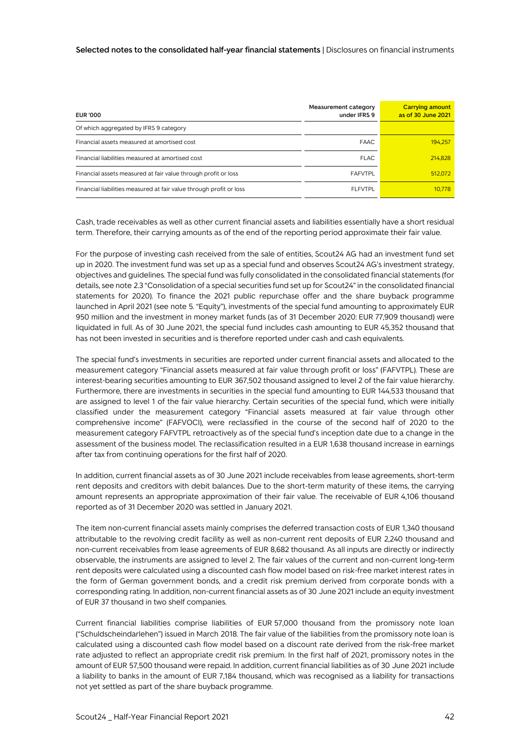| EUR '000 | Measurement category under IFRS 9 | Carrying amount as of 30 June 2021 |
|---|---|---|
| Of which aggregated by IFRS 9 category | | |
| Financial assets measured at amortised cost | FAAC | 194,257 |
| Financial liabilities measured at amortised cost | FLAC | 214,828 |
| Financial assets measured at fair value through profit or loss | FAFVTPL | 512,072 |
| Financial liabilities measured at fair value through profit or loss | FLFVTPL | 10,778 |

Cash, trade receivables as well as other current financial assets and liabilities essentially have a short residual term. Therefore, their carrying amounts as of the end of the reporting period approximate their fair value.

For the purpose of investing cash received from the sale of entities, Scout24 AG had an investment fund set up in 2020. The investment fund was set up as a special fund and observes Scout24 AG's investment strategy, objectives and guidelines. The special fund was fully consolidated in the consolidated financial statements (for details, see note 2.3 "Consolidation of a special securities fund set up for Scout24" in the consolidated financial statements for 2020). To finance the 2021 public repurchase offer and the share buyback programme launched in April 2021 (see note 5. "Equity"), investments of the special fund amounting to approximately EUR 950 million and the investment in money market funds (as of 31 December 2020: EUR 77,909 thousand) were liquidated in full. As of 30 June 2021, the special fund includes cash amounting to EUR 45,352 thousand that has not been invested in securities and is therefore reported under cash and cash equivalents.

The special fund's investments in securities are reported under current financial assets and allocated to the measurement category "Financial assets measured at fair value through profit or loss" (FAFVTPL). These are interest-bearing securities amounting to EUR 367,502 thousand assigned to level 2 of the fair value hierarchy. Furthermore, there are investments in securities in the special fund amounting to EUR 144,533 thousand that are assigned to level 1 of the fair value hierarchy. Certain securities of the special fund, which were initially classified under the measurement category "Financial assets measured at fair value through other comprehensive income" (FAFVOCI), were reclassified in the course of the second half of 2020 to the measurement category FAFVTPL retroactively as of the special fund's inception date due to a change in the assessment of the business model. The reclassification resulted in a EUR 1,638 thousand increase in earnings after tax from continuing operations for the first half of 2020.

In addition, current financial assets as of 30 June 2021 include receivables from lease agreements, short-term rent deposits and creditors with debit balances. Due to the short-term maturity of these items, the carrying amount represents an appropriate approximation of their fair value. The receivable of EUR 4,106 thousand reported as of 31 December 2020 was settled in January 2021.

The item non-current financial assets mainly comprises the deferred transaction costs of EUR 1,340 thousand attributable to the revolving credit facility as well as non-current rent deposits of EUR 2,240 thousand and non-current receivables from lease agreements of EUR 8,682 thousand. As all inputs are directly or indirectly observable, the instruments are assigned to level 2. The fair values of the current and non-current long-term rent deposits were calculated using a discounted cash flow model based on risk-free market interest rates in the form of German government bonds, and a credit risk premium derived from corporate bonds with a corresponding rating. In addition, non-current financial assets as of 30 June 2021 include an equity investment of EUR 37 thousand in two shelf companies.

Current financial liabilities comprise liabilities of EUR 57,000 thousand from the promissory note loan ("Schuldscheindarlehen") issued in March 2018. The fair value of the liabilities from the promissory note loan is calculated using a discounted cash flow model based on a discount rate derived from the risk-free market rate adjusted to reflect an appropriate credit risk premium. In the first half of 2021, promissory notes in the amount of EUR 57,500 thousand were repaid. In addition, current financial liabilities as of 30 June 2021 include a liability to banks in the amount of EUR 7,184 thousand, which was recognised as a liability for transactions not yet settled as part of the share buyback programme.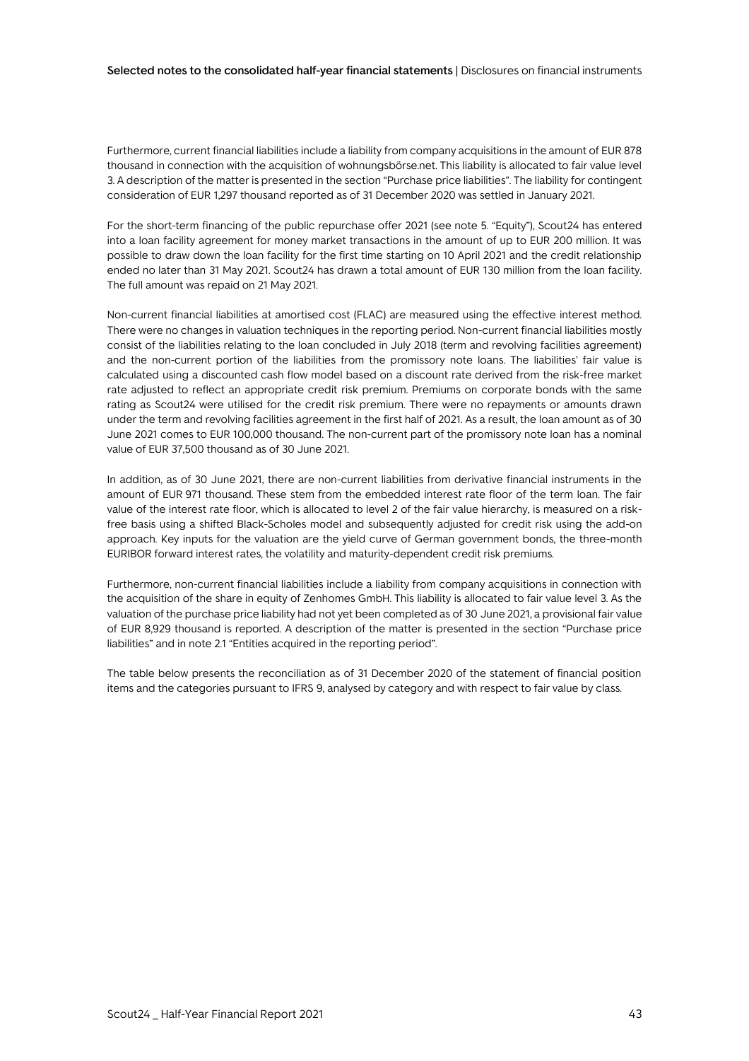Furthermore, current financial liabilities include a liability from company acquisitions in the amount of EUR 878 thousand in connection with the acquisition of wohnungsbörse.net. This liability is allocated to fair value level 3. A description of the matter is presented in the section "Purchase price liabilities". The liability for contingent consideration of EUR 1,297 thousand reported as of 31 December 2020 was settled in January 2021.

For the short-term financing of the public repurchase offer 2021 (see note 5. "Equity"), Scout24 has entered into a loan facility agreement for money market transactions in the amount of up to EUR 200 million. It was possible to draw down the loan facility for the first time starting on 10 April 2021 and the credit relationship ended no later than 31 May 2021. Scout24 has drawn a total amount of EUR 130 million from the loan facility. The full amount was repaid on 21 May 2021.

Non-current financial liabilities at amortised cost (FLAC) are measured using the effective interest method. There were no changes in valuation techniques in the reporting period. Non-current financial liabilities mostly consist of the liabilities relating to the loan concluded in July 2018 (term and revolving facilities agreement) and the non-current portion of the liabilities from the promissory note loans. The liabilities' fair value is calculated using a discounted cash flow model based on a discount rate derived from the risk-free market rate adjusted to reflect an appropriate credit risk premium. Premiums on corporate bonds with the same rating as Scout24 were utilised for the credit risk premium. There were no repayments or amounts drawn under the term and revolving facilities agreement in the first half of 2021. As a result, the loan amount as of 30 June 2021 comes to EUR 100,000 thousand. The non-current part of the promissory note loan has a nominal value of EUR 37,500 thousand as of 30 June 2021.

In addition, as of 30 June 2021, there are non-current liabilities from derivative financial instruments in the amount of EUR 971 thousand. These stem from the embedded interest rate floor of the term loan. The fair value of the interest rate floor, which is allocated to level 2 of the fair value hierarchy, is measured on a risk-free basis using a shifted Black-Scholes model and subsequently adjusted for credit risk using the add-on approach. Key inputs for the valuation are the yield curve of German government bonds, the three-month EURIBOR forward interest rates, the volatility and maturity-dependent credit risk premiums.

Furthermore, non-current financial liabilities include a liability from company acquisitions in connection with the acquisition of the share in equity of Zenhomes GmbH. This liability is allocated to fair value level 3. As the valuation of the purchase price liability had not yet been completed as of 30 June 2021, a provisional fair value of EUR 8,929 thousand is reported. A description of the matter is presented in the section "Purchase price liabilities" and in note 2.1 "Entities acquired in the reporting period".

The table below presents the reconciliation as of 31 December 2020 of the statement of financial position items and the categories pursuant to IFRS 9, analysed by category and with respect to fair value by class.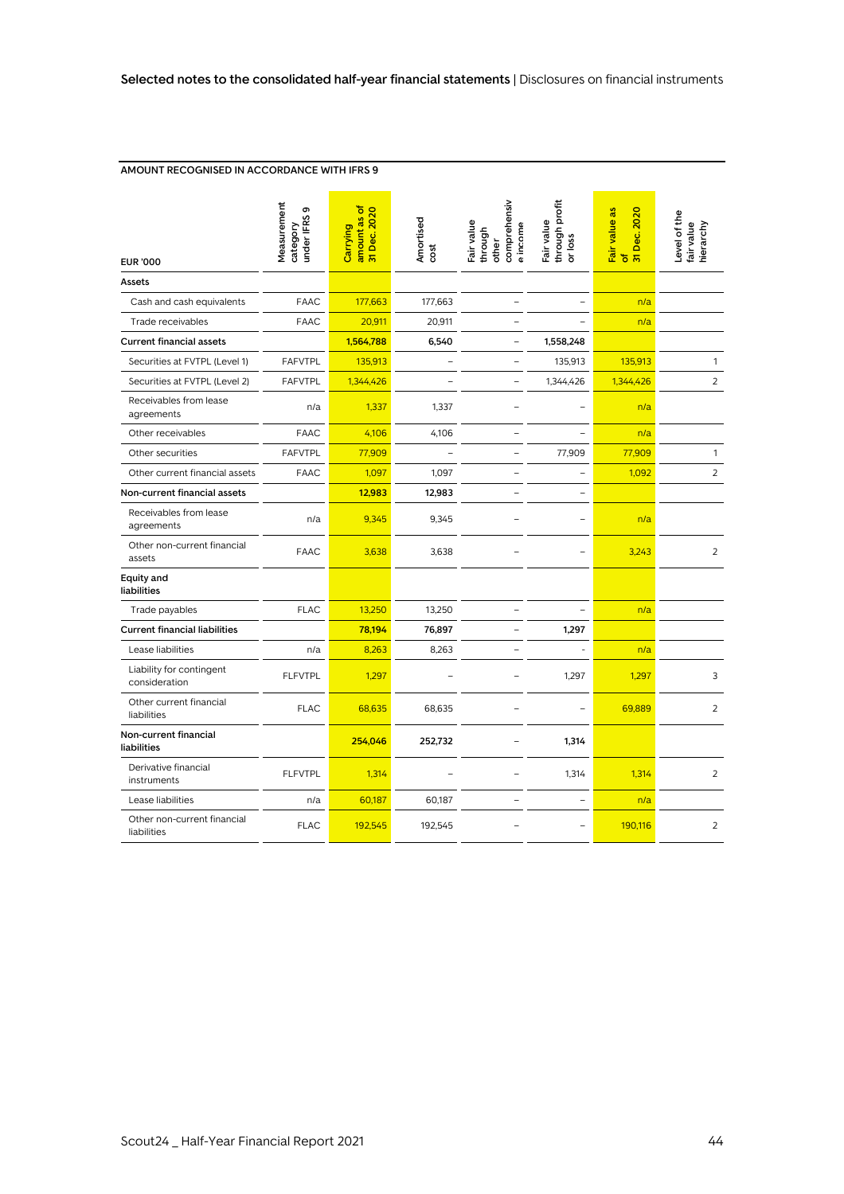**AMOUNT RECOGNISED IN ACCORDANCE WITH IFRS 9**

| EUR '000 | Measurement category under IFRS 9 | Carrying amount as of 31 Dec. 2020 | Amortised cost | Fair value through other comprehensive income | Fair value through profit or loss | Fair value as of 31 Dec. 2020 | Level of the fair value hierarchy |
|---|---|---|---|---|---|---|---|
| **Assets** | | | | | | | |
| Cash and cash equivalents | FAAC | 177,663 | 177,663 | – | – | n/a | |
| Trade receivables | FAAC | 20,911 | 20,911 | – | – | n/a | |
| **Current financial assets** | | **1,564,788** | **6,540** | – | **1,558,248** | | |
| Securities at FVTPL (Level 1) | FAFVTPL | 135,913 | – | – | 135,913 | 135,913 | 1 |
| Securities at FVTPL (Level 2) | FAFVTPL | 1,344,426 | – | – | 1,344,426 | 1,344,426 | 2 |
| Receivables from lease agreements | n/a | 1,337 | 1,337 | – | – | n/a | |
| Other receivables | FAAC | 4,106 | 4,106 | – | – | n/a | |
| Other securities | FAFVTPL | 77,909 | – | – | 77,909 | 77,909 | 1 |
| Other current financial assets | FAAC | 1,097 | 1,097 | – | – | 1,092 | 2 |
| **Non-current financial assets** | | **12,983** | **12,983** | – | – | | |
| Receivables from lease agreements | n/a | 9,345 | 9,345 | – | – | n/a | |
| Other non-current financial assets | FAAC | 3,638 | 3,638 | – | – | 3,243 | 2 |
| **Equity and liabilities** | | | | | | | |
| Trade payables | FLAC | 13,250 | 13,250 | – | – | n/a | |
| **Current financial liabilities** | | **78,194** | **76,897** | – | **1,297** | | |
| Lease liabilities | n/a | 8,263 | 8,263 | – | - | n/a | |
| Liability for contingent consideration | FLFVTPL | 1,297 | – | – | 1,297 | 1,297 | 3 |
| Other current financial liabilities | FLAC | 68,635 | 68,635 | – | – | 69,889 | 2 |
| **Non-current financial liabilities** | | **254,046** | **252,732** | – | **1,314** | | |
| Derivative financial instruments | FLFVTPL | 1,314 | – | – | 1,314 | 1,314 | 2 |
| Lease liabilities | n/a | 60,187 | 60,187 | – | – | n/a | |
| Other non-current financial liabilities | FLAC | 192,545 | 192,545 | – | – | 190,116 | 2 |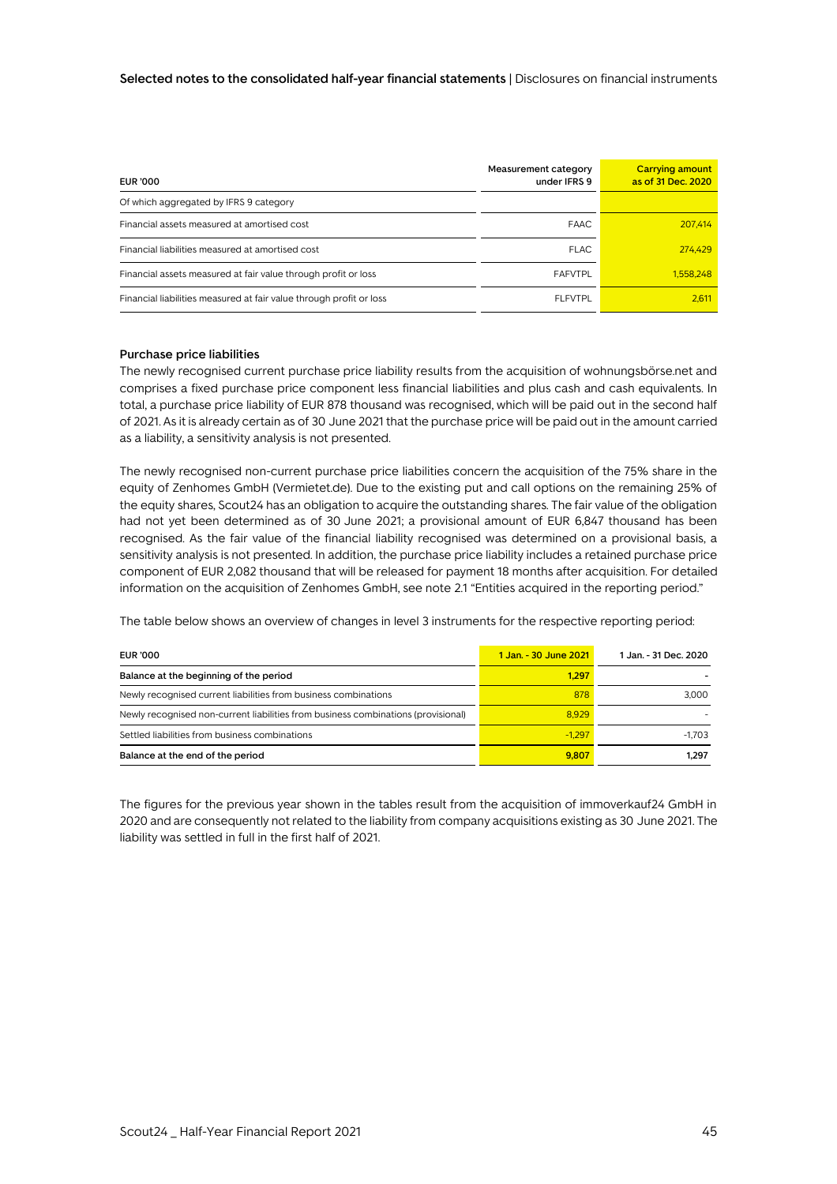| EUR '000 | Measurement category under IFRS 9 | Carrying amount as of 31 Dec. 2020 |
|---|---|---|
| Of which aggregated by IFRS 9 category | | |
| Financial assets measured at amortised cost | FAAC | 207,414 |
| Financial liabilities measured at amortised cost | FLAC | 274,429 |
| Financial assets measured at fair value through profit or loss | FAFVTPL | 1,558,248 |
| Financial liabilities measured at fair value through profit or loss | FLFVTPL | 2,611 |

### Purchase price liabilities

The newly recognised current purchase price liability results from the acquisition of wohnungsbörse.net and comprises a fixed purchase price component less financial liabilities and plus cash and cash equivalents. In total, a purchase price liability of EUR 878 thousand was recognised, which will be paid out in the second half of 2021. As it is already certain as of 30 June 2021 that the purchase price will be paid out in the amount carried as a liability, a sensitivity analysis is not presented.

The newly recognised non-current purchase price liabilities concern the acquisition of the 75% share in the equity of Zenhomes GmbH (Vermietet.de). Due to the existing put and call options on the remaining 25% of the equity shares, Scout24 has an obligation to acquire the outstanding shares. The fair value of the obligation had not yet been determined as of 30 June 2021; a provisional amount of EUR 6,847 thousand has been recognised. As the fair value of the financial liability recognised was determined on a provisional basis, a sensitivity analysis is not presented. In addition, the purchase price liability includes a retained purchase price component of EUR 2,082 thousand that will be released for payment 18 months after acquisition. For detailed information on the acquisition of Zenhomes GmbH, see note 2.1 "Entities acquired in the reporting period."

The table below shows an overview of changes in level 3 instruments for the respective reporting period:

| EUR '000 | 1 Jan. - 30 June 2021 | 1 Jan. - 31 Dec. 2020 |
|---|---|---|
| **Balance at the beginning of the period** | **1,297** | **-** |
| Newly recognised current liabilities from business combinations | 878 | 3,000 |
| Newly recognised non-current liabilities from business combinations (provisional) | 8,929 | - |
| Settled liabilities from business combinations | -1,297 | -1,703 |
| **Balance at the end of the period** | **9,807** | **1,297** |

The figures for the previous year shown in the tables result from the acquisition of immoverkauf24 GmbH in 2020 and are consequently not related to the liability from company acquisitions existing as 30 June 2021. The liability was settled in full in the first half of 2021.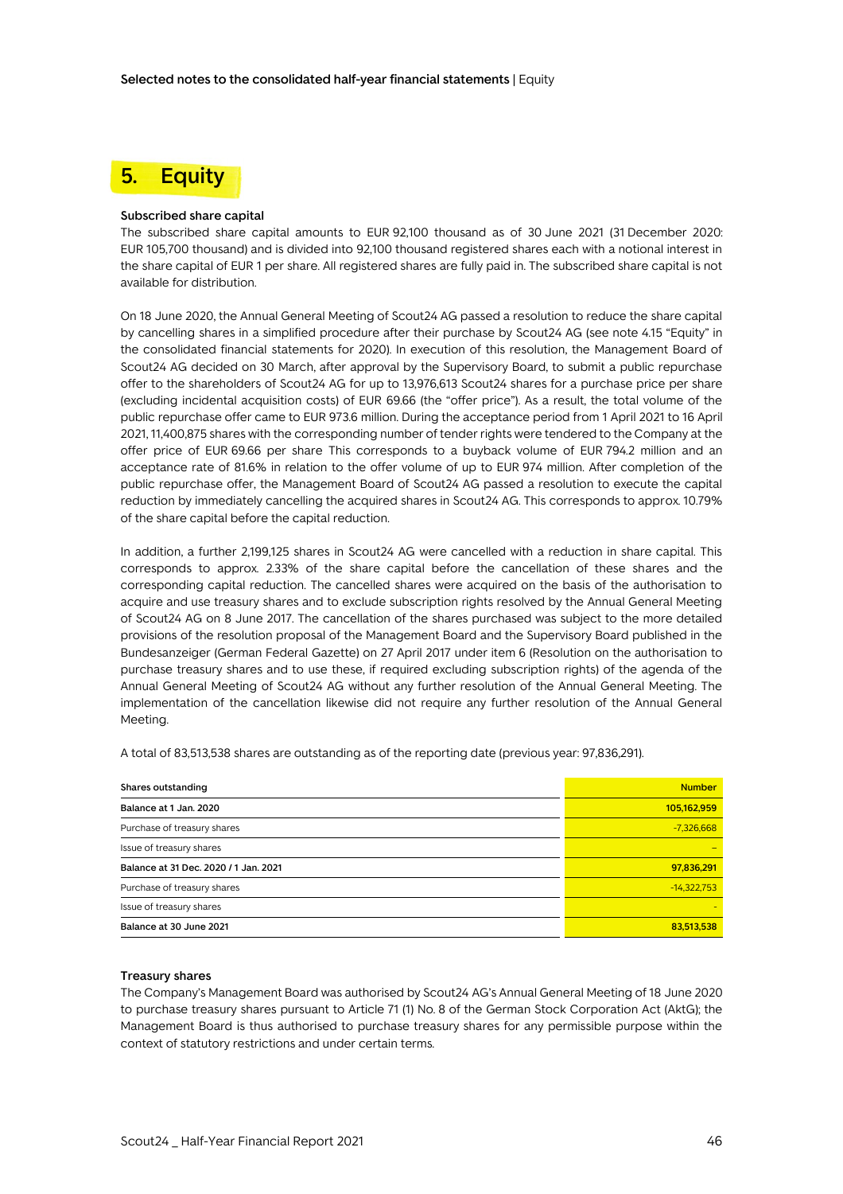## 5. Equity

### Subscribed share capital

The subscribed share capital amounts to EUR 92,100 thousand as of 30 June 2021 (31 December 2020: EUR 105,700 thousand) and is divided into 92,100 thousand registered shares each with a notional interest in the share capital of EUR 1 per share. All registered shares are fully paid in. The subscribed share capital is not available for distribution.

On 18 June 2020, the Annual General Meeting of Scout24 AG passed a resolution to reduce the share capital by cancelling shares in a simplified procedure after their purchase by Scout24 AG (see note 4.15 "Equity" in the consolidated financial statements for 2020). In execution of this resolution, the Management Board of Scout24 AG decided on 30 March, after approval by the Supervisory Board, to submit a public repurchase offer to the shareholders of Scout24 AG for up to 13,976,613 Scout24 AG shares for a purchase price per share (excluding incidental acquisition costs) of EUR 69.66 (the "offer price"). As a result, the total volume of the public repurchase offer came to EUR 973.6 million. During the acceptance period from 1 April 2021 to 16 April 2021, 11,400,875 shares with the corresponding number of tender rights were tendered to the Company at the offer price of EUR 69.66 per share This corresponds to a buyback volume of EUR 794.2 million and an acceptance rate of 81.6% in relation to the offer volume of up to EUR 974 million. After completion of the public repurchase offer, the Management Board of Scout24 AG passed a resolution to execute the capital reduction by immediately cancelling the acquired shares in Scout24 AG. This corresponds to approx. 10.79% of the share capital before the capital reduction.

In addition, a further 2,199,125 shares in Scout24 AG were cancelled with a reduction in share capital. This corresponds to approx. 2.33% of the share capital before the cancellation of these shares and the corresponding capital reduction. The cancelled shares were acquired on the basis of the authorisation to acquire and use treasury shares and to exclude subscription rights resolved by the Annual General Meeting of Scout24 AG on 8 June 2017. The cancellation of the shares purchased was subject to the more detailed provisions of the resolution proposal of the Management Board and the Supervisory Board published in the Bundesanzeiger (German Federal Gazette) on 27 April 2017 under item 6 (Resolution on the authorisation to purchase treasury shares and to use these, if required excluding subscription rights) of the agenda of the Annual General Meeting of Scout24 AG without any further resolution of the Annual General Meeting. The implementation of the cancellation likewise did not require any further resolution of the Annual General Meeting.

A total of 83,513,538 shares are outstanding as of the reporting date (previous year: 97,836,291).

| Shares outstanding | Number |
|---|---|
| **Balance at 1 Jan. 2020** | **105,162,959** |
| Purchase of treasury shares | -7,326,668 |
| Issue of treasury shares | – |
| **Balance at 31 Dec. 2020 / 1 Jan. 2021** | **97,836,291** |
| Purchase of treasury shares | -14,322,753 |
| Issue of treasury shares | - |
| **Balance at 30 June 2021** | **83,513,538** |

### Treasury shares

The Company's Management Board was authorised by Scout24 AG's Annual General Meeting of 18 June 2020 to purchase treasury shares pursuant to Article 71 (1) No. 8 of the German Stock Corporation Act (AktG); the Management Board is thus authorised to purchase treasury shares for any permissible purpose within the context of statutory restrictions and under certain terms.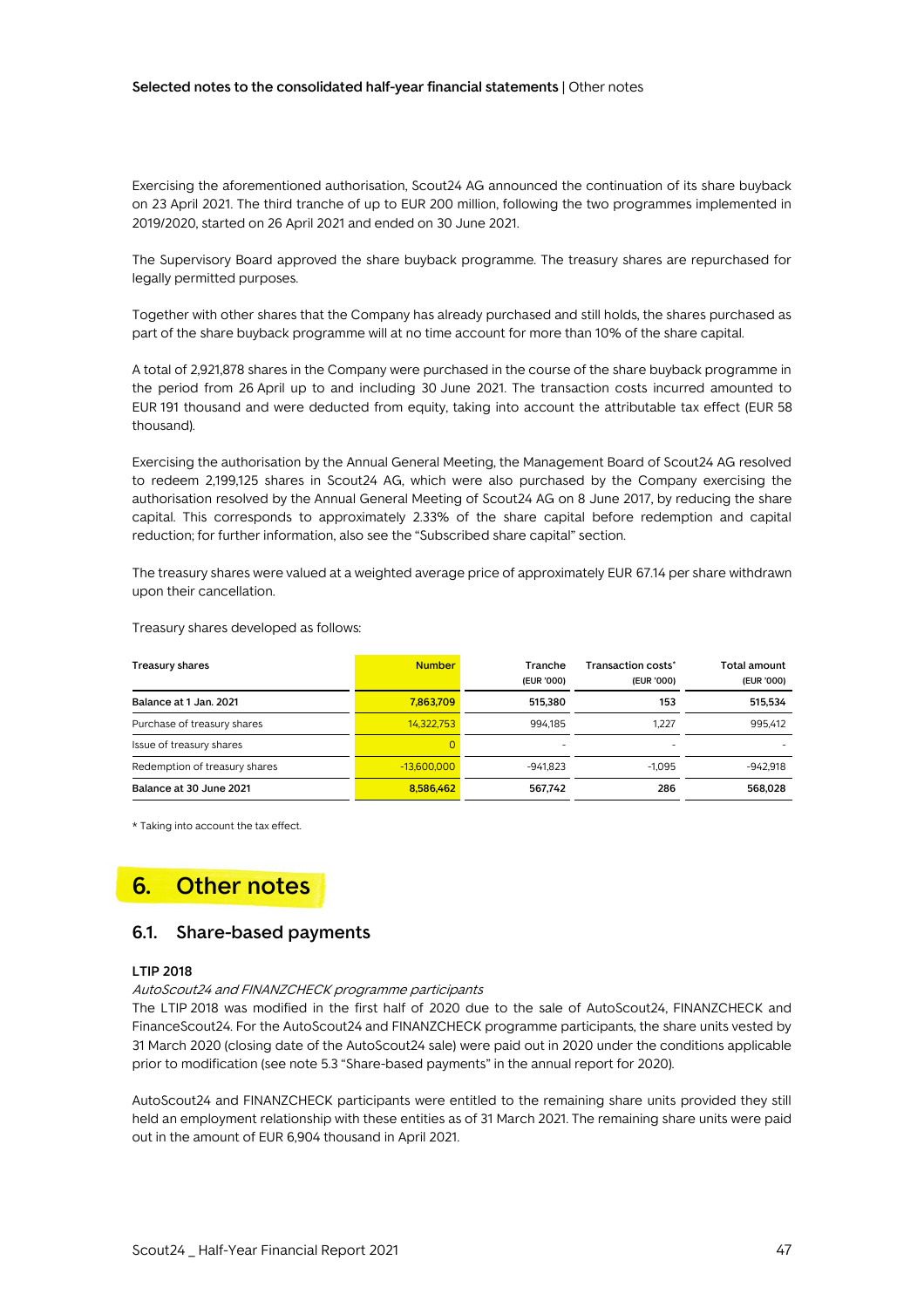Exercising the aforementioned authorisation, Scout24 AG announced the continuation of its share buyback on 23 April 2021. The third tranche of up to EUR 200 million, following the two programmes implemented in 2019/2020, started on 26 April 2021 and ended on 30 June 2021.

The Supervisory Board approved the share buyback programme. The treasury shares are repurchased for legally permitted purposes.

Together with other shares that the Company has already purchased and still holds, the shares purchased as part of the share buyback programme will at no time account for more than 10% of the share capital.

A total of 2,921,878 shares in the Company were purchased in the course of the share buyback programme in the period from 26 April up to and including 30 June 2021. The transaction costs incurred amounted to EUR 191 thousand and were deducted from equity, taking into account the attributable tax effect (EUR 58 thousand).

Exercising the authorisation by the Annual General Meeting, the Management Board of Scout24 AG resolved to redeem 2,199,125 shares in Scout24 AG, which were also purchased by the Company exercising the authorisation resolved by the Annual General Meeting of Scout24 AG on 8 June 2017, by reducing the share capital. This corresponds to approximately 2.33% of the share capital before redemption and capital reduction; for further information, also see the "Subscribed share capital" section.

The treasury shares were valued at a weighted average price of approximately EUR 67.14 per share withdrawn upon their cancellation.

Treasury shares developed as follows:

| Treasury shares | Number | Tranche (EUR '000) | Transaction costs* (EUR '000) | Total amount (EUR '000) |
|---|---|---|---|---|
| **Balance at 1 Jan. 2021** | **7,863,709** | **515,380** | **153** | **515,534** |
| Purchase of treasury shares | 14,322,753 | 994,185 | 1,227 | 995,412 |
| Issue of treasury shares | 0 | - | - | - |
| Redemption of treasury shares | -13,600,000 | -941,823 | -1,095 | -942,918 |
| **Balance at 30 June 2021** | **8,586,462** | **567,742** | **286** | **568,028** |

\* Taking into account the tax effect.

# 6. Other notes

## 6.1. Share-based payments

**LTIP 2018**

*AutoScout24 and FINANZCHECK programme participants*

The LTIP 2018 was modified in the first half of 2020 due to the sale of AutoScout24, FINANZCHECK and FinanceScout24. For the AutoScout24 and FINANZCHECK programme participants, the share units vested by 31 March 2020 (closing date of the AutoScout24 sale) were paid out in 2020 under the conditions applicable prior to modification (see note 5.3 "Share-based payments" in the annual report for 2020).

AutoScout24 and FINANZCHECK participants were entitled to the remaining share units provided they still held an employment relationship with these entities as of 31 March 2021. The remaining share units were paid out in the amount of EUR 6,904 thousand in April 2021.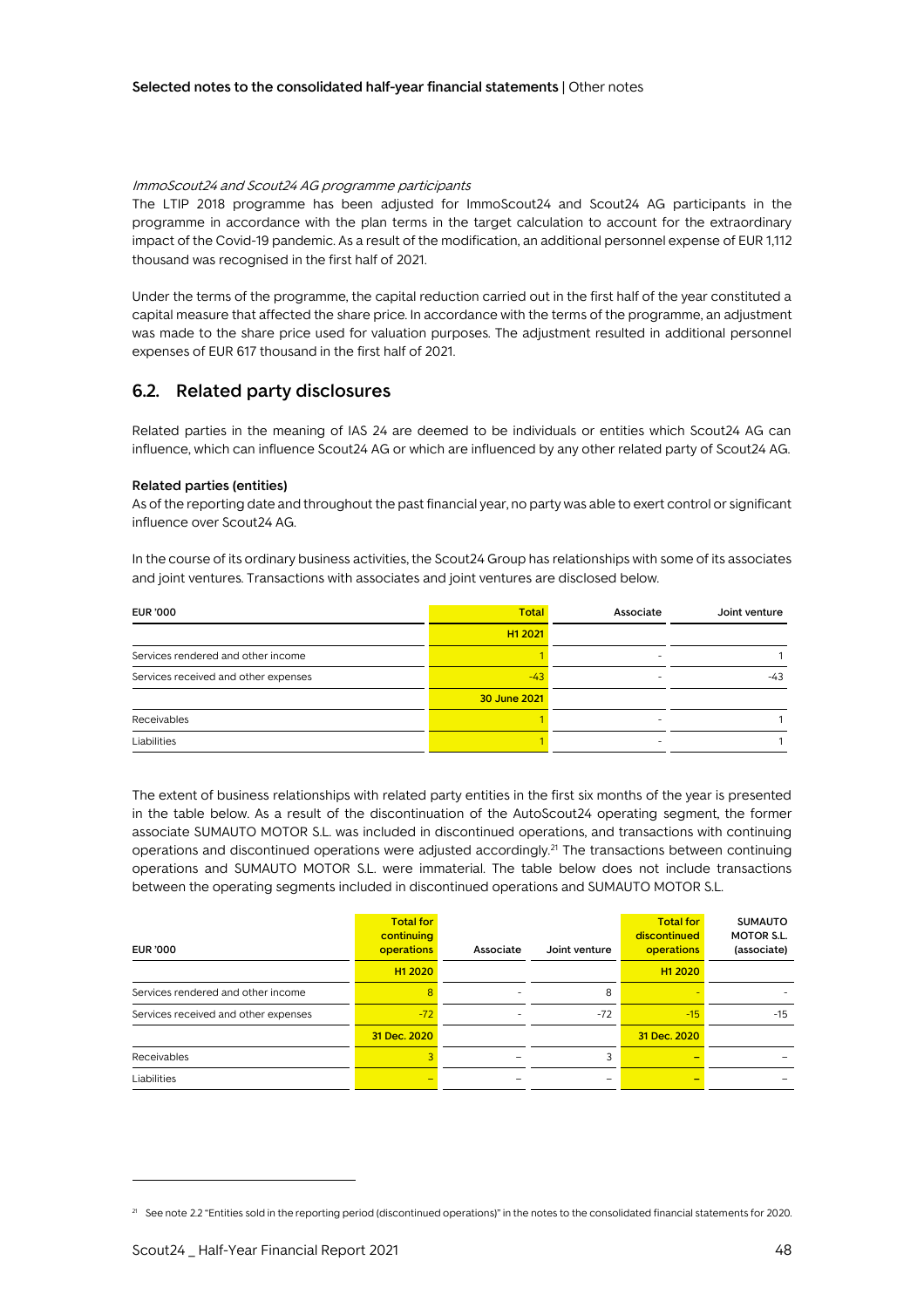*ImmoScout24 and Scout24 AG programme participants*

The LTIP 2018 programme has been adjusted for ImmoScout24 and Scout24 AG participants in the programme in accordance with the plan terms in the target calculation to account for the extraordinary impact of the Covid-19 pandemic. As a result of the modification, an additional personnel expense of EUR 1,112 thousand was recognised in the first half of 2021.

Under the terms of the programme, the capital reduction carried out in the first half of the year constituted a capital measure that affected the share price. In accordance with the terms of the programme, an adjustment was made to the share price used for valuation purposes. The adjustment resulted in additional personnel expenses of EUR 617 thousand in the first half of 2021.

## 6.2. Related party disclosures

Related parties in the meaning of IAS 24 are deemed to be individuals or entities which Scout24 AG can influence, which can influence Scout24 AG or which are influenced by any other related party of Scout24 AG.

**Related parties (entities)**

As of the reporting date and throughout the past financial year, no party was able to exert control or significant influence over Scout24 AG.

In the course of its ordinary business activities, the Scout24 Group has relationships with some of its associates and joint ventures. Transactions with associates and joint ventures are disclosed below.

| EUR '000 | Total | Associate | Joint venture |
|---|---|---|---|
| | H1 2021 | | |
| Services rendered and other income | 1 | - | 1 |
| Services received and other expenses | -43 | - | -43 |
| | 30 June 2021 | | |
| Receivables | 1 | - | 1 |
| Liabilities | 1 | - | 1 |

The extent of business relationships with related party entities in the first six months of the year is presented in the table below. As a result of the discontinuation of the AutoScout24 operating segment, the former associate SUMAUTO MOTOR S.L. was included in discontinued operations, and transactions with continuing operations and discontinued operations were adjusted accordingly.[21] The transactions between continuing operations and SUMAUTO MOTOR S.L. were immaterial. The table below does not include transactions between the operating segments included in discontinued operations and SUMAUTO MOTOR S.L.

| EUR '000 | Total for continuing operations | Associate | Joint venture | Total for discontinued operations | SUMAUTO MOTOR S.L. (associate) |
|---|---|---|---|---|---|
| | H1 2020 | | | H1 2020 | |
| Services rendered and other income | 8 | - | 8 | - | - |
| Services received and other expenses | -72 | - | -72 | -15 | -15 |
| | 31 Dec. 2020 | | | 31 Dec. 2020 | |
| Receivables | 3 | – | 3 | – | – |
| Liabilities | – | – | – | – | – |

[21] See note 2.2 "Entities sold in the reporting period (discontinued operations)" in the notes to the consolidated financial statements for 2020.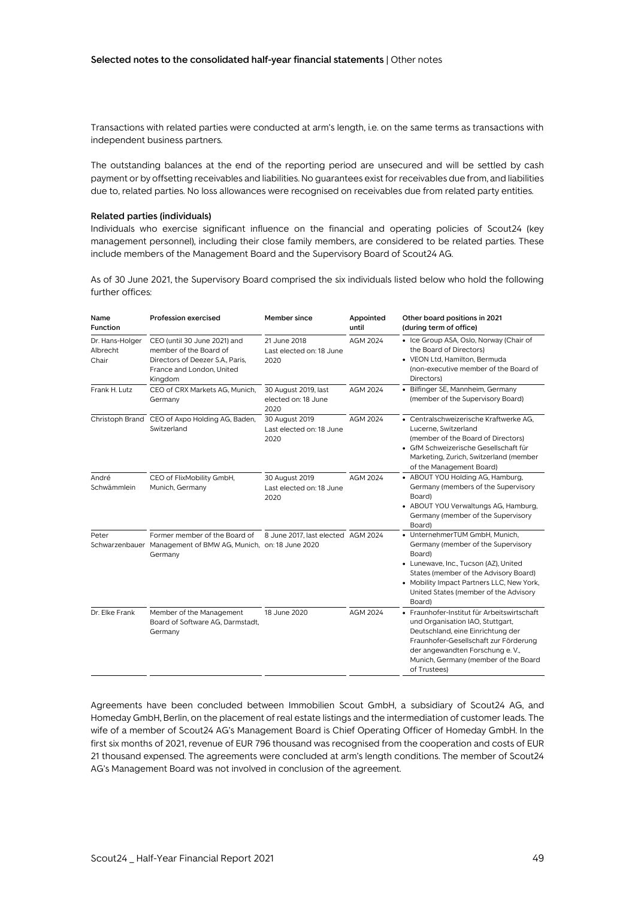Transactions with related parties were conducted at arm's length, i.e. on the same terms as transactions with independent business partners.

The outstanding balances at the end of the reporting period are unsecured and will be settled by cash payment or by offsetting receivables and liabilities. No guarantees exist for receivables due from, and liabilities due to, related parties. No loss allowances were recognised on receivables due from related party entities.

### Related parties (individuals)

Individuals who exercise significant influence on the financial and operating policies of Scout24 (key management personnel), including their close family members, are considered to be related parties. These include members of the Management Board and the Supervisory Board of Scout24 AG.

As of 30 June 2021, the Supervisory Board comprised the six individuals listed below who hold the following further offices:

| Name Function | Profession exercised | Member since | Appointed until | Other board positions in 2021 (during term of office) |
|---|---|---|---|---|
| Dr. Hans-Holger Albrecht Chair | CEO (until 30 June 2021) and member of the Board of Directors of Deezer S.A., Paris, France and London, United Kingdom | 21 June 2018 Last elected on: 18 June 2020 | AGM 2024 | • Ice Group ASA, Oslo, Norway (Chair of the Board of Directors) • VEON Ltd, Hamilton, Bermuda (non-executive member of the Board of Directors) |
| Frank H. Lutz | CEO of CRX Markets AG, Munich, Germany | 30 August 2019, last elected on: 18 June 2020 | AGM 2024 | • Bilfinger SE, Mannheim, Germany (member of the Supervisory Board) |
| Christoph Brand | CEO of Axpo Holding AG, Baden, Switzerland | 30 August 2019 Last elected on: 18 June 2020 | AGM 2024 | • Centralschweizerische Kraftwerke AG, Lucerne, Switzerland (member of the Board of Directors) • GfM Schweizerische Gesellschaft für Marketing, Zurich, Switzerland (member of the Management Board) |
| André Schwämmlein | CEO of FlixMobility GmbH, Munich, Germany | 30 August 2019 Last elected on: 18 June 2020 | AGM 2024 | • ABOUT YOU Holding AG, Hamburg, Germany (members of the Supervisory Board) • ABOUT YOU Verwaltungs AG, Hamburg, Germany (member of the Supervisory Board) |
| Peter Schwarzenbauer | Former member of the Board of Management of BMW AG, Munich, Germany | 8 June 2017, last elected on: 18 June 2020 | AGM 2024 | • UnternehmerTUM GmbH, Munich, Germany (member of the Supervisory Board) • Lunewave, Inc., Tucson (AZ), United States (member of the Advisory Board) • Mobility Impact Partners LLC, New York, United States (member of the Advisory Board) |
| Dr. Elke Frank | Member of the Management Board of Software AG, Darmstadt, Germany | 18 June 2020 | AGM 2024 | • Fraunhofer-Institut für Arbeitswirtschaft und Organisation IAO, Stuttgart, Deutschland, eine Einrichtung der Fraunhofer-Gesellschaft zur Förderung der angewandten Forschung e. V., Munich, Germany (member of the Board of Trustees) |

Agreements have been concluded between Immobilien Scout GmbH, a subsidiary of Scout24 AG, and Homeday GmbH, Berlin, on the placement of real estate listings and the intermediation of customer leads. The wife of a member of Scout24 AG's Management Board is Chief Operating Officer of Homeday GmbH. In the first six months of 2021, revenue of EUR 796 thousand was recognised from the cooperation and costs of EUR 21 thousand expensed. The agreements were concluded at arm's length conditions. The member of Scout24 AG's Management Board was not involved in conclusion of the agreement.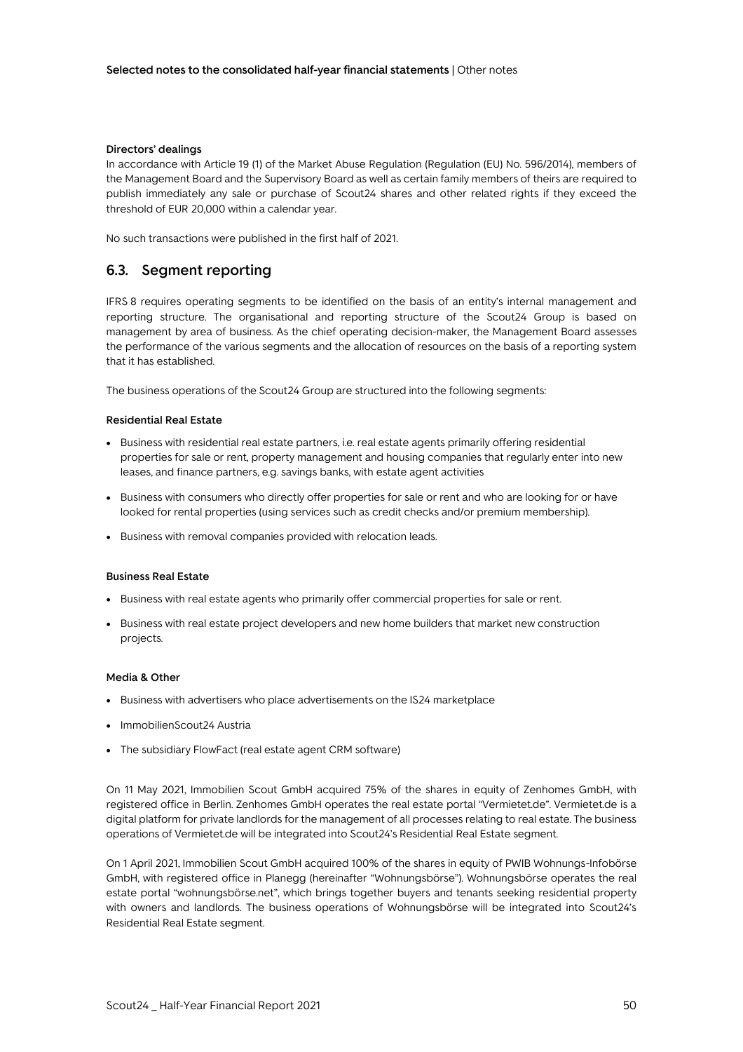#### Directors' dealings

In accordance with Article 19 (1) of the Market Abuse Regulation (Regulation (EU) No. 596/2014), members of the Management Board and the Supervisory Board as well as certain family members of theirs are required to publish immediately any sale or purchase of Scout24 shares and other related rights if they exceed the threshold of EUR 20,000 within a calendar year.

No such transactions were published in the first half of 2021.

## 6.3. Segment reporting

IFRS 8 requires operating segments to be identified on the basis of an entity's internal management and reporting structure. The organisational and reporting structure of the Scout24 Group is based on management by area of business. As the chief operating decision-maker, the Management Board assesses the performance of the various segments and the allocation of resources on the basis of a reporting system that it has established.

The business operations of the Scout24 Group are structured into the following segments:

#### Residential Real Estate

- Business with residential real estate partners, i.e. real estate agents primarily offering residential properties for sale or rent, property management and housing companies that regularly enter into new leases, and finance partners, e.g. savings banks, with estate agent activities
- Business with consumers who directly offer properties for sale or rent and who are looking for or have looked for rental properties (using services such as credit checks and/or premium membership).
- Business with removal companies provided with relocation leads.

#### Business Real Estate

- Business with real estate agents who primarily offer commercial properties for sale or rent.
- Business with real estate project developers and new home builders that market new construction projects.

#### Media & Other

- Business with advertisers who place advertisements on the IS24 marketplace
- ImmobilienScout24 Austria
- The subsidiary FlowFact (real estate agent CRM software)

On 11 May 2021, Immobilien Scout GmbH acquired 75% of the shares in equity of Zenhomes GmbH, with registered office in Berlin. Zenhomes GmbH operates the real estate portal "Vermietet.de". Vermietet.de is a digital platform for private landlords for the management of all processes relating to real estate. The business operations of Vermietet.de will be integrated into Scout24's Residential Real Estate segment.

On 1 April 2021, Immobilien Scout GmbH acquired 100% of the shares in equity of PWIB Wohnungs-Infobörse GmbH, with registered office in Planegg (hereinafter "Wohnungsbörse"). Wohnungsbörse operates the real estate portal "wohnungsbörse.net", which brings together buyers and tenants seeking residential property with owners and landlords. The business operations of Wohnungsbörse will be integrated into Scout24's Residential Real Estate segment.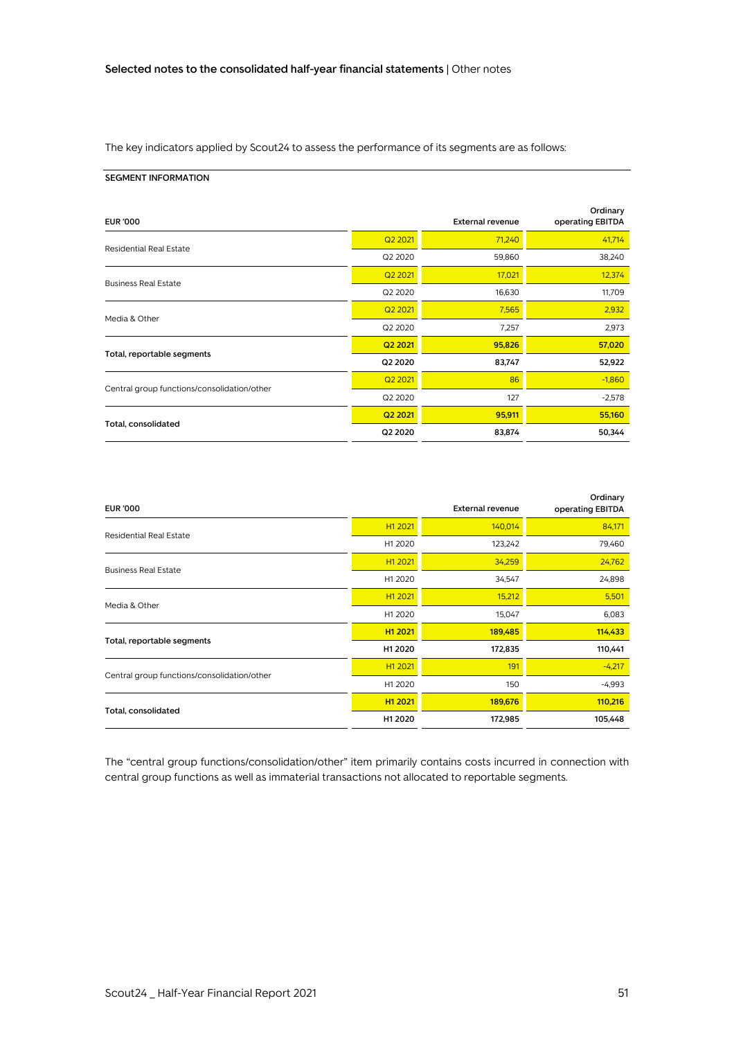The key indicators applied by Scout24 to assess the performance of its segments are as follows:

**SEGMENT INFORMATION**

| EUR '000 | | External revenue | Ordinary operating EBITDA |
|---|---|---|---|
| Residential Real Estate | Q2 2021 | 71,240 | 41,714 |
| | Q2 2020 | 59,860 | 38,240 |
| Business Real Estate | Q2 2021 | 17,021 | 12,374 |
| | Q2 2020 | 16,630 | 11,709 |
| Media & Other | Q2 2021 | 7,565 | 2,932 |
| | Q2 2020 | 7,257 | 2,973 |
| **Total, reportable segments** | **Q2 2021** | **95,826** | **57,020** |
| | **Q2 2020** | **83,747** | **52,922** |
| Central group functions/consolidation/other | Q2 2021 | 86 | -1,860 |
| | Q2 2020 | 127 | -2,578 |
| **Total, consolidated** | **Q2 2021** | **95,911** | **55,160** |
| | **Q2 2020** | **83,874** | **50,344** |

| EUR '000 | | External revenue | Ordinary operating EBITDA |
|---|---|---|---|
| Residential Real Estate | H1 2021 | 140,014 | 84,171 |
| | H1 2020 | 123,242 | 79,460 |
| Business Real Estate | H1 2021 | 34,259 | 24,762 |
| | H1 2020 | 34,547 | 24,898 |
| Media & Other | H1 2021 | 15,212 | 5,501 |
| | H1 2020 | 15,047 | 6,083 |
| **Total, reportable segments** | **H1 2021** | **189,485** | **114,433** |
| | **H1 2020** | **172,835** | **110,441** |
| Central group functions/consolidation/other | H1 2021 | 191 | -4,217 |
| | H1 2020 | 150 | -4,993 |
| **Total, consolidated** | **H1 2021** | **189,676** | **110,216** |
| | **H1 2020** | **172,985** | **105,448** |

The "central group functions/consolidation/other" item primarily contains costs incurred in connection with central group functions as well as immaterial transactions not allocated to reportable segments.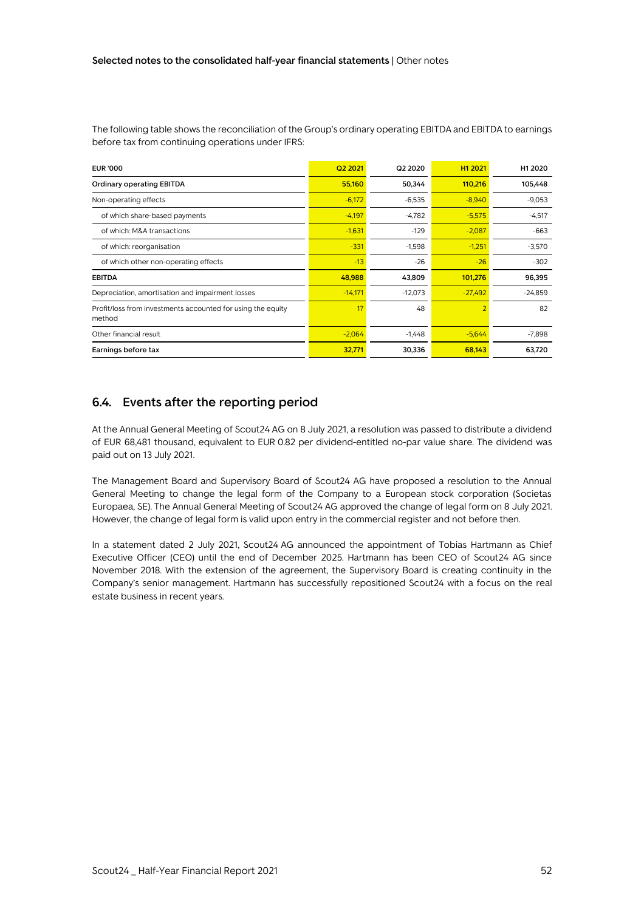The following table shows the reconciliation of the Group's ordinary operating EBITDA and EBITDA to earnings before tax from continuing operations under IFRS:

| EUR '000 | Q2 2021 | Q2 2020 | H1 2021 | H1 2020 |
|---|---|---|---|---|
| **Ordinary operating EBITDA** | **55,160** | **50,344** | **110,216** | **105,448** |
| Non-operating effects | -6,172 | -6,535 | -8,940 | -9,053 |
| of which share-based payments | -4,197 | -4,782 | -5,575 | -4,517 |
| of which: M&A transactions | -1,631 | -129 | -2,087 | -663 |
| of which: reorganisation | -331 | -1,598 | -1,251 | -3,570 |
| of which other non-operating effects | -13 | -26 | -26 | -302 |
| **EBITDA** | **48,988** | **43,809** | **101,276** | **96,395** |
| Depreciation, amortisation and impairment losses | -14,171 | -12,073 | -27,492 | -24,859 |
| Profit/loss from investments accounted for using the equity method | 17 | 48 | 2 | 82 |
| Other financial result | -2,064 | -1,448 | -5,644 | -7,898 |
| **Earnings before tax** | **32,771** | **30,336** | **68,143** | **63,720** |

## 6.4. Events after the reporting period

At the Annual General Meeting of Scout24 AG on 8 July 2021, a resolution was passed to distribute a dividend of EUR 68,481 thousand, equivalent to EUR 0.82 per dividend-entitled no-par value share. The dividend was paid out on 13 July 2021.

The Management Board and Supervisory Board of Scout24 AG have proposed a resolution to the Annual General Meeting to change the legal form of the Company to a European stock corporation (Societas Europaea, SE). The Annual General Meeting of Scout24 AG approved the change of legal form on 8 July 2021. However, the change of legal form is valid upon entry in the commercial register and not before then.

In a statement dated 2 July 2021, Scout24 AG announced the appointment of Tobias Hartmann as Chief Executive Officer (CEO) until the end of December 2025. Hartmann has been CEO of Scout24 AG since November 2018. With the extension of the agreement, the Supervisory Board is creating continuity in the Company's senior management. Hartmann has successfully repositioned Scout24 with a focus on the real estate business in recent years.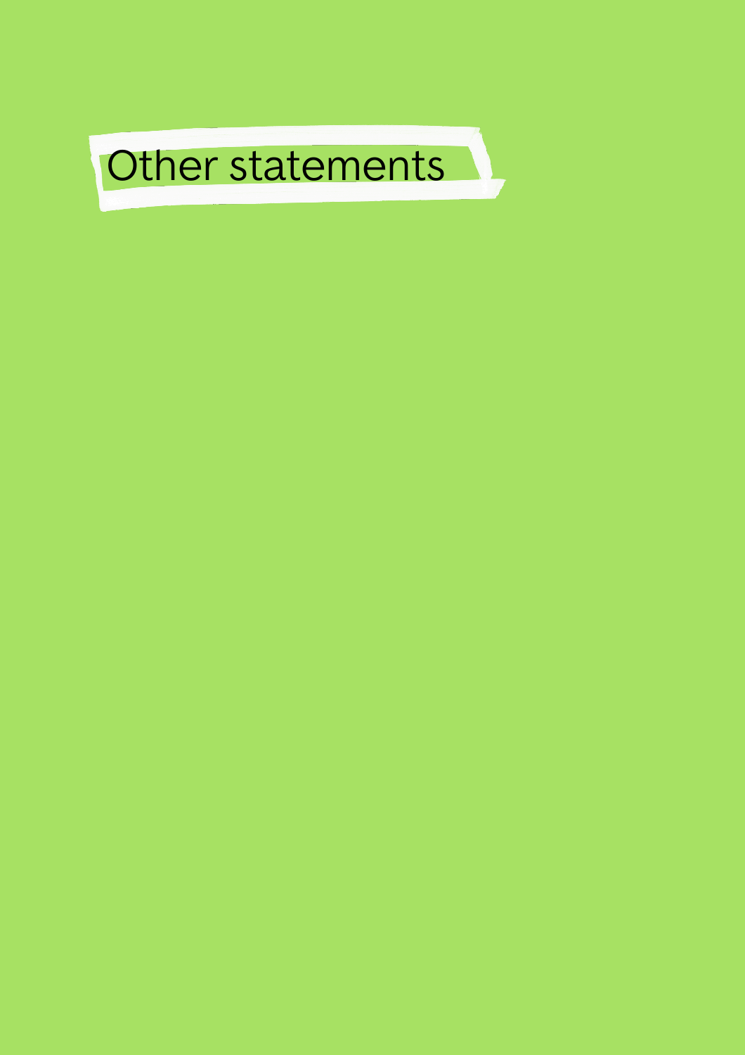# Other statements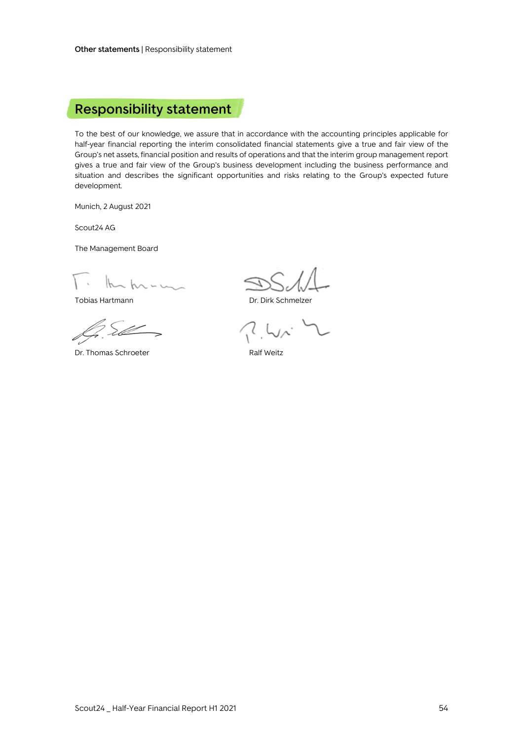# Responsibility statement

To the best of our knowledge, we assure that in accordance with the accounting principles applicable for half-year financial reporting the interim consolidated financial statements give a true and fair view of the Group's net assets, financial position and results of operations and that the interim group management report gives a true and fair view of the Group's business development including the business performance and situation and describes the significant opportunities and risks relating to the Group's expected future development.

Munich, 2 August 2021

Scout24 AG

The Management Board

Tobias Hartmann

Dr. Dirk Schmelzer

Dr. Thomas Schroeter

Ralf Weitz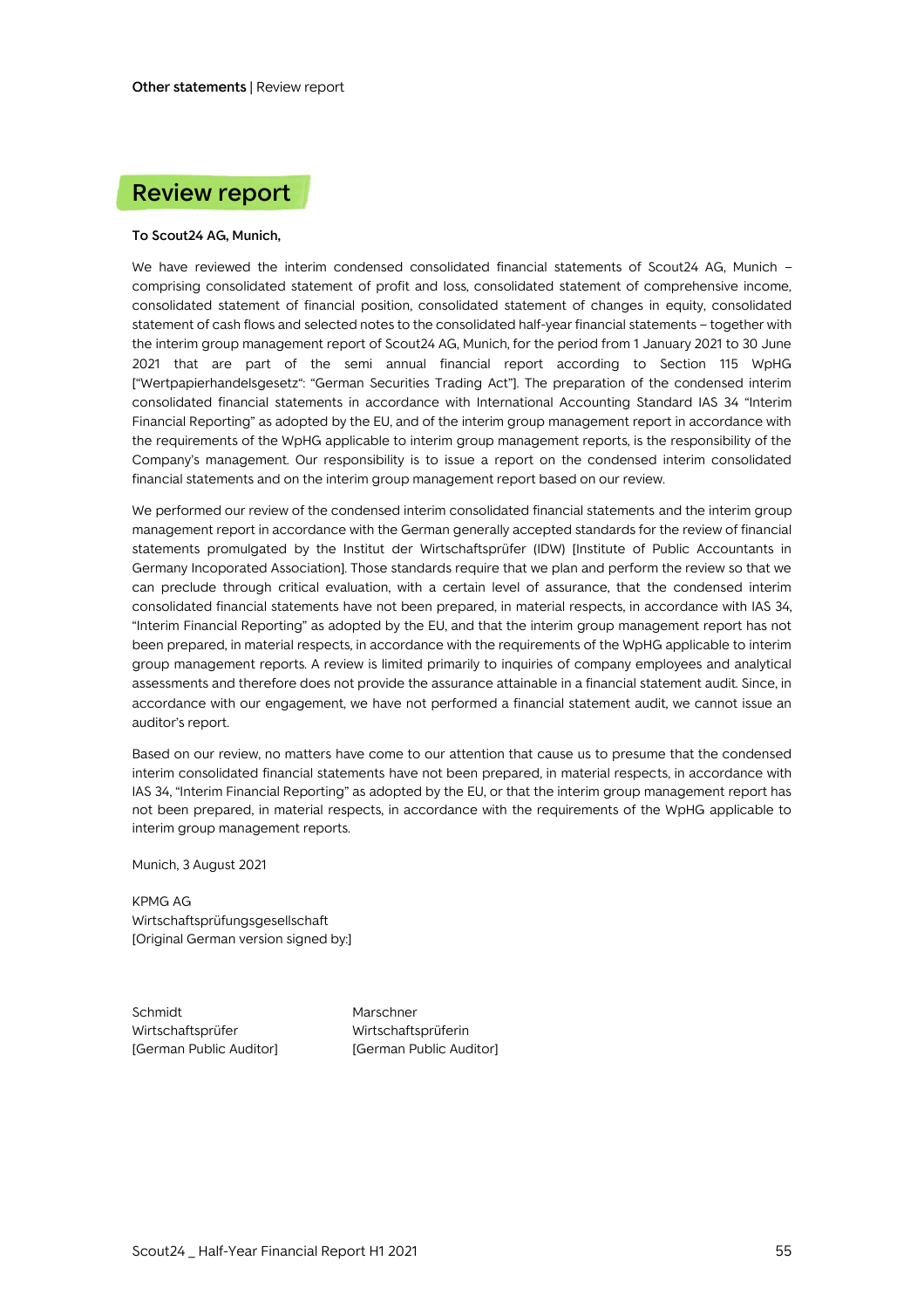# Review report

**To Scout24 AG, Munich,**

We have reviewed the interim condensed consolidated financial statements of Scout24 AG, Munich – comprising consolidated statement of profit and loss, consolidated statement of comprehensive income, consolidated statement of financial position, consolidated statement of changes in equity, consolidated statement of cash flows and selected notes to the consolidated half-year financial statements – together with the interim group management report of Scout24 AG, Munich, for the period from 1 January 2021 to 30 June 2021 that are part of the semi annual financial report according to Section 115 WpHG ["Wertpapierhandelsgesetz": "German Securities Trading Act"]. The preparation of the condensed interim consolidated financial statements in accordance with International Accounting Standard IAS 34 "Interim Financial Reporting" as adopted by the EU, and of the interim group management report in accordance with the requirements of the WpHG applicable to interim group management reports, is the responsibility of the Company's management. Our responsibility is to issue a report on the condensed interim consolidated financial statements and on the interim group management report based on our review.

We performed our review of the condensed interim consolidated financial statements and the interim group management report in accordance with the German generally accepted standards for the review of financial statements promulgated by the Institut der Wirtschaftsprüfer (IDW) [Institute of Public Accountants in Germany Incoporated Association]. Those standards require that we plan and perform the review so that we can preclude through critical evaluation, with a certain level of assurance, that the condensed interim consolidated financial statements have not been prepared, in material respects, in accordance with IAS 34, "Interim Financial Reporting" as adopted by the EU, and that the interim group management report has not been prepared, in material respects, in accordance with the requirements of the WpHG applicable to interim group management reports. A review is limited primarily to inquiries of company employees and analytical assessments and therefore does not provide the assurance attainable in a financial statement audit. Since, in accordance with our engagement, we have not performed a financial statement audit, we cannot issue an auditor's report.

Based on our review, no matters have come to our attention that cause us to presume that the condensed interim consolidated financial statements have not been prepared, in material respects, in accordance with IAS 34, "Interim Financial Reporting" as adopted by the EU, or that the interim group management report has not been prepared, in material respects, in accordance with the requirements of the WpHG applicable to interim group management reports.

Munich, 3 August 2021

KPMG AG
Wirtschaftsprüfungsgesellschaft
[Original German version signed by:]

Schmidt
Wirtschaftsprüfer
[German Public Auditor]

Marschner
Wirtschaftsprüferin
[German Public Auditor]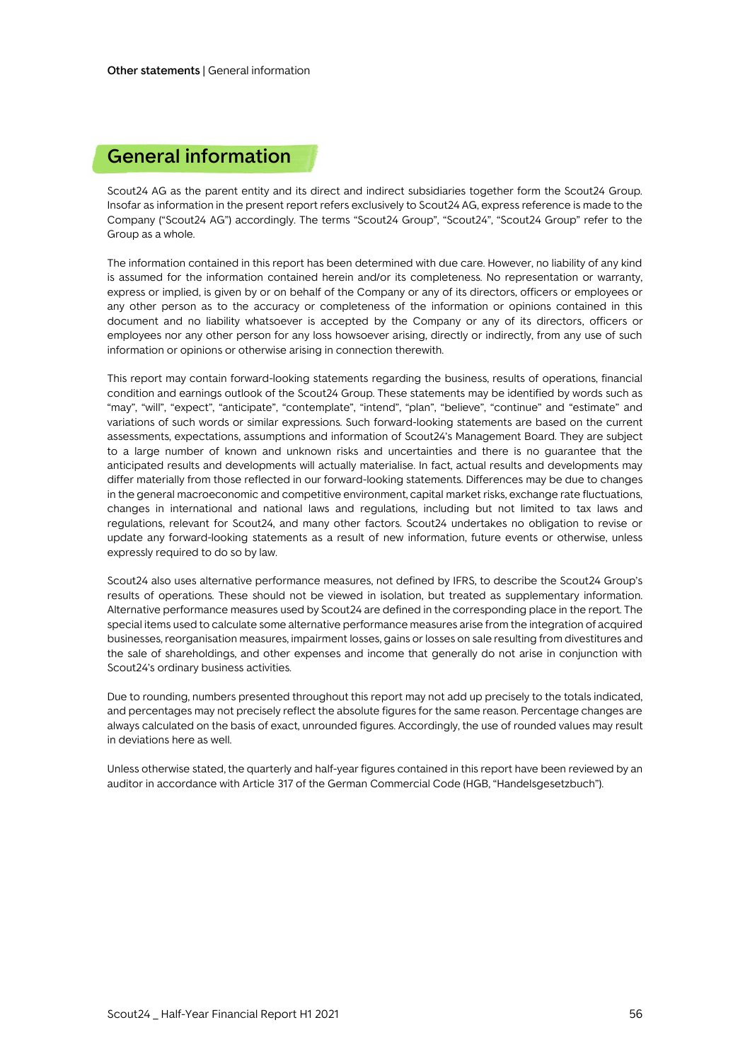# General information

Scout24 AG as the parent entity and its direct and indirect subsidiaries together form the Scout24 Group. Insofar as information in the present report refers exclusively to Scout24 AG, express reference is made to the Company ("Scout24 AG") accordingly. The terms "Scout24 Group", "Scout24", "Scout24 Group" refer to the Group as a whole.

The information contained in this report has been determined with due care. However, no liability of any kind is assumed for the information contained herein and/or its completeness. No representation or warranty, express or implied, is given by or on behalf of the Company or any of its directors, officers or employees or any other person as to the accuracy or completeness of the information or opinions contained in this document and no liability whatsoever is accepted by the Company or any of its directors, officers or employees nor any other person for any loss howsoever arising, directly or indirectly, from any use of such information or opinions or otherwise arising in connection therewith.

This report may contain forward-looking statements regarding the business, results of operations, financial condition and earnings outlook of the Scout24 Group. These statements may be identified by words such as "may", "will", "expect", "anticipate", "contemplate", "intend", "plan", "believe", "continue" and "estimate" and variations of such words or similar expressions. Such forward-looking statements are based on the current assessments, expectations, assumptions and information of Scout24's Management Board. They are subject to a large number of known and unknown risks and uncertainties and there is no guarantee that the anticipated results and developments will actually materialise. In fact, actual results and developments may differ materially from those reflected in our forward-looking statements. Differences may be due to changes in the general macroeconomic and competitive environment, capital market risks, exchange rate fluctuations, changes in international and national laws and regulations, including but not limited to tax laws and regulations, relevant for Scout24, and many other factors. Scout24 undertakes no obligation to revise or update any forward-looking statements as a result of new information, future events or otherwise, unless expressly required to do so by law.

Scout24 also uses alternative performance measures, not defined by IFRS, to describe the Scout24 Group's results of operations. These should not be viewed in isolation, but treated as supplementary information. Alternative performance measures used by Scout24 are defined in the corresponding place in the report. The special items used to calculate some alternative performance measures arise from the integration of acquired businesses, reorganisation measures, impairment losses, gains or losses on sale resulting from divestitures and the sale of shareholdings, and other expenses and income that generally do not arise in conjunction with Scout24's ordinary business activities.

Due to rounding, numbers presented throughout this report may not add up precisely to the totals indicated, and percentages may not precisely reflect the absolute figures for the same reason. Percentage changes are always calculated on the basis of exact, unrounded figures. Accordingly, the use of rounded values may result in deviations here as well.

Unless otherwise stated, the quarterly and half-year figures contained in this report have been reviewed by an auditor in accordance with Article 317 of the German Commercial Code (HGB, "Handelsgesetzbuch").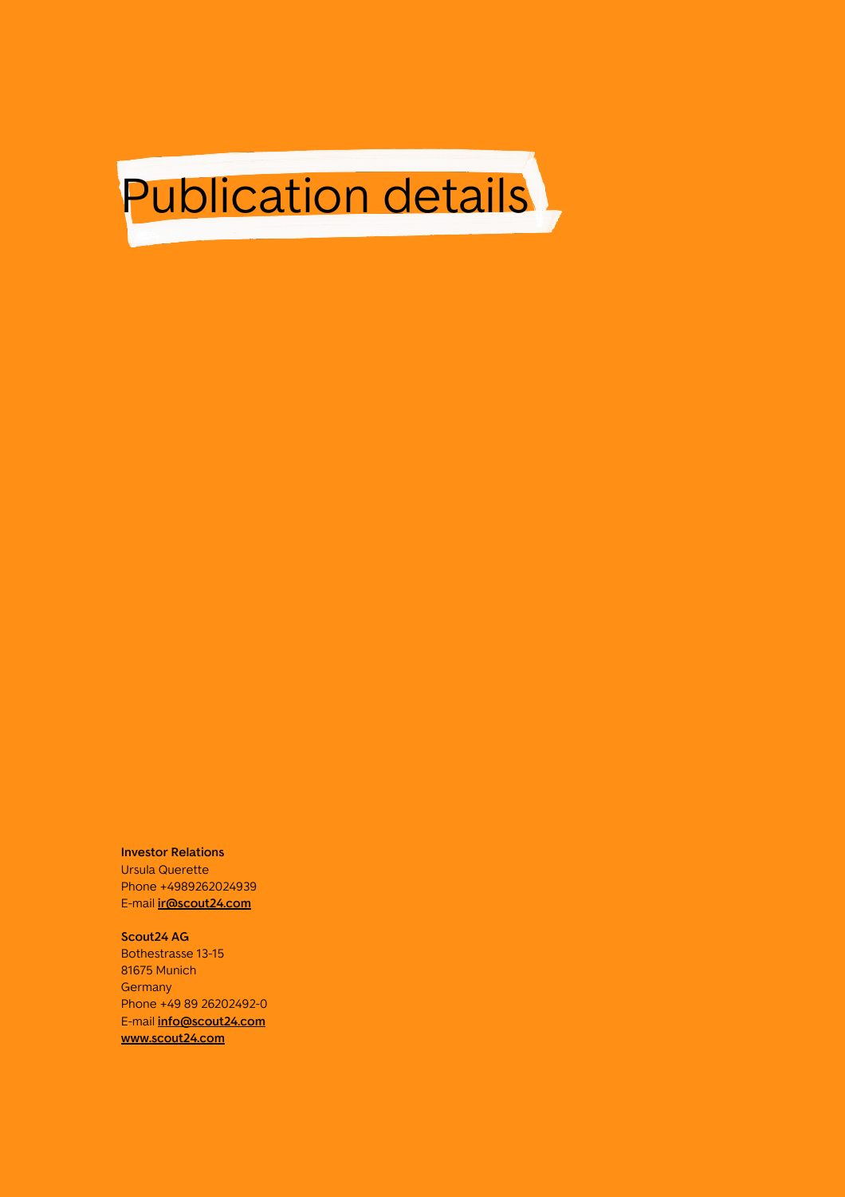# Publication details

**Investor Relations**
Ursula Querette
Phone +4989262024939
E-mail ir@scout24.com

**Scout24 AG**
Bothestrasse 13-15
81675 Munich
Germany
Phone +49 89 26202492-0
E-mail info@scout24.com
www.scout24.com